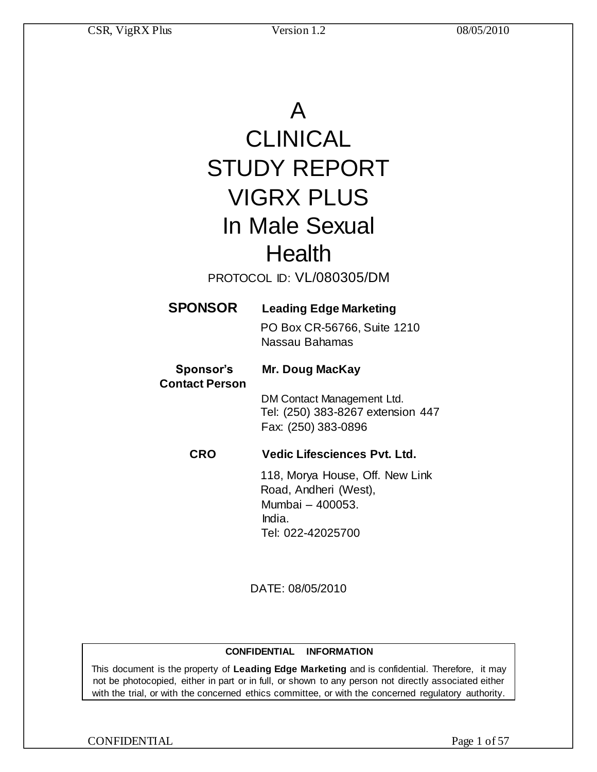# A CLINICAL STUDY REPORT VIGRX PLUS In Male Sexual Health

PROTOCOL ID: VL/080305/DM

**SPONSOR** **Leading Edge Marketing**

PO Box CR-56766, Suite 1210
Nassau Bahamas

**Sponsor's Contact Person** **Mr. Doug MacKay**

DM Contact Management Ltd.
Tel: (250) 383-8267 extension 447
Fax: (250) 383-0896

**CRO** **Vedic Lifesciences Pvt. Ltd.**

118, Morya House, Off. New Link Road, Andheri (West),
Mumbai – 400053.
India.
Tel: 022-42025700

DATE: 08/05/2010

**CONFIDENTIAL INFORMATION**

This document is the property of **Leading Edge Marketing** and is confidential. Therefore, it may not be photocopied, either in part or in full, or shown to any person not directly associated either with the trial, or with the concerned ethics committee, or with the concerned regulatory authority.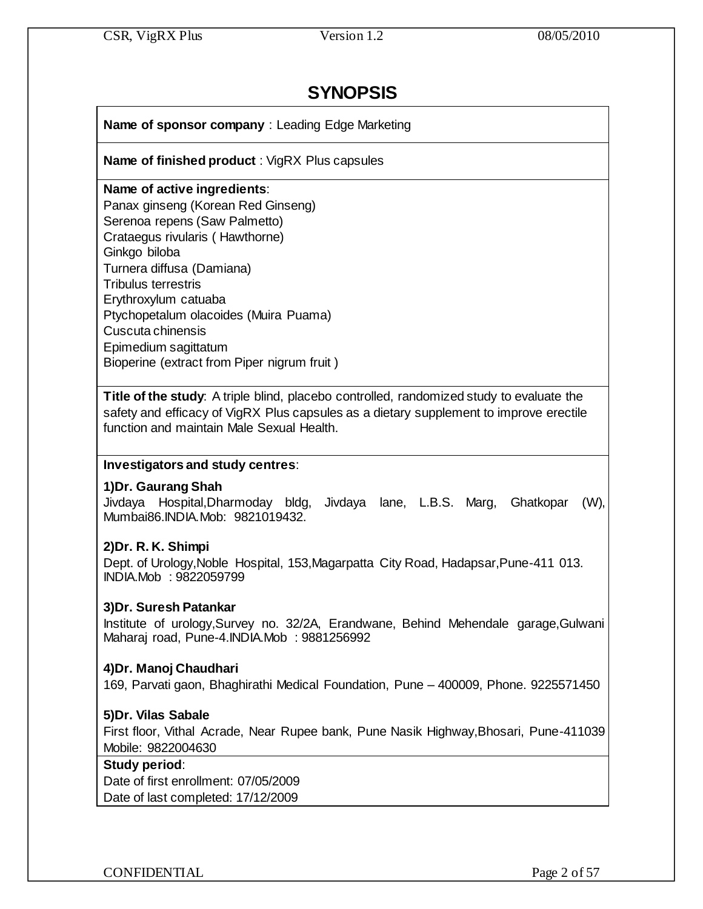# SYNOPSIS

**Name of sponsor company** : Leading Edge Marketing

**Name of finished product** : VigRX Plus capsules

**Name of active ingredients**:
Panax ginseng (Korean Red Ginseng)
Serenoa repens (Saw Palmetto)
Crataegus rivularis ( Hawthorne)
Ginkgo biloba
Turnera diffusa (Damiana)
Tribulus terrestris
Erythroxylum catuaba
Ptychopetalum olacoides (Muira Puama)
Cuscuta chinensis
Epimedium sagittatum
Bioperine (extract from Piper nigrum fruit )

**Title of the study**: A triple blind, placebo controlled, randomized study to evaluate the safety and efficacy of VigRX Plus capsules as a dietary supplement to improve erectile function and maintain Male Sexual Health.

**Investigators and study centres**:

**1)Dr. Gaurang Shah**
Jivdaya Hospital,Dharmoday bldg, Jivdaya lane, L.B.S. Marg, Ghatkopar (W), Mumbai86.INDIA.Mob: 9821019432.

**2)Dr. R. K. Shimpi**
Dept. of Urology,Noble Hospital, 153,Magarpatta City Road, Hadapsar,Pune-411 013. INDIA.Mob : 9822059799

**3)Dr. Suresh Patankar**
Institute of urology,Survey no. 32/2A, Erandwane, Behind Mehendale garage,Gulwani Maharaj road, Pune-4.INDIA.Mob : 9881256992

**4)Dr. Manoj Chaudhari**
169, Parvati gaon, Bhaghirathi Medical Foundation, Pune – 400009, Phone. 9225571450

**5)Dr. Vilas Sabale**
First floor, Vithal Acrade, Near Rupee bank, Pune Nasik Highway,Bhosari, Pune-411039 Mobile: 9822004630

**Study period**:
Date of first enrollment: 07/05/2009
Date of last completed: 17/12/2009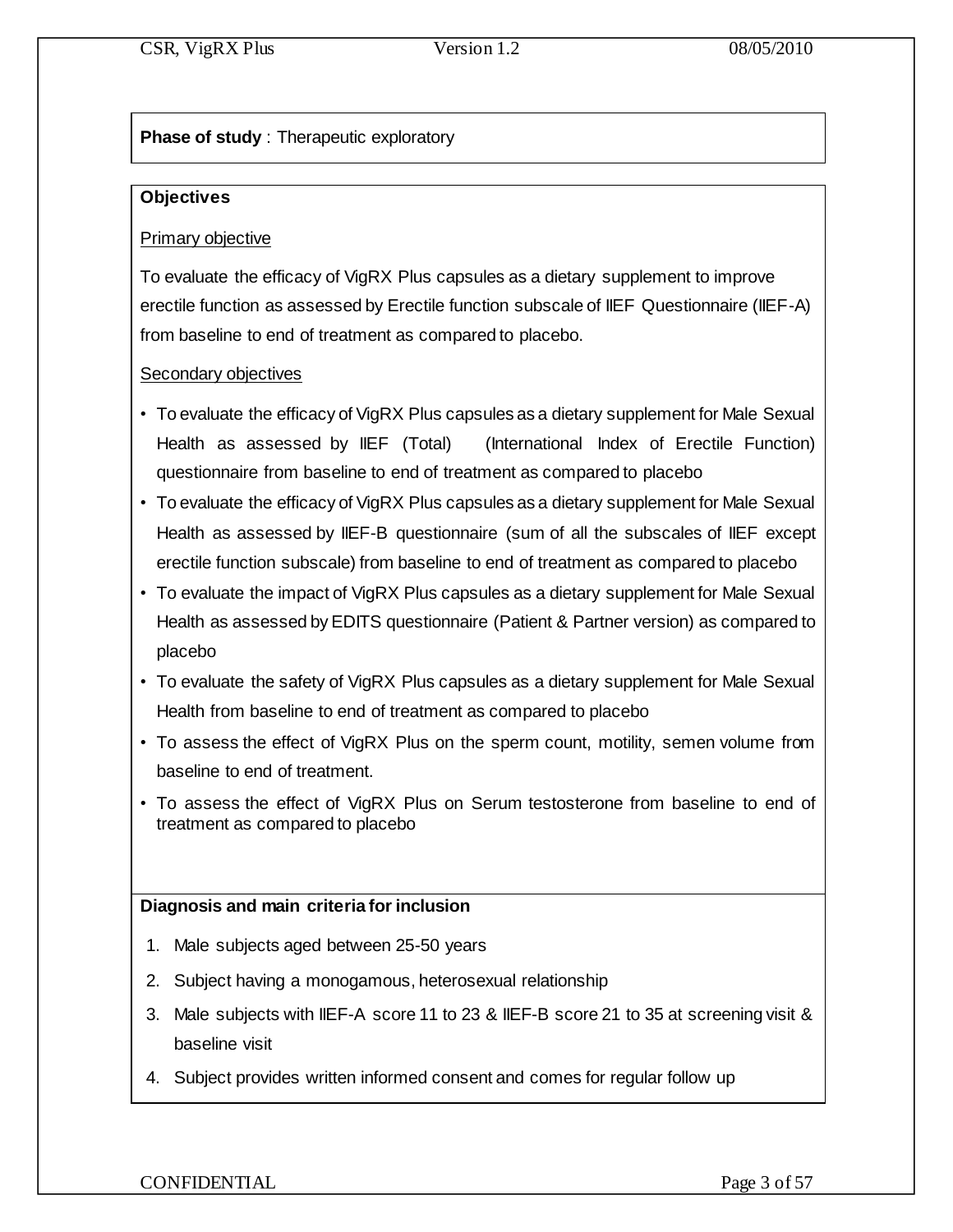**Phase of study** : Therapeutic exploratory

**Objectives**

Primary objective

To evaluate the efficacy of VigRX Plus capsules as a dietary supplement to improve erectile function as assessed by Erectile function subscale of IIEF Questionnaire (IIEF-A) from baseline to end of treatment as compared to placebo.

Secondary objectives

- To evaluate the efficacy of VigRX Plus capsules as a dietary supplement for Male Sexual Health as assessed by IIEF (Total) (International Index of Erectile Function) questionnaire from baseline to end of treatment as compared to placebo
- To evaluate the efficacy of VigRX Plus capsules as a dietary supplement for Male Sexual Health as assessed by IIEF-B questionnaire (sum of all the subscales of IIEF except erectile function subscale) from baseline to end of treatment as compared to placebo
- To evaluate the impact of VigRX Plus capsules as a dietary supplement for Male Sexual Health as assessed by EDITS questionnaire (Patient & Partner version) as compared to placebo
- To evaluate the safety of VigRX Plus capsules as a dietary supplement for Male Sexual Health from baseline to end of treatment as compared to placebo
- To assess the effect of VigRX Plus on the sperm count, motility, semen volume from baseline to end of treatment.
- To assess the effect of VigRX Plus on Serum testosterone from baseline to end of treatment as compared to placebo

**Diagnosis and main criteria for inclusion**

1. Male subjects aged between 25-50 years
2. Subject having a monogamous, heterosexual relationship
3. Male subjects with IIEF-A score 11 to 23 & IIEF-B score 21 to 35 at screening visit & baseline visit
4. Subject provides written informed consent and comes for regular follow up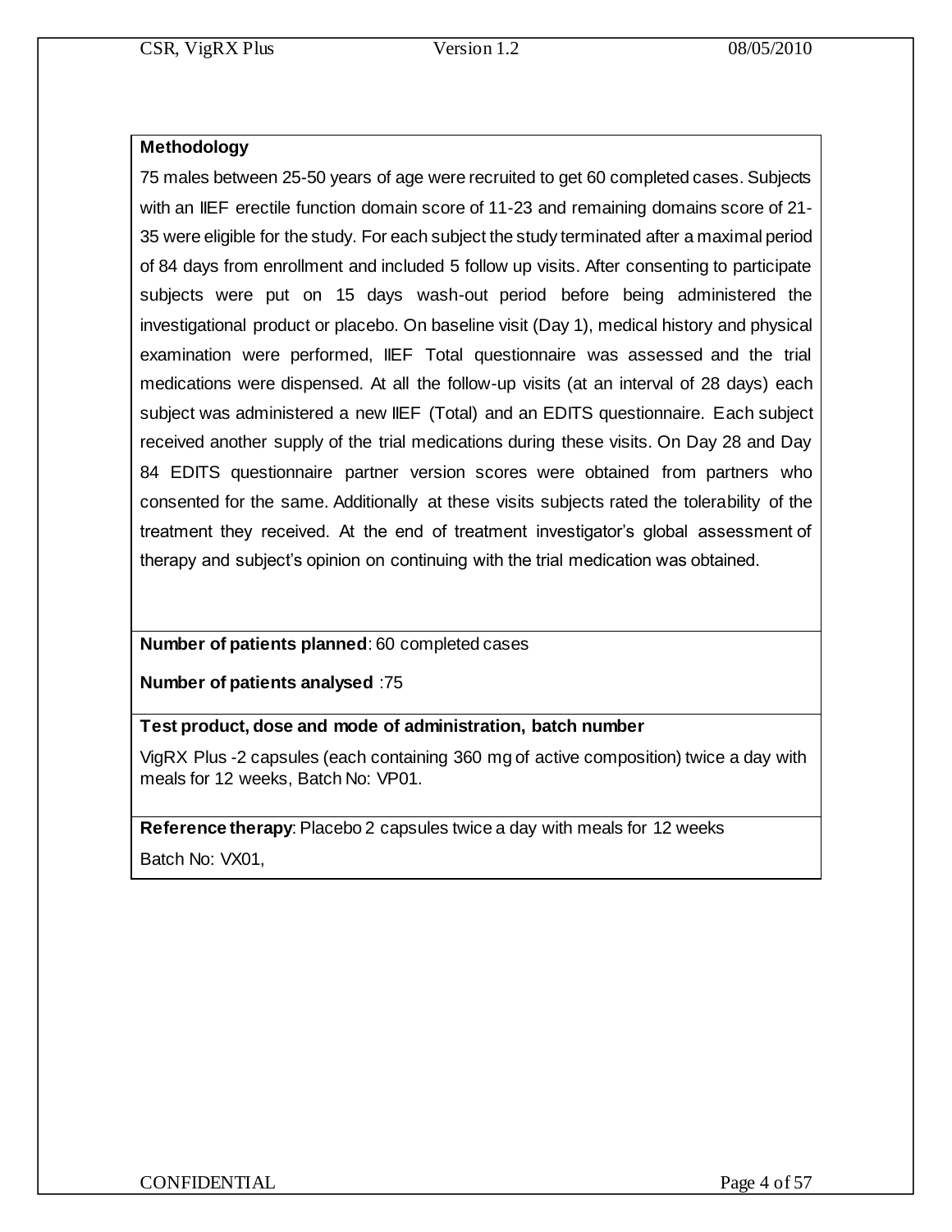**Methodology**

75 males between 25-50 years of age were recruited to get 60 completed cases. Subjects with an IIEF erectile function domain score of 11-23 and remaining domains score of 21-35 were eligible for the study. For each subject the study terminated after a maximal period of 84 days from enrollment and included 5 follow up visits. After consenting to participate subjects were put on 15 days wash-out period before being administered the investigational product or placebo. On baseline visit (Day 1), medical history and physical examination were performed, IIEF Total questionnaire was assessed and the trial medications were dispensed. At all the follow-up visits (at an interval of 28 days) each subject was administered a new IIEF (Total) and an EDITS questionnaire. Each subject received another supply of the trial medications during these visits. On Day 28 and Day 84 EDITS questionnaire partner version scores were obtained from partners who consented for the same. Additionally at these visits subjects rated the tolerability of the treatment they received. At the end of treatment investigator's global assessment of therapy and subject's opinion on continuing with the trial medication was obtained.

**Number of patients planned**: 60 completed cases

**Number of patients analysed** :75

**Test product, dose and mode of administration, batch number**

VigRX Plus -2 capsules (each containing 360 mg of active composition) twice a day with meals for 12 weeks, Batch No: VP01.

**Reference therapy**: Placebo 2 capsules twice a day with meals for 12 weeks

Batch No: VX01,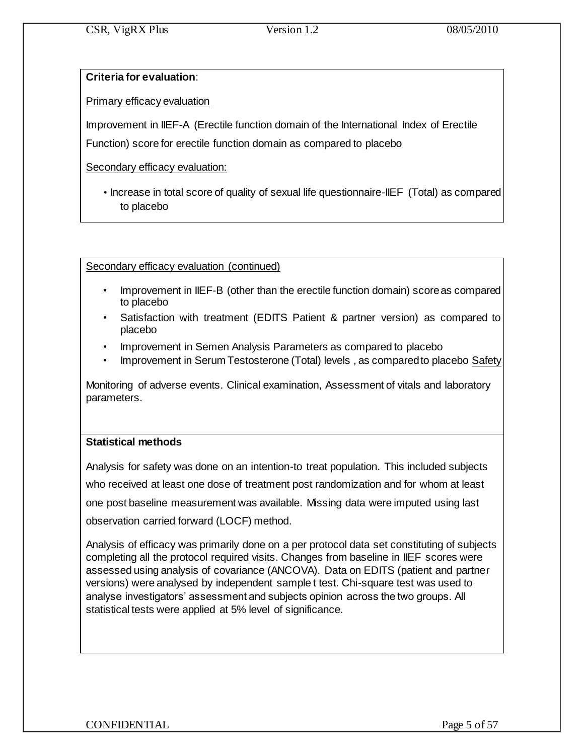**Criteria for evaluation**:

Primary efficacy evaluation

Improvement in IIEF-A (Erectile function domain of the International Index of Erectile Function) score for erectile function domain as compared to placebo

Secondary efficacy evaluation:

- Increase in total score of quality of sexual life questionnaire-IIEF (Total) as compared to placebo

Secondary efficacy evaluation (continued)

- Improvement in IIEF-B (other than the erectile function domain) score as compared to placebo
- Satisfaction with treatment (EDITS Patient & partner version) as compared to placebo
- Improvement in Semen Analysis Parameters as compared to placebo
- Improvement in Serum Testosterone (Total) levels , as compared to placebo

Safety

Monitoring of adverse events. Clinical examination, Assessment of vitals and laboratory parameters.

**Statistical methods**

Analysis for safety was done on an intention-to treat population. This included subjects who received at least one dose of treatment post randomization and for whom at least one post baseline measurement was available. Missing data were imputed using last observation carried forward (LOCF) method.

Analysis of efficacy was primarily done on a per protocol data set constituting of subjects completing all the protocol required visits. Changes from baseline in IIEF scores were assessed using analysis of covariance (ANCOVA). Data on EDITS (patient and partner versions) were analysed by independent sample t test. Chi-square test was used to analyse investigators' assessment and subjects opinion across the two groups. All statistical tests were applied at 5% level of significance.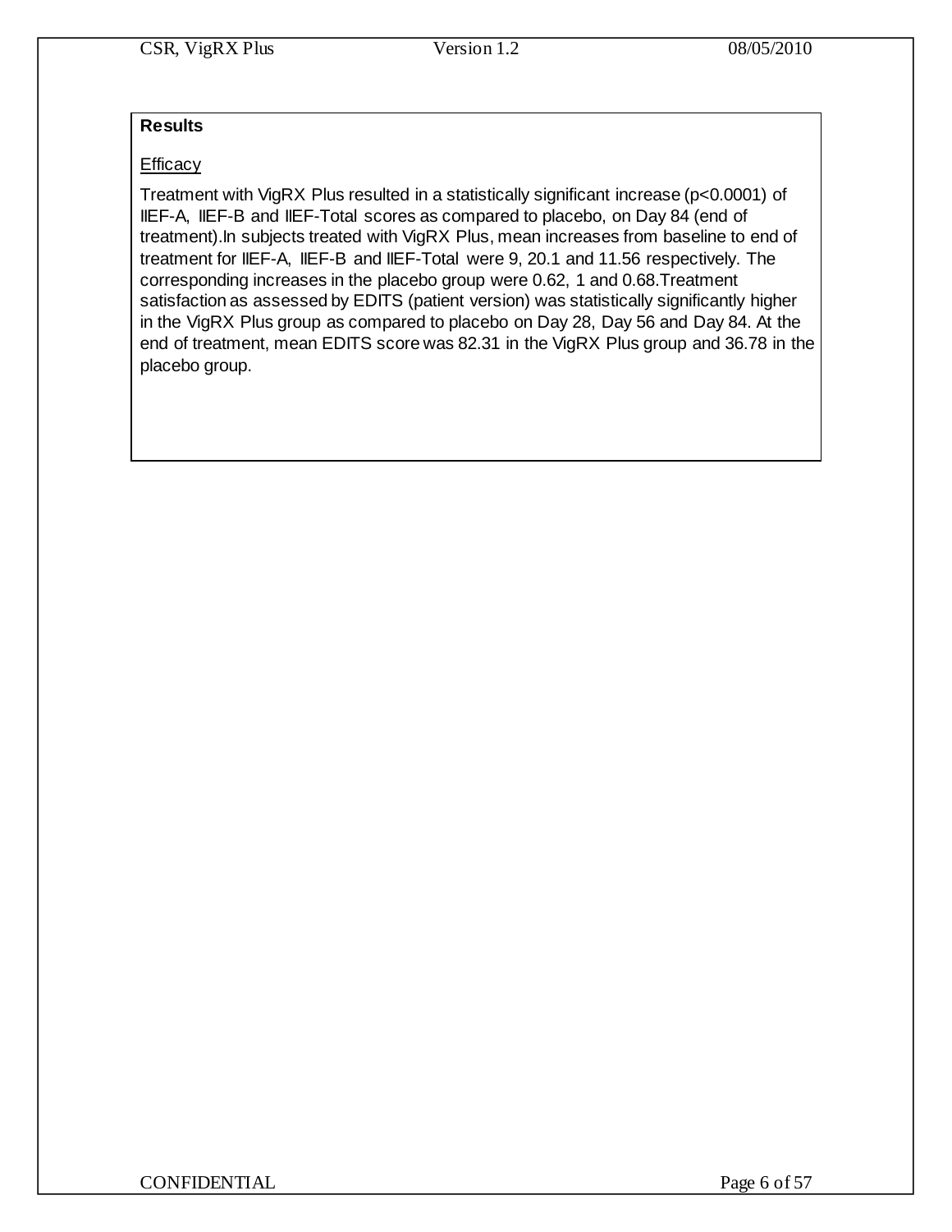**Results**

Efficacy

Treatment with VigRX Plus resulted in a statistically significant increase ($p<0.0001$) of IIEF-A, IIEF-B and IIEF-Total scores as compared to placebo, on Day 84 (end of treatment).In subjects treated with VigRX Plus, mean increases from baseline to end of treatment for IIEF-A, IIEF-B and IIEF-Total were 9, 20.1 and 11.56 respectively. The corresponding increases in the placebo group were 0.62, 1 and 0.68.Treatment satisfaction as assessed by EDITS (patient version) was statistically significantly higher in the VigRX Plus group as compared to placebo on Day 28, Day 56 and Day 84. At the end of treatment, mean EDITS score was 82.31 in the VigRX Plus group and 36.78 in the placebo group.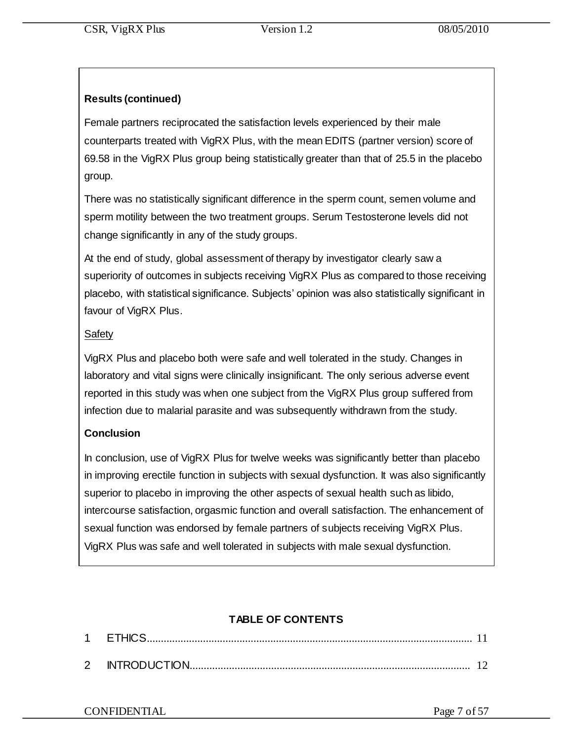**Results (continued)**

Female partners reciprocated the satisfaction levels experienced by their male counterparts treated with VigRX Plus, with the mean EDITS (partner version) score of 69.58 in the VigRX Plus group being statistically greater than that of 25.5 in the placebo group.

There was no statistically significant difference in the sperm count, semen volume and sperm motility between the two treatment groups. Serum Testosterone levels did not change significantly in any of the study groups.

At the end of study, global assessment of therapy by investigator clearly saw a superiority of outcomes in subjects receiving VigRX Plus as compared to those receiving placebo, with statistical significance. Subjects' opinion was also statistically significant in favour of VigRX Plus.

Safety

VigRX Plus and placebo both were safe and well tolerated in the study. Changes in laboratory and vital signs were clinically insignificant. The only serious adverse event reported in this study was when one subject from the VigRX Plus group suffered from infection due to malarial parasite and was subsequently withdrawn from the study.

**Conclusion**

In conclusion, use of VigRX Plus for twelve weeks was significantly better than placebo in improving erectile function in subjects with sexual dysfunction. It was also significantly superior to placebo in improving the other aspects of sexual health such as libido, intercourse satisfaction, orgasmic function and overall satisfaction. The enhancement of sexual function was endorsed by female partners of subjects receiving VigRX Plus. VigRX Plus was safe and well tolerated in subjects with male sexual dysfunction.

**TABLE OF CONTENTS**

1 ETHICS.................................................................................................................... 11

2 INTRODUCTION.................................................................................................... 12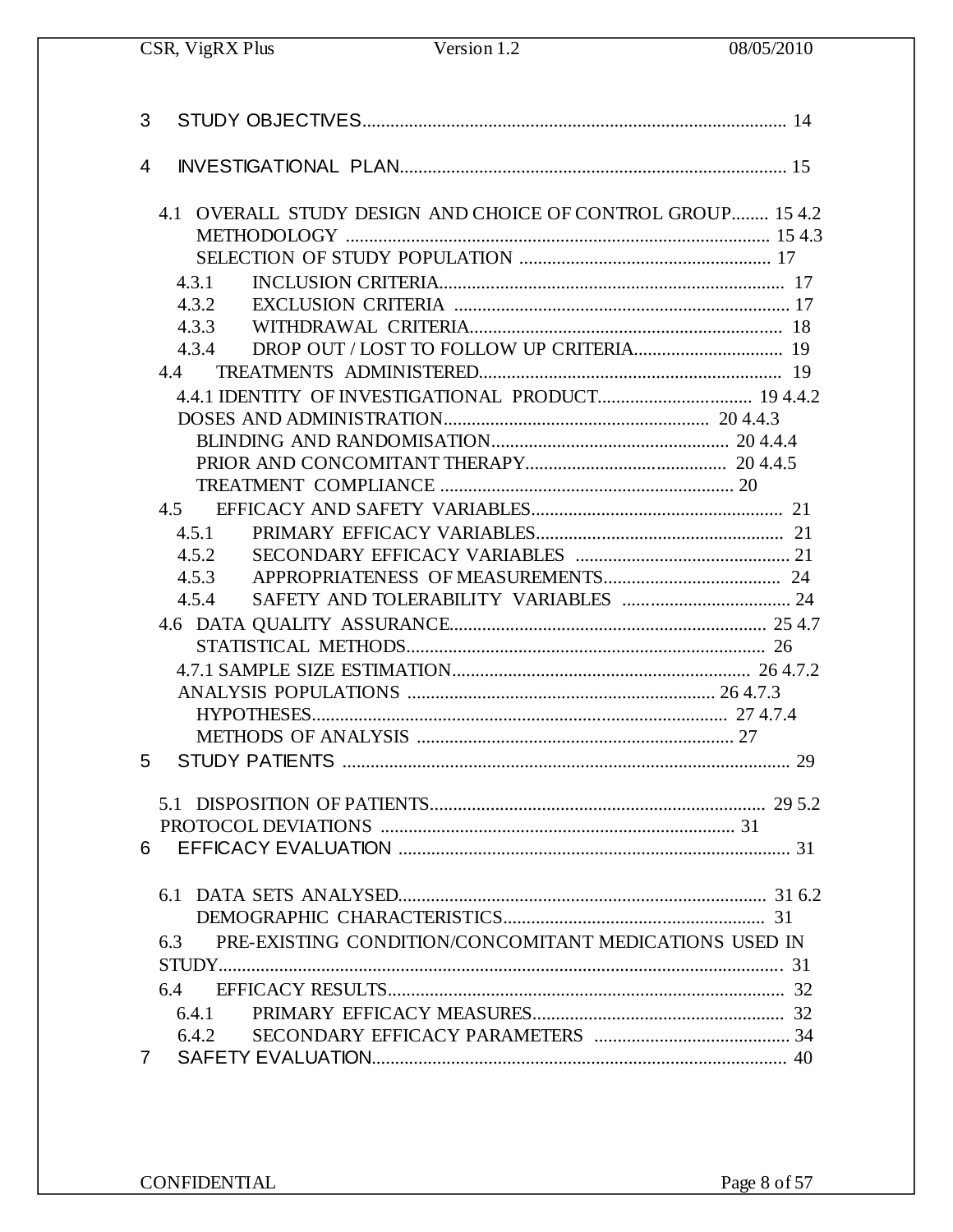3 STUDY OBJECTIVES........................................................................................... 14

4 INVESTIGATIONAL PLAN................................................................................... 15

4.1 OVERALL STUDY DESIGN AND CHOICE OF CONTROL GROUP........ 15 4.2 METHODOLOGY ........................................................................................... 15 4.3 SELECTION OF STUDY POPULATION ...................................................... 17

4.3.1 INCLUSION CRITERIA.......................................................................... 17

4.3.2 EXCLUSION CRITERIA ........................................................................ 17

4.3.3 WITHDRAWAL CRITERIA.................................................................... 18

4.3.4 DROP OUT / LOST TO FOLLOW UP CRITERIA................................ 19

4.4 TREATMENTS ADMINISTERED................................................................. 19

4.4.1 IDENTITY OF INVESTIGATIONAL PRODUCT................................ 19 4.4.2 DOSES AND ADMINISTRATION......................................................... 20 4.4.3 BLINDING AND RANDOMISATION.................................................. 20 4.4.4 PRIOR AND CONCOMITANT THERAPY........................................... 20 4.4.5 TREATMENT COMPLIANCE ............................................................. 20

4.5 EFFICACY AND SAFETY VARIABLES...................................................... 21

4.5.1 PRIMARY EFFICACY VARIABLES..................................................... 21

4.5.2 SECONDARY EFFICACY VARIABLES .............................................. 21

4.5.3 APPROPRIATENESS OF MEASUREMENTS...................................... 24

4.5.4 SAFETY AND TOLERABILITY VARIABLES .................................... 24

4.6 DATA QUALITY ASSURANCE.................................................................... 25 4.7 STATISTICAL METHODS............................................................................. 26

4.7.1 SAMPLE SIZE ESTIMATION................................................................ 26 4.7.2 ANALYSIS POPULATIONS ................................................................. 26 4.7.3 HYPOTHESES....................................................................................... 27 4.7.4 METHODS OF ANALYSIS .................................................................. 27

5 STUDY PATIENTS ............................................................................................... 29

5.1 DISPOSITION OF PATIENTS........................................................................ 29 5.2 PROTOCOL DEVIATIONS ........................................................................... 31

6 EFFICACY EVALUATION .................................................................................. 31

6.1 DATA SETS ANALYSED............................................................................... 31 6.2 DEMOGRAPHIC CHARACTERISTICS........................................................ 31

6.3 PRE-EXISTING CONDITION/CONCOMITANT MEDICATIONS USED IN STUDY........................................................................................................... 31

6.4 EFFICACY RESULTS..................................................................................... 32

6.4.1 PRIMARY EFFICACY MEASURES...................................................... 32

6.4.2 SECONDARY EFFICACY PARAMETERS .......................................... 34

7 SAFETY EVALUATION........................................................................................ 40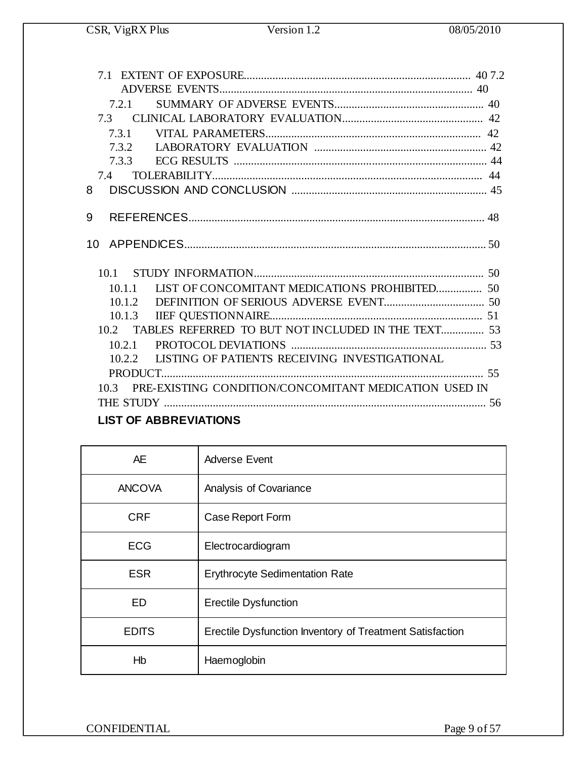7.1 EXTENT OF EXPOSURE................................................................................ 40
7.2 ADVERSE EVENTS......................................................................................... 40
7.2.1 SUMMARY OF ADVERSE EVENTS.................................................... 40
7.3 CLINICAL LABORATORY EVALUATION................................................. 42
7.3.1 VITAL PARAMETERS........................................................................... 42
7.3.2 LABORATORY EVALUATION ............................................................ 42
7.3.3 ECG RESULTS ........................................................................................ 44
7.4 TOLERABILITY.............................................................................................. 44
8 DISCUSSION AND CONCLUSION .................................................................... 45
9 REFERENCES....................................................................................................... 48
10 APPENDICES........................................................................................................ 50
10.1 STUDY INFORMATION................................................................................. 50
10.1.1 LIST OF CONCOMITANT MEDICATIONS PROHIBITED................ 50
10.1.2 DEFINITION OF SERIOUS ADVERSE EVENT................................... 50
10.1.3 IIEF QUESTIONNAIRE........................................................................... 51
10.2 TABLES REFERRED TO BUT NOT INCLUDED IN THE TEXT............... 53
10.2.1 PROTOCOL DEVIATIONS .................................................................... 53
10.2.2 LISTING OF PATIENTS RECEIVING INVESTIGATIONAL PRODUCT................................................................................................ 55
10.3 PRE-EXISTING CONDITION/CONCOMITANT MEDICATION USED IN THE STUDY ................................................................................................ 56

**LIST OF ABBREVIATIONS**

| | |
|---|---|
| AE | Adverse Event |
| ANCOVA | Analysis of Covariance |
| CRF | Case Report Form |
| ECG | Electrocardiogram |
| ESR | Erythrocyte Sedimentation Rate |
| ED | Erectile Dysfunction |
| EDITS | Erectile Dysfunction Inventory of Treatment Satisfaction |
| Hb | Haemoglobin |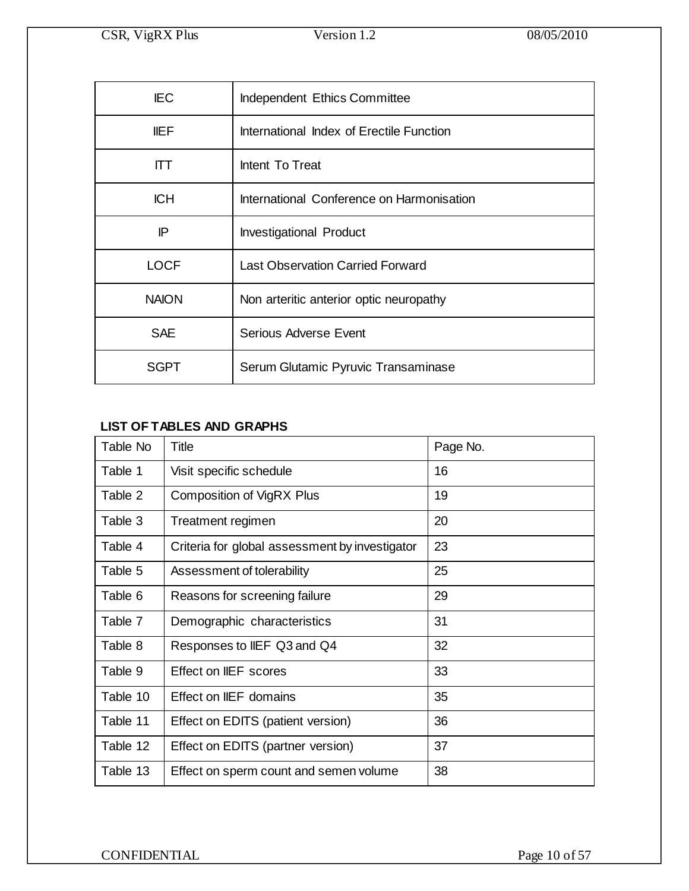| IEC | Independent Ethics Committee |
| --- | --- |
| IIEF | International Index of Erectile Function |
| ITT | Intent To Treat |
| ICH | International Conference on Harmonisation |
| IP | Investigational Product |
| LOCF | Last Observation Carried Forward |
| NAION | Non arteritic anterior optic neuropathy |
| SAE | Serious Adverse Event |
| SGPT | Serum Glutamic Pyruvic Transaminase |

**LIST OF TABLES AND GRAPHS**

| Table No | Title | Page No. |
| --- | --- | --- |
| Table 1 | Visit specific schedule | 16 |
| Table 2 | Composition of VigRX Plus | 19 |
| Table 3 | Treatment regimen | 20 |
| Table 4 | Criteria for global assessment by investigator | 23 |
| Table 5 | Assessment of tolerability | 25 |
| Table 6 | Reasons for screening failure | 29 |
| Table 7 | Demographic characteristics | 31 |
| Table 8 | Responses to IIEF Q3 and Q4 | 32 |
| Table 9 | Effect on IIEF scores | 33 |
| Table 10 | Effect on IIEF domains | 35 |
| Table 11 | Effect on EDITS (patient version) | 36 |
| Table 12 | Effect on EDITS (partner version) | 37 |
| Table 13 | Effect on sperm count and semen volume | 38 |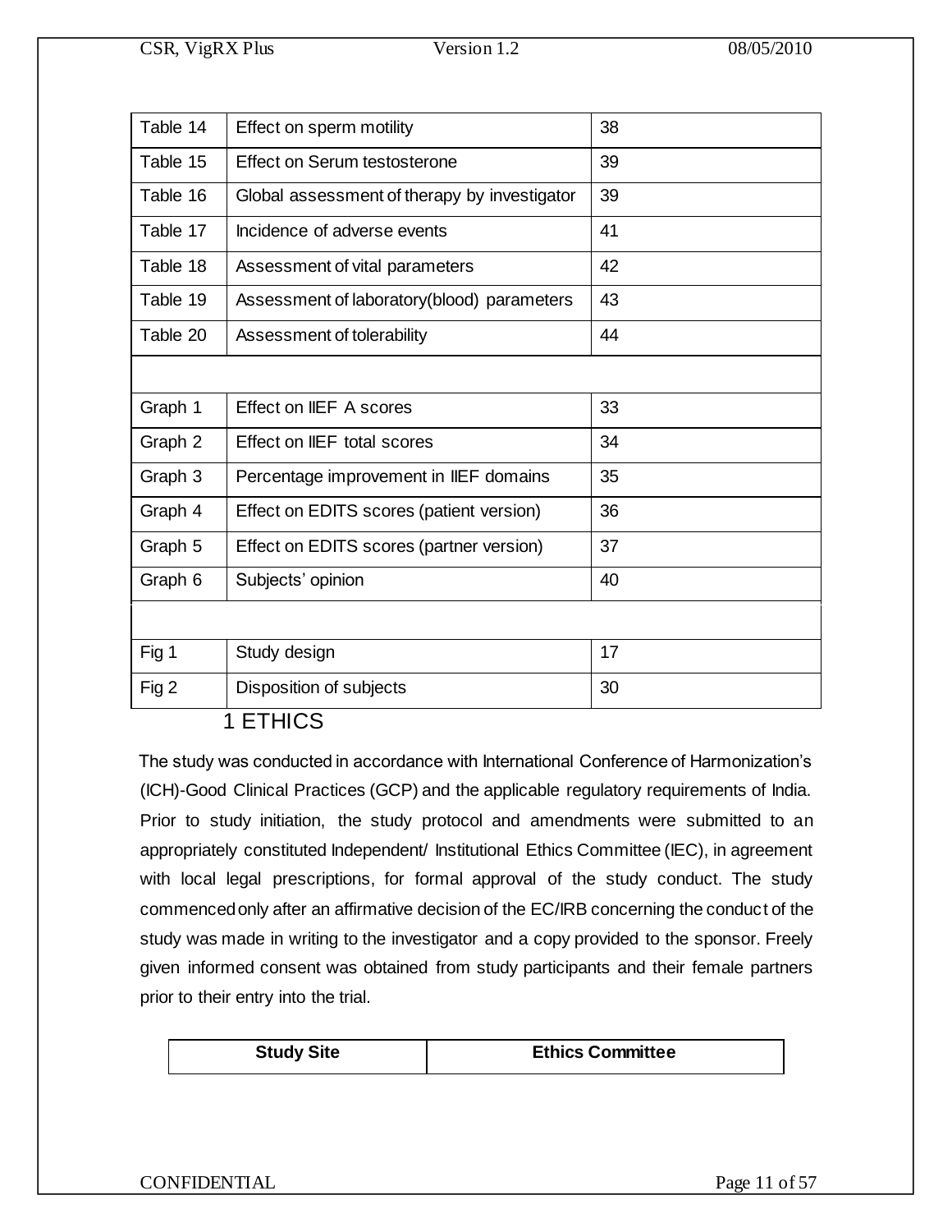| | | |
|---|---|---|
| Table 14 | Effect on sperm motility | 38 |
| Table 15 | Effect on Serum testosterone | 39 |
| Table 16 | Global assessment of therapy by investigator | 39 |
| Table 17 | Incidence of adverse events | 41 |
| Table 18 | Assessment of vital parameters | 42 |
| Table 19 | Assessment of laboratory(blood) parameters | 43 |
| Table 20 | Assessment of tolerability | 44 |
| | | |
| Graph 1 | Effect on IIEF A scores | 33 |
| Graph 2 | Effect on IIEF total scores | 34 |
| Graph 3 | Percentage improvement in IIEF domains | 35 |
| Graph 4 | Effect on EDITS scores (patient version) | 36 |
| Graph 5 | Effect on EDITS scores (partner version) | 37 |
| Graph 6 | Subjects' opinion | 40 |
| | | |
| Fig 1 | Study design | 17 |
| Fig 2 | Disposition of subjects | 30 |

# 1 ETHICS

The study was conducted in accordance with International Conference of Harmonization's (ICH)-Good Clinical Practices (GCP) and the applicable regulatory requirements of India. Prior to study initiation, the study protocol and amendments were submitted to an appropriately constituted Independent/ Institutional Ethics Committee (IEC), in agreement with local legal prescriptions, for formal approval of the study conduct. The study commenced only after an affirmative decision of the EC/IRB concerning the conduct of the study was made in writing to the investigator and a copy provided to the sponsor. Freely given informed consent was obtained from study participants and their female partners prior to their entry into the trial.

| Study Site | Ethics Committee |
|---|---|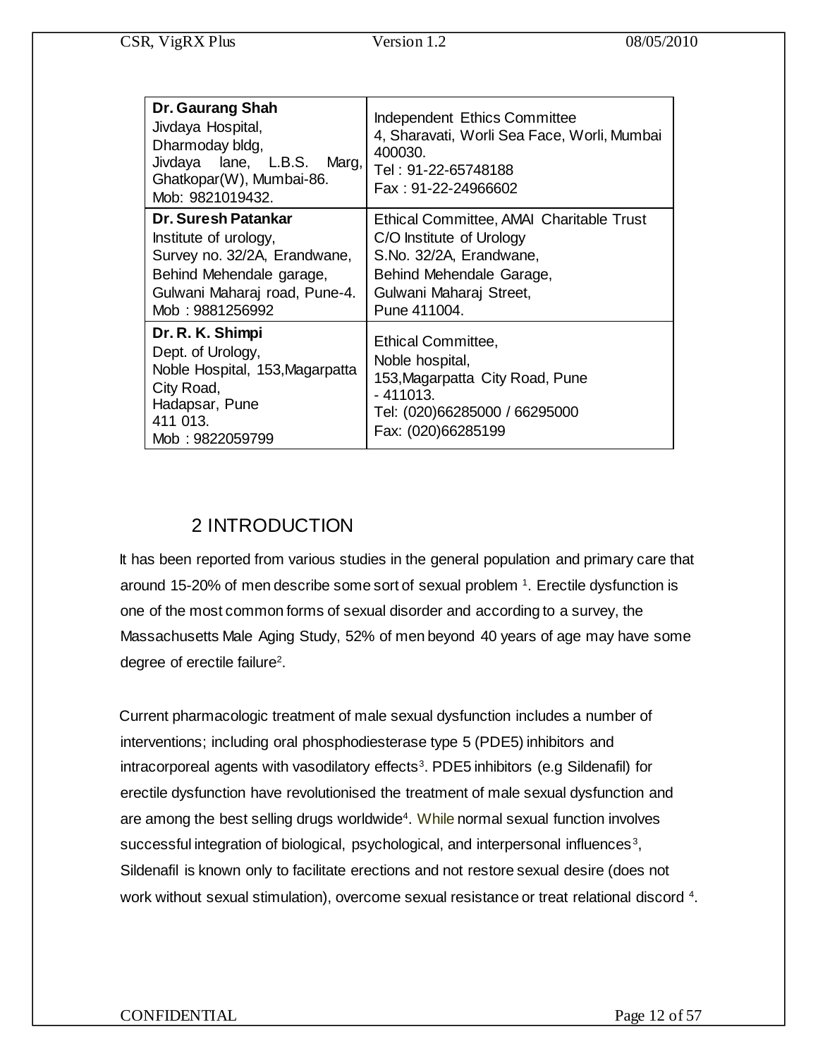| Dr. Gaurang Shah<br>Jivdaya Hospital,<br>Dharmoday bldg,<br>Jivdaya lane, L.B.S. Marg, Ghatkopar(W), Mumbai-86.<br>Mob: 9821019432. | Independent Ethics Committee<br>4, Sharavati, Worli Sea Face, Worli, Mumbai 400030.<br>Tel : 91-22-65748188<br>Fax : 91-22-24966602 |
|---|---|
| **Dr. Suresh Patankar**<br>Institute of urology,<br>Survey no. 32/2A, Erandwane,<br>Behind Mehendale garage,<br>Gulwani Maharaj road, Pune-4.<br>Mob : 9881256992 | Ethical Committee, AMAI Charitable Trust<br>C/O Institute of Urology<br>S.No. 32/2A, Erandwane,<br>Behind Mehendale Garage,<br>Gulwani Maharaj Street,<br>Pune 411004. |
| **Dr. R. K. Shimpi**<br>Dept. of Urology,<br>Noble Hospital, 153,Magarpatta City Road,<br>Hadapsar, Pune<br>411 013.<br>Mob : 9822059799 | Ethical Committee,<br>Noble hospital,<br>153,Magarpatta City Road, Pune<br>- 411013.<br>Tel: (020)66285000 / 66295000<br>Fax: (020)66285199 |

## 2 INTRODUCTION

It has been reported from various studies in the general population and primary care that around 15-20% of men describe some sort of sexual problem [1]. Erectile dysfunction is one of the most common forms of sexual disorder and according to a survey, the Massachusetts Male Aging Study, 52% of men beyond 40 years of age may have some degree of erectile failure[2].

Current pharmacologic treatment of male sexual dysfunction includes a number of interventions; including oral phosphodiesterase type 5 (PDE5) inhibitors and intracorporeal agents with vasodilatory effects[3]. PDE5 inhibitors (e.g Sildenafil) for erectile dysfunction have revolutionised the treatment of male sexual dysfunction and are among the best selling drugs worldwide[4]. While normal sexual function involves successful integration of biological, psychological, and interpersonal influences[3], Sildenafil is known only to facilitate erections and not restore sexual desire (does not work without sexual stimulation), overcome sexual resistance or treat relational discord [4].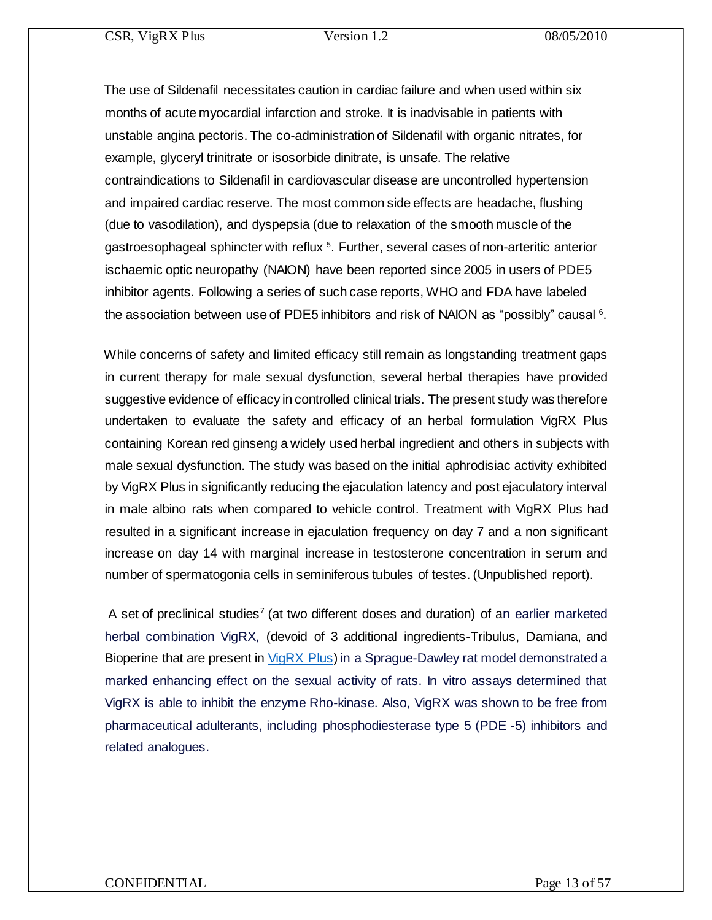The use of Sildenafil necessitates caution in cardiac failure and when used within six months of acute myocardial infarction and stroke. It is inadvisable in patients with unstable angina pectoris. The co-administration of Sildenafil with organic nitrates, for example, glyceryl trinitrate or isosorbide dinitrate, is unsafe. The relative contraindications to Sildenafil in cardiovascular disease are uncontrolled hypertension and impaired cardiac reserve. The most common side effects are headache, flushing (due to vasodilation), and dyspepsia (due to relaxation of the smooth muscle of the gastroesophageal sphincter with reflux [5]. Further, several cases of non-arteritic anterior ischaemic optic neuropathy (NAION) have been reported since 2005 in users of PDE5 inhibitor agents. Following a series of such case reports, WHO and FDA have labeled the association between use of PDE5 inhibitors and risk of NAION as "possibly" causal [6].

While concerns of safety and limited efficacy still remain as longstanding treatment gaps in current therapy for male sexual dysfunction, several herbal therapies have provided suggestive evidence of efficacy in controlled clinical trials. The present study was therefore undertaken to evaluate the safety and efficacy of an herbal formulation VigRX Plus containing Korean red ginseng a widely used herbal ingredient and others in subjects with male sexual dysfunction. The study was based on the initial aphrodisiac activity exhibited by VigRX Plus in significantly reducing the ejaculation latency and post ejaculatory interval in male albino rats when compared to vehicle control. Treatment with VigRX Plus had resulted in a significant increase in ejaculation frequency on day 7 and a non significant increase on day 14 with marginal increase in testosterone concentration in serum and number of spermatogonia cells in seminiferous tubules of testes. (Unpublished report).

A set of preclinical studies[7] (at two different doses and duration) of an earlier marketed herbal combination VigRX, (devoid of 3 additional ingredients-Tribulus, Damiana, and Bioperine that are present in VigRX Plus) in a Sprague-Dawley rat model demonstrated a marked enhancing effect on the sexual activity of rats. In vitro assays determined that VigRX is able to inhibit the enzyme Rho-kinase. Also, VigRX was shown to be free from pharmaceutical adulterants, including phosphodiesterase type 5 (PDE -5) inhibitors and related analogues.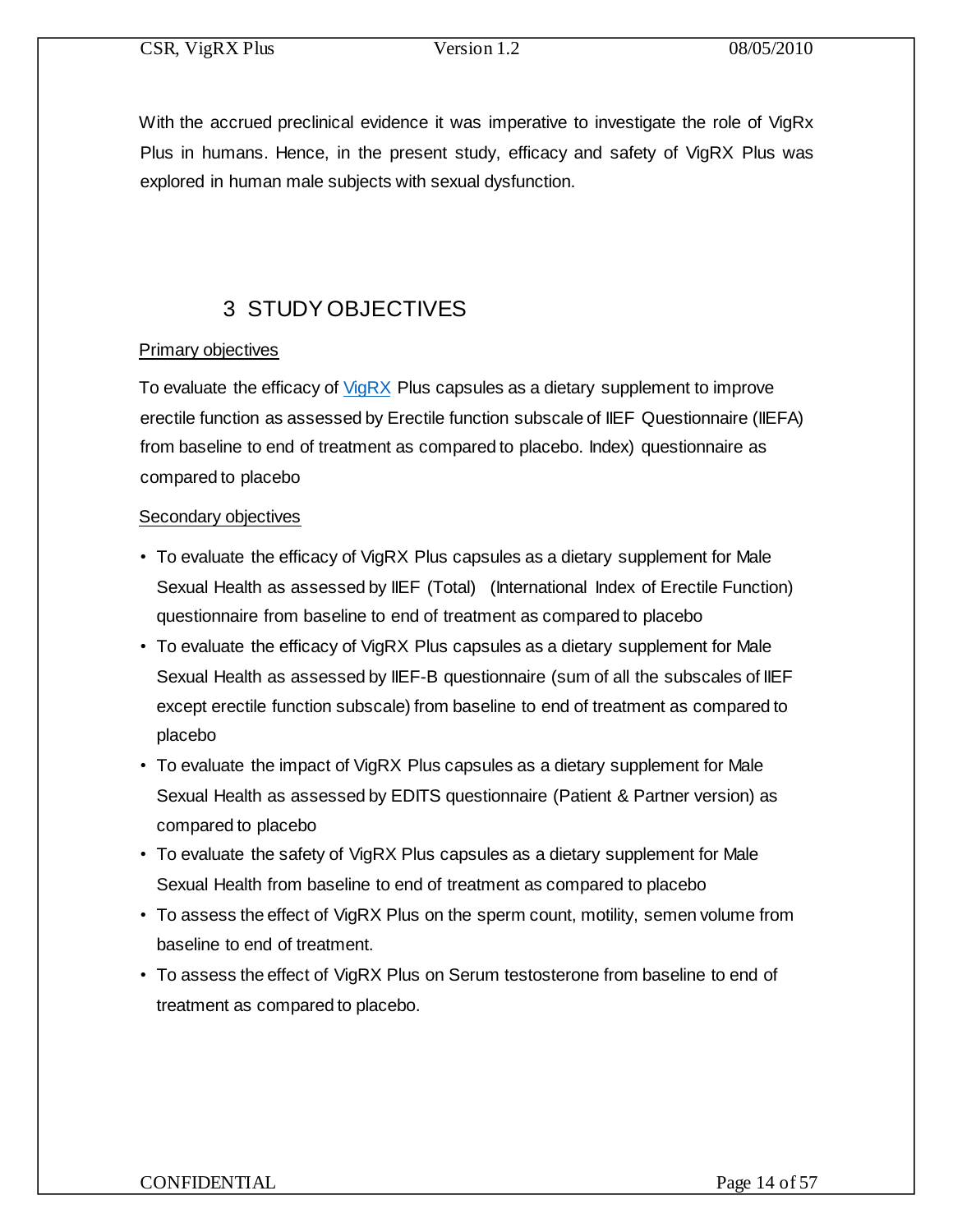With the accrued preclinical evidence it was imperative to investigate the role of VigRx Plus in humans. Hence, in the present study, efficacy and safety of VigRX Plus was explored in human male subjects with sexual dysfunction.

# 3 STUDY OBJECTIVES

Primary objectives

To evaluate the efficacy of VigRX Plus capsules as a dietary supplement to improve erectile function as assessed by Erectile function subscale of IIEF Questionnaire (IIEFA) from baseline to end of treatment as compared to placebo. Index) questionnaire as compared to placebo

Secondary objectives

- To evaluate the efficacy of VigRX Plus capsules as a dietary supplement for Male Sexual Health as assessed by IIEF (Total) (International Index of Erectile Function) questionnaire from baseline to end of treatment as compared to placebo
- To evaluate the efficacy of VigRX Plus capsules as a dietary supplement for Male Sexual Health as assessed by IIEF-B questionnaire (sum of all the subscales of IIEF except erectile function subscale) from baseline to end of treatment as compared to placebo
- To evaluate the impact of VigRX Plus capsules as a dietary supplement for Male Sexual Health as assessed by EDITS questionnaire (Patient & Partner version) as compared to placebo
- To evaluate the safety of VigRX Plus capsules as a dietary supplement for Male Sexual Health from baseline to end of treatment as compared to placebo
- To assess the effect of VigRX Plus on the sperm count, motility, semen volume from baseline to end of treatment.
- To assess the effect of VigRX Plus on Serum testosterone from baseline to end of treatment as compared to placebo.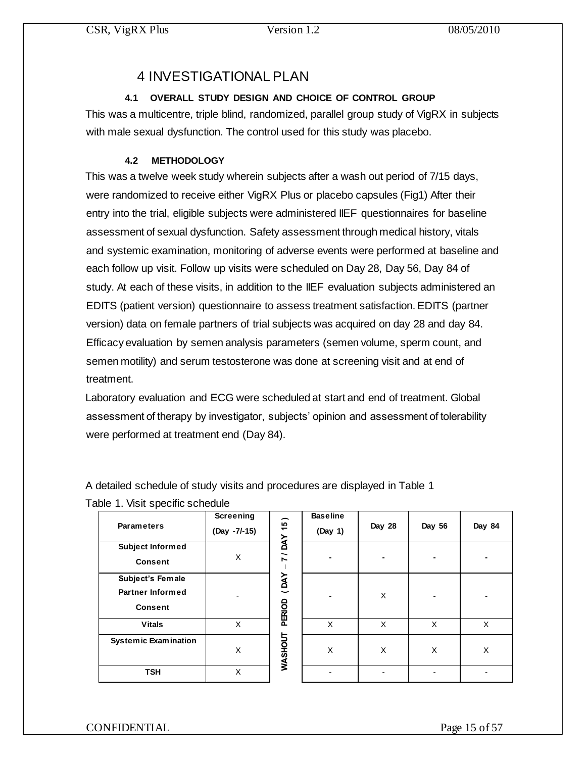# 4 INVESTIGATIONAL PLAN

### 4.1 OVERALL STUDY DESIGN AND CHOICE OF CONTROL GROUP

This was a multicentre, triple blind, randomized, parallel group study of VigRX in subjects with male sexual dysfunction. The control used for this study was placebo.

### 4.2 METHODOLOGY

This was a twelve week study wherein subjects after a wash out period of 7/15 days, were randomized to receive either VigRX Plus or placebo capsules (Fig1) After their entry into the trial, eligible subjects were administered IIEF questionnaires for baseline assessment of sexual dysfunction. Safety assessment through medical history, vitals and systemic examination, monitoring of adverse events were performed at baseline and each follow up visit. Follow up visits were scheduled on Day 28, Day 56, Day 84 of study. At each of these visits, in addition to the IIEF evaluation subjects administered an EDITS (patient version) questionnaire to assess treatment satisfaction. EDITS (partner version) data on female partners of trial subjects was acquired on day 28 and day 84. Efficacy evaluation by semen analysis parameters (semen volume, sperm count, and semen motility) and serum testosterone was done at screening visit and at end of treatment.

Laboratory evaluation and ECG were scheduled at start and end of treatment. Global assessment of therapy by investigator, subjects' opinion and assessment of tolerability were performed at treatment end (Day 84).

A detailed schedule of study visits and procedures are displayed in Table 1

Table 1. Visit specific schedule

| Parameters | Screening (Day -7/-15) | WASHOUT PERIOD ( DAY – 7 / DAY 15 ) | Baseline (Day 1) | Day 28 | Day 56 | Day 84 |
|---|---|---|---|---|---|---|
| Subject Informed Consent | X | | - | - | - | - |
| Subject's Female Partner Informed Consent | - | | - | X | - | - |
| Vitals | X | | X | X | X | X |
| Systemic Examination | X | | X | X | X | X |
| TSH | X | | - | - | - | - |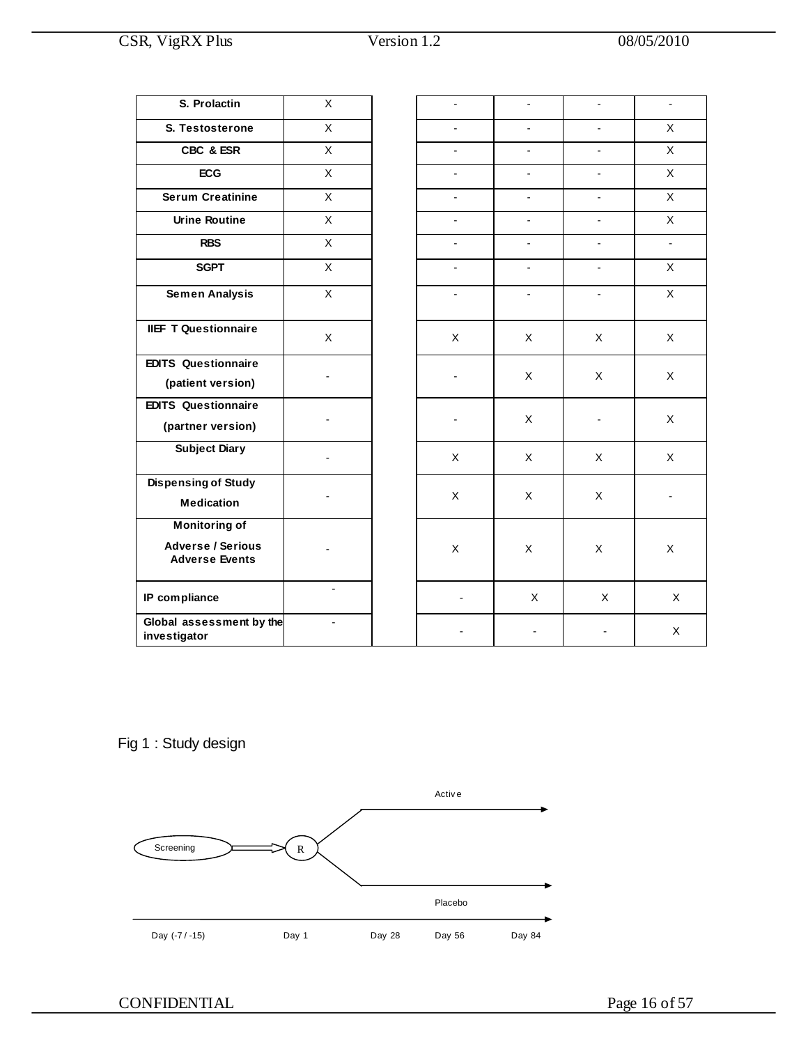| | | | | | | |
|---|---|---|---|---|---|---|
| **S. Prolactin** | X | | - | - | - | - |
| **S. Testosterone** | X | | - | - | - | X |
| **CBC & ESR** | X | | - | - | - | X |
| **ECG** | X | | - | - | - | X |
| **Serum Creatinine** | X | | - | - | - | X |
| **Urine Routine** | X | | - | - | - | X |
| **RBS** | X | | - | - | - | - |
| **SGPT** | X | | - | - | - | X |
| **Semen Analysis** | X | | - | - | - | X |
| **IIEF T Questionnaire** | X | | X | X | X | X |
| **EDITS Questionnaire (patient version)** | - | | - | X | X | X |
| **EDITS Questionnaire (partner version)** | - | | - | X | - | X |
| **Subject Diary** | - | | X | X | X | X |
| **Dispensing of Study Medication** | - | | X | X | X | - |
| **Monitoring of Adverse / Serious Adverse Events** | - | | X | X | X | X |
| **IP compliance** | - | | - | X | X | X |
| **Global assessment by the investigator** | - | | - | - | - | X |

Fig 1 : Study design

Active

Screening → R

Placebo

Day (-7 / -15) Day 1 Day 28 Day 56 Day 84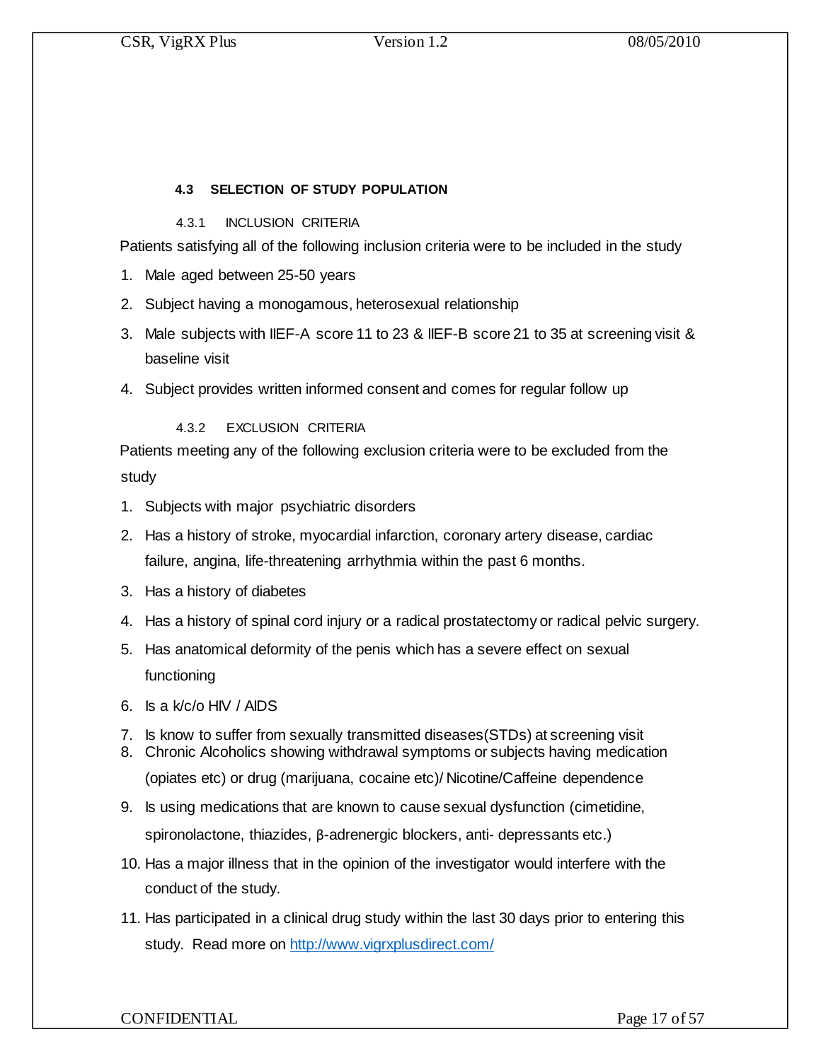### 4.3 SELECTION OF STUDY POPULATION

#### 4.3.1 INCLUSION CRITERIA

Patients satisfying all of the following inclusion criteria were to be included in the study

1. Male aged between 25-50 years
2. Subject having a monogamous, heterosexual relationship
3. Male subjects with IIEF-A score 11 to 23 & IIEF-B score 21 to 35 at screening visit & baseline visit
4. Subject provides written informed consent and comes for regular follow up

#### 4.3.2 EXCLUSION CRITERIA

Patients meeting any of the following exclusion criteria were to be excluded from the study

1. Subjects with major psychiatric disorders
2. Has a history of stroke, myocardial infarction, coronary artery disease, cardiac failure, angina, life-threatening arrhythmia within the past 6 months.
3. Has a history of diabetes
4. Has a history of spinal cord injury or a radical prostatectomy or radical pelvic surgery.
5. Has anatomical deformity of the penis which has a severe effect on sexual functioning
6. Is a k/c/o HIV / AIDS
7. Is know to suffer from sexually transmitted diseases(STDs) at screening visit
8. Chronic Alcoholics showing withdrawal symptoms or subjects having medication (opiates etc) or drug (marijuana, cocaine etc)/ Nicotine/Caffeine dependence
9. Is using medications that are known to cause sexual dysfunction (cimetidine, spironolactone, thiazides, β-adrenergic blockers, anti- depressants etc.)
10. Has a major illness that in the opinion of the investigator would interfere with the conduct of the study.
11. Has participated in a clinical drug study within the last 30 days prior to entering this study. Read more on [http://www.vigrxplusdirect.com/](http://www.vigrxplusdirect.com/)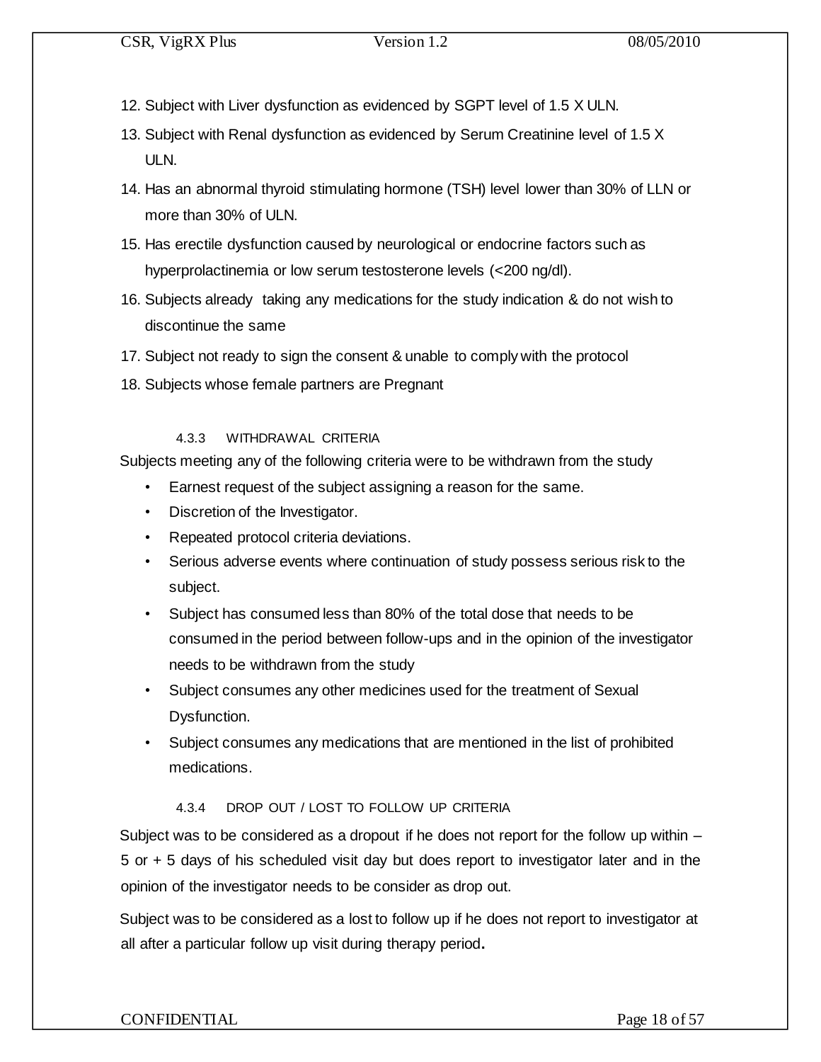12. Subject with Liver dysfunction as evidenced by SGPT level of 1.5 X ULN.
13. Subject with Renal dysfunction as evidenced by Serum Creatinine level of 1.5 X ULN.
14. Has an abnormal thyroid stimulating hormone (TSH) level lower than 30% of LLN or more than 30% of ULN.
15. Has erectile dysfunction caused by neurological or endocrine factors such as hyperprolactinemia or low serum testosterone levels (<200 ng/dl).
16. Subjects already taking any medications for the study indication & do not wish to discontinue the same
17. Subject not ready to sign the consent & unable to comply with the protocol
18. Subjects whose female partners are Pregnant

#### 4.3.3 WITHDRAWAL CRITERIA

Subjects meeting any of the following criteria were to be withdrawn from the study

- Earnest request of the subject assigning a reason for the same.
- Discretion of the Investigator.
- Repeated protocol criteria deviations.
- Serious adverse events where continuation of study possess serious risk to the subject.
- Subject has consumed less than 80% of the total dose that needs to be consumed in the period between follow-ups and in the opinion of the investigator needs to be withdrawn from the study
- Subject consumes any other medicines used for the treatment of Sexual Dysfunction.
- Subject consumes any medications that are mentioned in the list of prohibited medications.

#### 4.3.4 DROP OUT / LOST TO FOLLOW UP CRITERIA

Subject was to be considered as a dropout if he does not report for the follow up within – 5 or + 5 days of his scheduled visit day but does report to investigator later and in the opinion of the investigator needs to be consider as drop out.

Subject was to be considered as a lost to follow up if he does not report to investigator at all after a particular follow up visit during therapy period.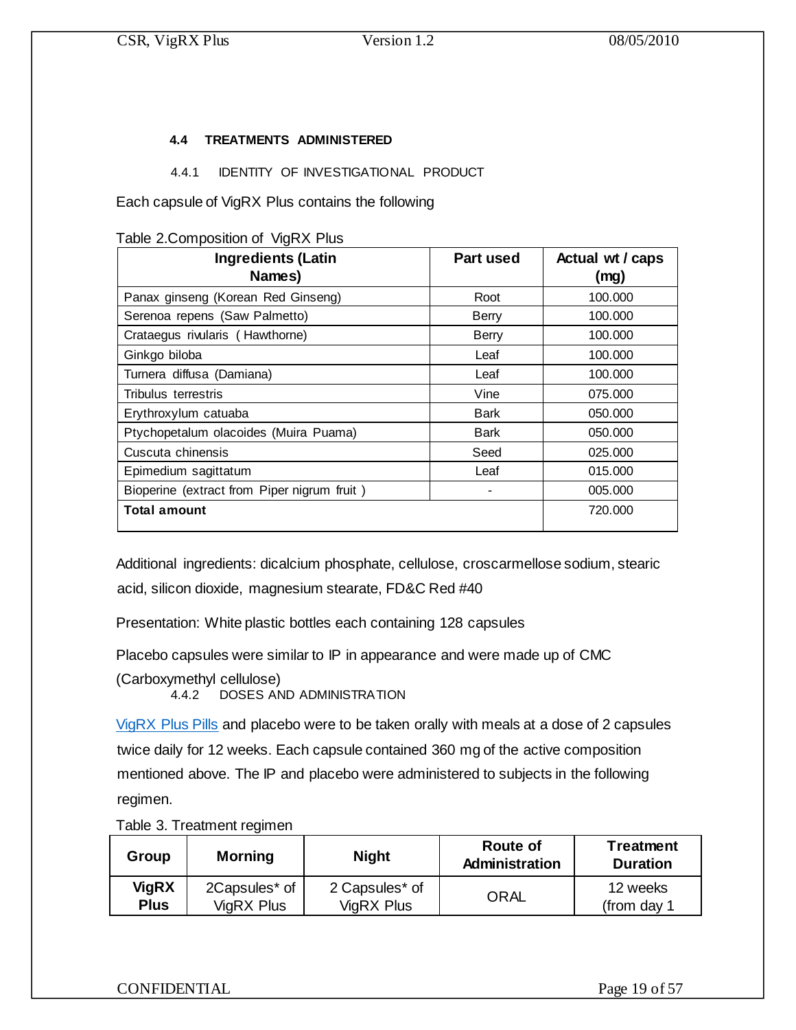#### 4.4 TREATMENTS ADMINISTERED

##### 4.4.1 IDENTITY OF INVESTIGATIONAL PRODUCT

Each capsule of VigRX Plus contains the following

Table 2.Composition of VigRX Plus

| Ingredients (Latin Names) | Part used | Actual wt / caps (mg) |
|---|---|---|
| Panax ginseng (Korean Red Ginseng) | Root | 100.000 |
| Serenoa repens (Saw Palmetto) | Berry | 100.000 |
| Crataegus rivularis ( Hawthorne) | Berry | 100.000 |
| Ginkgo biloba | Leaf | 100.000 |
| Turnera diffusa (Damiana) | Leaf | 100.000 |
| Tribulus terrestris | Vine | 075.000 |
| Erythroxylum catuaba | Bark | 050.000 |
| Ptychopetalum olacoides (Muira Puama) | Bark | 050.000 |
| Cuscuta chinensis | Seed | 025.000 |
| Epimedium sagittatum | Leaf | 015.000 |
| Bioperine (extract from Piper nigrum fruit ) | - | 005.000 |
| **Total amount** | | 720.000 |

Additional ingredients: dicalcium phosphate, cellulose, croscarmellose sodium, stearic acid, silicon dioxide, magnesium stearate, FD&C Red #40

Presentation: White plastic bottles each containing 128 capsules

Placebo capsules were similar to IP in appearance and were made up of CMC (Carboxymethyl cellulose)

##### 4.4.2 DOSES AND ADMINISTRATION

VigRX Plus Pills and placebo were to be taken orally with meals at a dose of 2 capsules twice daily for 12 weeks. Each capsule contained 360 mg of the active composition mentioned above. The IP and placebo were administered to subjects in the following regimen.

Table 3. Treatment regimen

| Group | Morning | Night | Route of Administration | Treatment Duration |
|---|---|---|---|---|
| **VigRX Plus** | 2Capsules* of VigRX Plus | 2 Capsules* of VigRX Plus | ORAL | 12 weeks (from day 1 |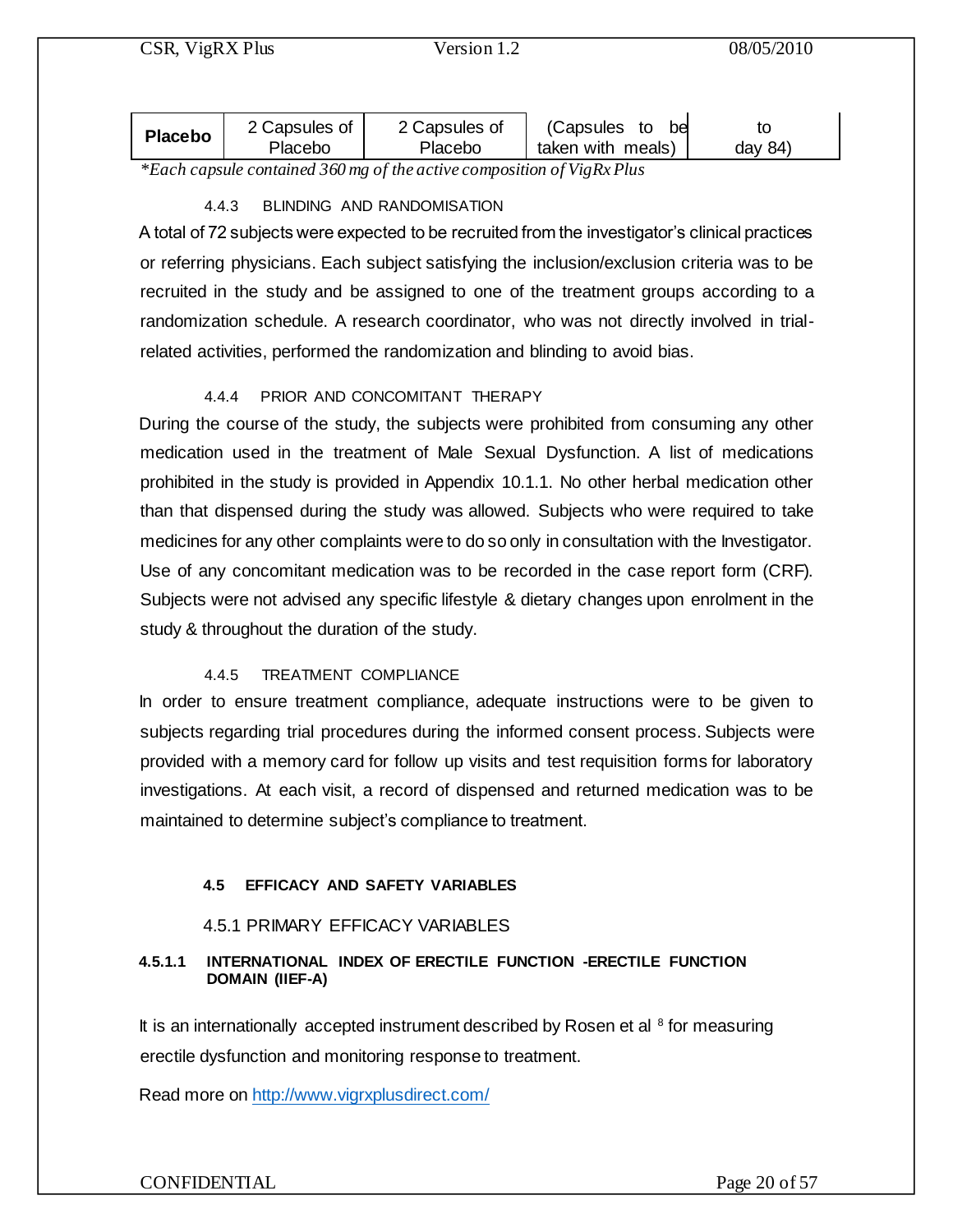| Placebo | 2 Capsules of Placebo | 2 Capsules of Placebo | (Capsules to be taken with meals) | to day 84) |
|---|---|---|---|---|

*\*Each capsule contained 360 mg of the active composition of VigRx Plus*

#### 4.4.3 BLINDING AND RANDOMISATION

A total of 72 subjects were expected to be recruited from the investigator's clinical practices or referring physicians. Each subject satisfying the inclusion/exclusion criteria was to be recruited in the study and be assigned to one of the treatment groups according to a randomization schedule. A research coordinator, who was not directly involved in trial-related activities, performed the randomization and blinding to avoid bias.

#### 4.4.4 PRIOR AND CONCOMITANT THERAPY

During the course of the study, the subjects were prohibited from consuming any other medication used in the treatment of Male Sexual Dysfunction. A list of medications prohibited in the study is provided in Appendix 10.1.1. No other herbal medication other than that dispensed during the study was allowed. Subjects who were required to take medicines for any other complaints were to do so only in consultation with the Investigator. Use of any concomitant medication was to be recorded in the case report form (CRF). Subjects were not advised any specific lifestyle & dietary changes upon enrolment in the study & throughout the duration of the study.

#### 4.4.5 TREATMENT COMPLIANCE

In order to ensure treatment compliance, adequate instructions were to be given to subjects regarding trial procedures during the informed consent process. Subjects were provided with a memory card for follow up visits and test requisition forms for laboratory investigations. At each visit, a record of dispensed and returned medication was to be maintained to determine subject's compliance to treatment.

## 4.5 EFFICACY AND SAFETY VARIABLES

### 4.5.1 PRIMARY EFFICACY VARIABLES

#### 4.5.1.1 INTERNATIONAL INDEX OF ERECTILE FUNCTION -ERECTILE FUNCTION DOMAIN (IIEF-A)

It is an internationally accepted instrument described by Rosen et al [8] for measuring erectile dysfunction and monitoring response to treatment.

Read more on [http://www.vigrxplusdirect.com/](http://www.vigrxplusdirect.com/)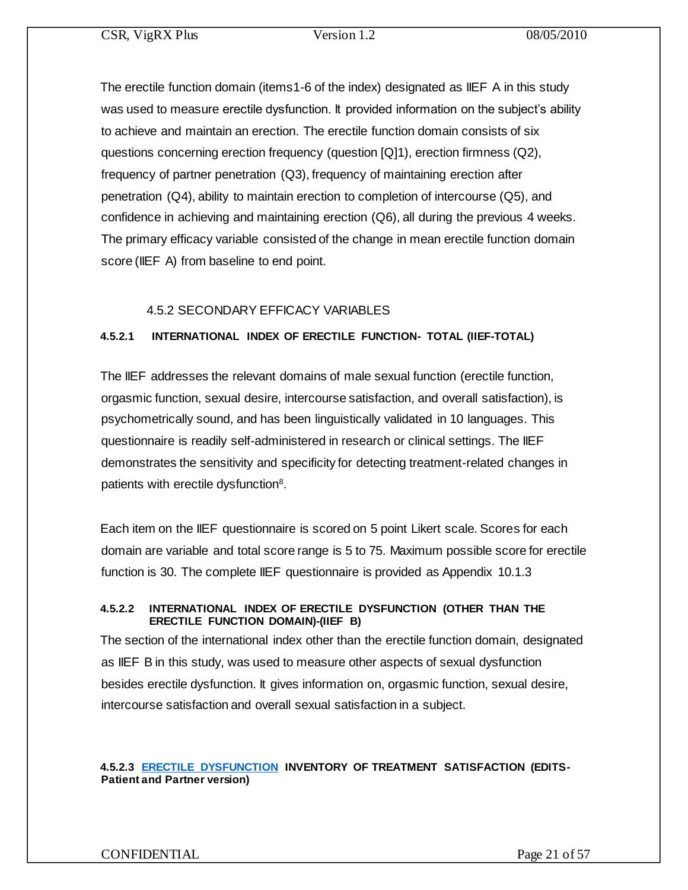The erectile function domain (items1-6 of the index) designated as IIEF A in this study was used to measure erectile dysfunction. It provided information on the subject's ability to achieve and maintain an erection. The erectile function domain consists of six questions concerning erection frequency (question [Q]1), erection firmness (Q2), frequency of partner penetration (Q3), frequency of maintaining erection after penetration (Q4), ability to maintain erection to completion of intercourse (Q5), and confidence in achieving and maintaining erection (Q6), all during the previous 4 weeks. The primary efficacy variable consisted of the change in mean erectile function domain score (IIEF A) from baseline to end point.

## 4.5.2 SECONDARY EFFICACY VARIABLES

### 4.5.2.1 INTERNATIONAL INDEX OF ERECTILE FUNCTION- TOTAL (IIEF-TOTAL)

The IIEF addresses the relevant domains of male sexual function (erectile function, orgasmic function, sexual desire, intercourse satisfaction, and overall satisfaction), is psychometrically sound, and has been linguistically validated in 10 languages. This questionnaire is readily self-administered in research or clinical settings. The IIEF demonstrates the sensitivity and specificity for detecting treatment-related changes in patients with erectile dysfunction[8].

Each item on the IIEF questionnaire is scored on 5 point Likert scale. Scores for each domain are variable and total score range is 5 to 75. Maximum possible score for erectile function is 30. The complete IIEF questionnaire is provided as Appendix 10.1.3

### 4.5.2.2 INTERNATIONAL INDEX OF ERECTILE DYSFUNCTION (OTHER THAN THE ERECTILE FUNCTION DOMAIN)-(IIEF B)

The section of the international index other than the erectile function domain, designated as IIEF B in this study, was used to measure other aspects of sexual dysfunction besides erectile dysfunction. It gives information on, orgasmic function, sexual desire, intercourse satisfaction and overall sexual satisfaction in a subject.

### 4.5.2.3 ERECTILE DYSFUNCTION INVENTORY OF TREATMENT SATISFACTION (EDITS-Patient and Partner version)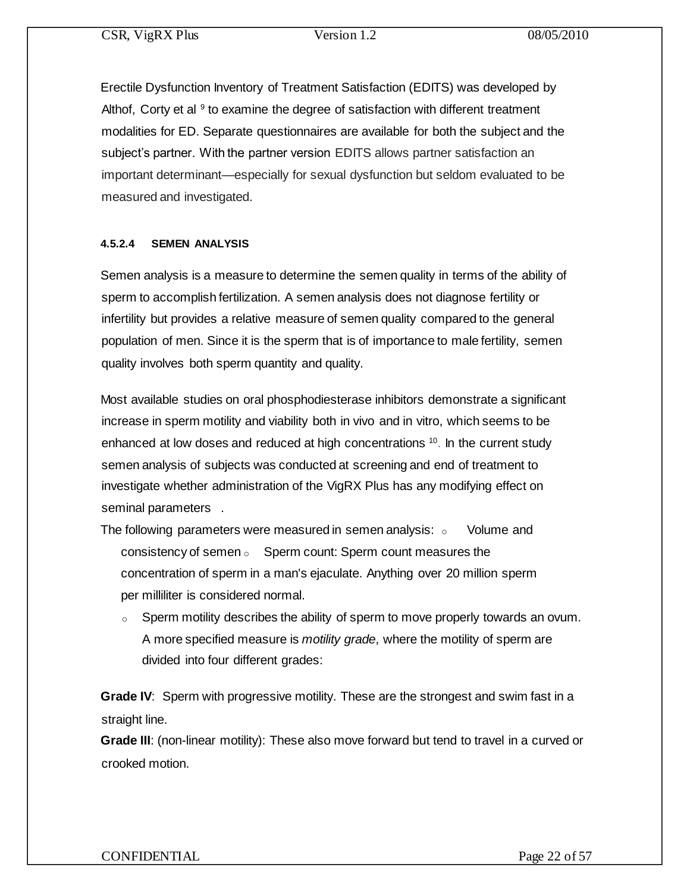Erectile Dysfunction Inventory of Treatment Satisfaction (EDITS) was developed by Althof, Corty et al [9] to examine the degree of satisfaction with different treatment modalities for ED. Separate questionnaires are available for both the subject and the subject's partner. With the partner version EDITS allows partner satisfaction an important determinant—especially for sexual dysfunction but seldom evaluated to be measured and investigated.

#### 4.5.2.4 SEMEN ANALYSIS

Semen analysis is a measure to determine the semen quality in terms of the ability of sperm to accomplish fertilization. A semen analysis does not diagnose fertility or infertility but provides a relative measure of semen quality compared to the general population of men. Since it is the sperm that is of importance to male fertility, semen quality involves both sperm quantity and quality.

Most available studies on oral phosphodiesterase inhibitors demonstrate a significant increase in sperm motility and viability both in vivo and in vitro, which seems to be enhanced at low doses and reduced at high concentrations [10]. In the current study semen analysis of subjects was conducted at screening and end of treatment to investigate whether administration of the VigRX Plus has any modifying effect on seminal parameters .

The following parameters were measured in semen analysis:

- Volume and consistency of semen
- Sperm count: Sperm count measures the concentration of sperm in a man's ejaculate. Anything over 20 million sperm per milliliter is considered normal.
- Sperm motility describes the ability of sperm to move properly towards an ovum. A more specified measure is *motility grade*, where the motility of sperm are divided into four different grades:

**Grade IV**: Sperm with progressive motility. These are the strongest and swim fast in a straight line.

**Grade III**: (non-linear motility): These also move forward but tend to travel in a curved or crooked motion.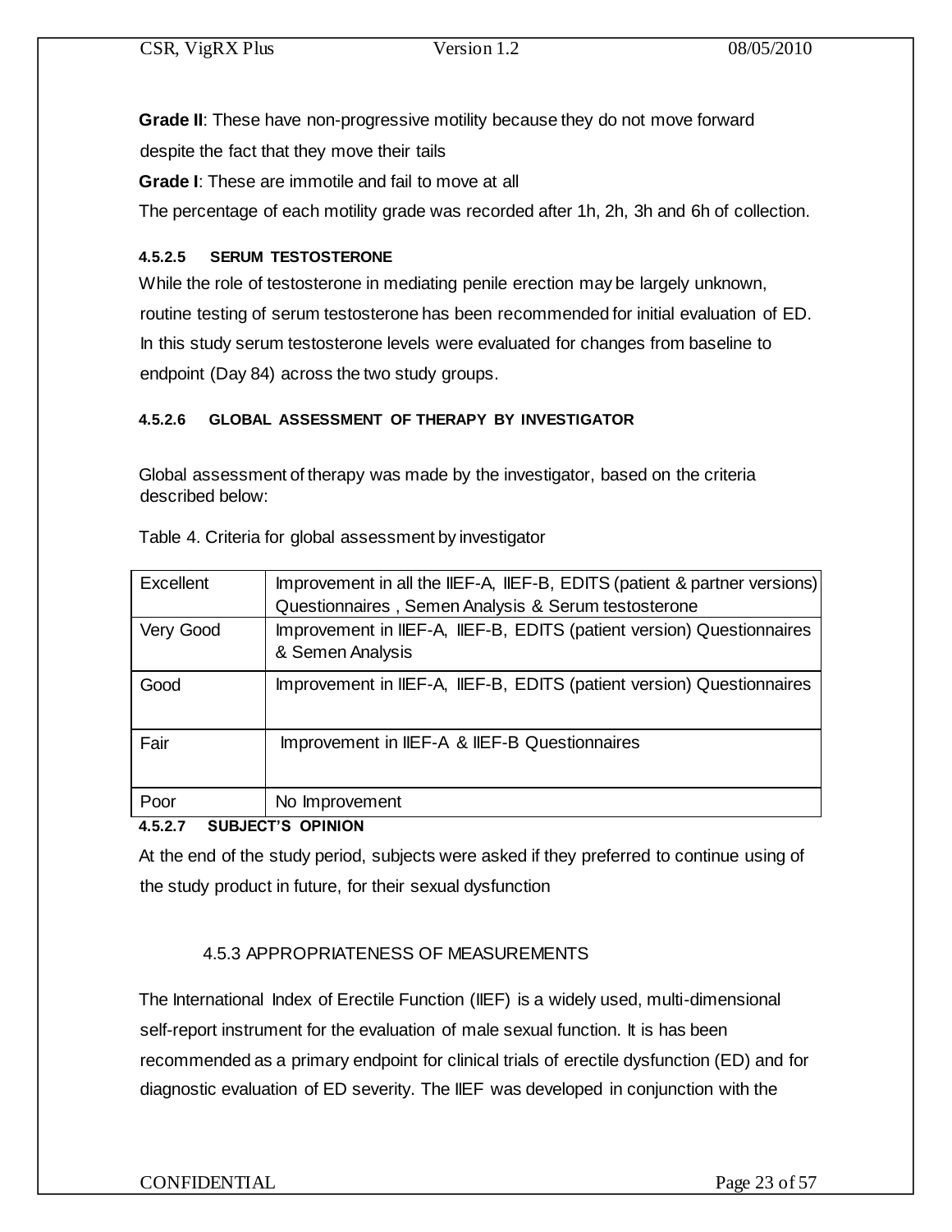**Grade II**: These have non-progressive motility because they do not move forward despite the fact that they move their tails

**Grade I**: These are immotile and fail to move at all

The percentage of each motility grade was recorded after 1h, 2h, 3h and 6h of collection.

#### 4.5.2.5 SERUM TESTOSTERONE

While the role of testosterone in mediating penile erection may be largely unknown, routine testing of serum testosterone has been recommended for initial evaluation of ED. In this study serum testosterone levels were evaluated for changes from baseline to endpoint (Day 84) across the two study groups.

#### 4.5.2.6 GLOBAL ASSESSMENT OF THERAPY BY INVESTIGATOR

Global assessment of therapy was made by the investigator, based on the criteria described below:

Table 4. Criteria for global assessment by investigator

| | |
|---|---|
| Excellent | Improvement in all the IIEF-A, IIEF-B, EDITS (patient & partner versions) Questionnaires , Semen Analysis & Serum testosterone |
| Very Good | Improvement in IIEF-A, IIEF-B, EDITS (patient version) Questionnaires & Semen Analysis |
| Good | Improvement in IIEF-A, IIEF-B, EDITS (patient version) Questionnaires |
| Fair | Improvement in IIEF-A & IIEF-B Questionnaires |
| Poor | No Improvement |

#### 4.5.2.7 SUBJECT'S OPINION

At the end of the study period, subjects were asked if they preferred to continue using of the study product in future, for their sexual dysfunction

### 4.5.3 APPROPRIATENESS OF MEASUREMENTS

The International Index of Erectile Function (IIEF) is a widely used, multi-dimensional self-report instrument for the evaluation of male sexual function. It is has been recommended as a primary endpoint for clinical trials of erectile dysfunction (ED) and for diagnostic evaluation of ED severity. The IIEF was developed in conjunction with the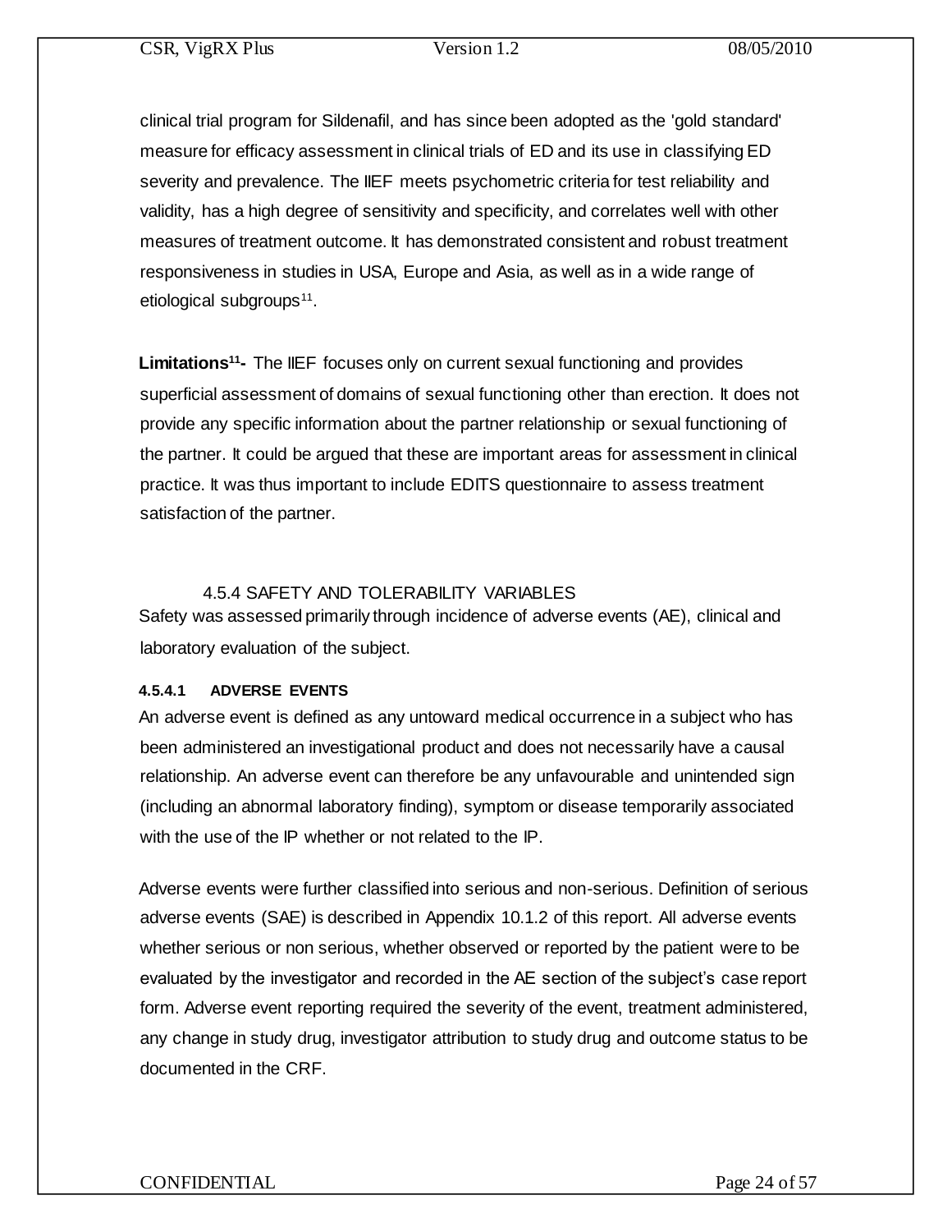clinical trial program for Sildenafil, and has since been adopted as the 'gold standard' measure for efficacy assessment in clinical trials of ED and its use in classifying ED severity and prevalence. The IIEF meets psychometric criteria for test reliability and validity, has a high degree of sensitivity and specificity, and correlates well with other measures of treatment outcome. It has demonstrated consistent and robust treatment responsiveness in studies in USA, Europe and Asia, as well as in a wide range of etiological subgroups[11].

**Limitations[11]-** The IIEF focuses only on current sexual functioning and provides superficial assessment of domains of sexual functioning other than erection. It does not provide any specific information about the partner relationship or sexual functioning of the partner. It could be argued that these are important areas for assessment in clinical practice. It was thus important to include EDITS questionnaire to assess treatment satisfaction of the partner.

### 4.5.4 SAFETY AND TOLERABILITY VARIABLES

Safety was assessed primarily through incidence of adverse events (AE), clinical and laboratory evaluation of the subject.

#### 4.5.4.1 ADVERSE EVENTS

An adverse event is defined as any untoward medical occurrence in a subject who has been administered an investigational product and does not necessarily have a causal relationship. An adverse event can therefore be any unfavourable and unintended sign (including an abnormal laboratory finding), symptom or disease temporarily associated with the use of the IP whether or not related to the IP.

Adverse events were further classified into serious and non-serious. Definition of serious adverse events (SAE) is described in Appendix 10.1.2 of this report. All adverse events whether serious or non serious, whether observed or reported by the patient were to be evaluated by the investigator and recorded in the AE section of the subject's case report form. Adverse event reporting required the severity of the event, treatment administered, any change in study drug, investigator attribution to study drug and outcome status to be documented in the CRF.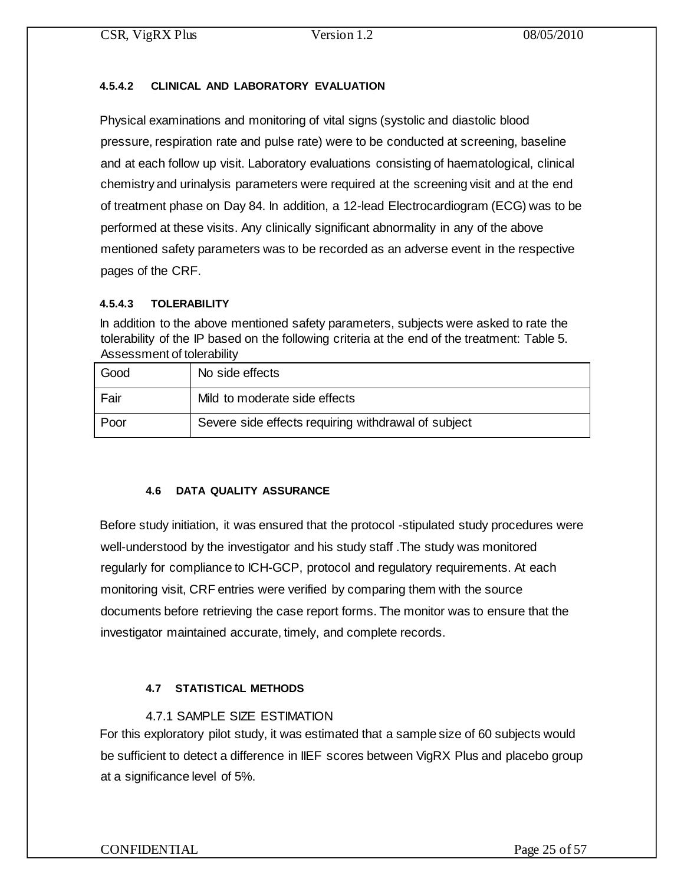#### 4.5.4.2 CLINICAL AND LABORATORY EVALUATION

Physical examinations and monitoring of vital signs (systolic and diastolic blood pressure, respiration rate and pulse rate) were to be conducted at screening, baseline and at each follow up visit. Laboratory evaluations consisting of haematological, clinical chemistry and urinalysis parameters were required at the screening visit and at the end of treatment phase on Day 84. In addition, a 12-lead Electrocardiogram (ECG) was to be performed at these visits. Any clinically significant abnormality in any of the above mentioned safety parameters was to be recorded as an adverse event in the respective pages of the CRF.

#### 4.5.4.3 TOLERABILITY

In addition to the above mentioned safety parameters, subjects were asked to rate the tolerability of the IP based on the following criteria at the end of the treatment: Table 5. Assessment of tolerability

| Good | No side effects |
|---|---|
| Fair | Mild to moderate side effects |
| Poor | Severe side effects requiring withdrawal of subject |

### 4.6 DATA QUALITY ASSURANCE

Before study initiation, it was ensured that the protocol -stipulated study procedures were well-understood by the investigator and his study staff .The study was monitored regularly for compliance to ICH-GCP, protocol and regulatory requirements. At each monitoring visit, CRF entries were verified by comparing them with the source documents before retrieving the case report forms. The monitor was to ensure that the investigator maintained accurate, timely, and complete records.

### 4.7 STATISTICAL METHODS

#### 4.7.1 SAMPLE SIZE ESTIMATION

For this exploratory pilot study, it was estimated that a sample size of 60 subjects would be sufficient to detect a difference in IIEF scores between VigRX Plus and placebo group at a significance level of 5%.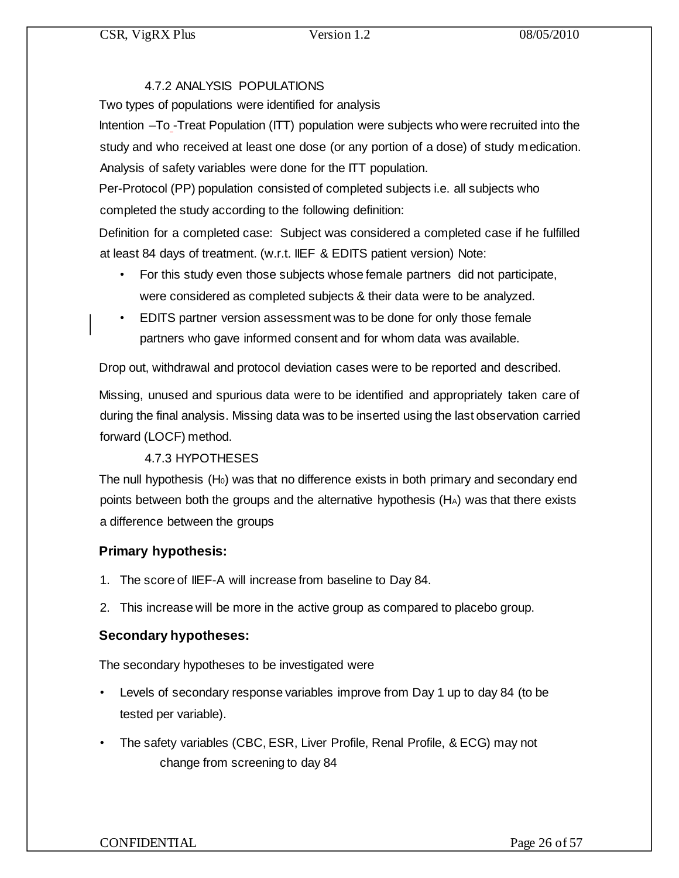### 4.7.2 ANALYSIS POPULATIONS

Two types of populations were identified for analysis

Intention –To -Treat Population (ITT) population were subjects who were recruited into the study and who received at least one dose (or any portion of a dose) of study medication. Analysis of safety variables were done for the ITT population.

Per-Protocol (PP) population consisted of completed subjects i.e. all subjects who completed the study according to the following definition:

Definition for a completed case: Subject was considered a completed case if he fulfilled at least 84 days of treatment. (w.r.t. IIEF & EDITS patient version) Note:

- For this study even those subjects whose female partners did not participate, were considered as completed subjects & their data were to be analyzed.
- EDITS partner version assessment was to be done for only those female partners who gave informed consent and for whom data was available.

Drop out, withdrawal and protocol deviation cases were to be reported and described.

Missing, unused and spurious data were to be identified and appropriately taken care of during the final analysis. Missing data was to be inserted using the last observation carried forward (LOCF) method.

### 4.7.3 HYPOTHESES

The null hypothesis ($H_0$) was that no difference exists in both primary and secondary end points between both the groups and the alternative hypothesis ($H_A$) was that there exists a difference between the groups

**Primary hypothesis:**

1. The score of IIEF-A will increase from baseline to Day 84.
2. This increase will be more in the active group as compared to placebo group.

**Secondary hypotheses:**

The secondary hypotheses to be investigated were

- Levels of secondary response variables improve from Day 1 up to day 84 (to be tested per variable).
- The safety variables (CBC, ESR, Liver Profile, Renal Profile, & ECG) may not change from screening to day 84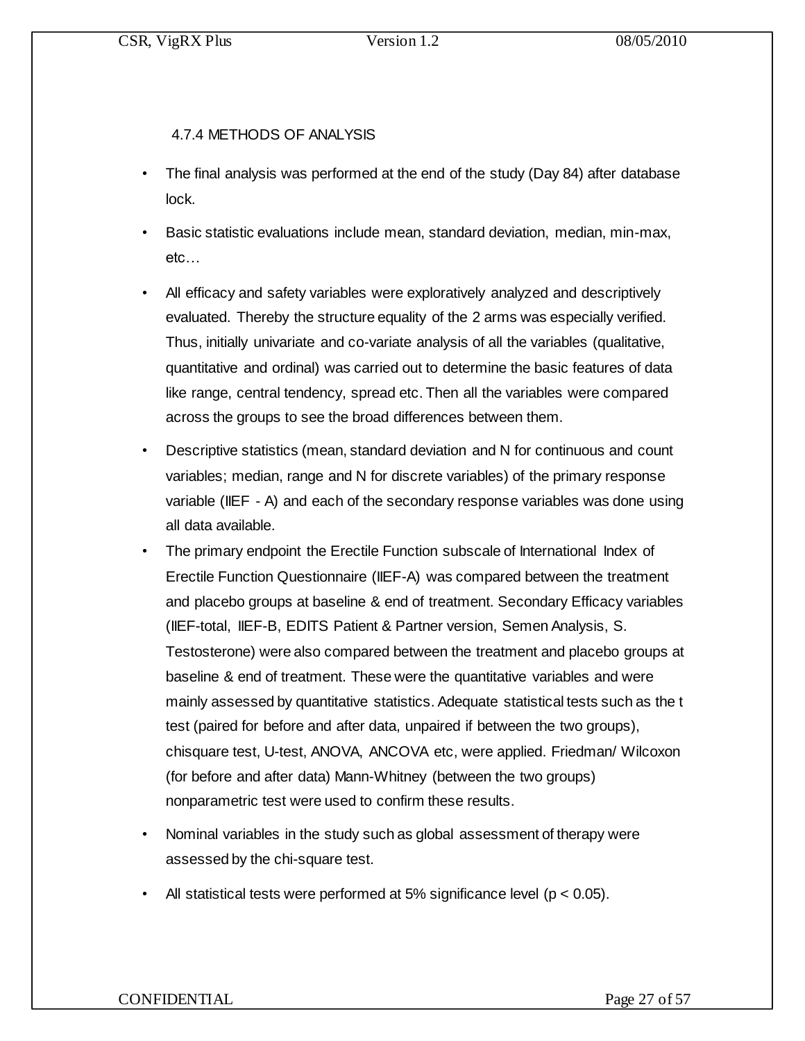### 4.7.4 METHODS OF ANALYSIS

- The final analysis was performed at the end of the study (Day 84) after database lock.
- Basic statistic evaluations include mean, standard deviation, median, min-max, etc…
- All efficacy and safety variables were exploratively analyzed and descriptively evaluated. Thereby the structure equality of the 2 arms was especially verified. Thus, initially univariate and co-variate analysis of all the variables (qualitative, quantitative and ordinal) was carried out to determine the basic features of data like range, central tendency, spread etc. Then all the variables were compared across the groups to see the broad differences between them.
- Descriptive statistics (mean, standard deviation and N for continuous and count variables; median, range and N for discrete variables) of the primary response variable (IIEF - A) and each of the secondary response variables was done using all data available.
- The primary endpoint the Erectile Function subscale of International Index of Erectile Function Questionnaire (IIEF-A) was compared between the treatment and placebo groups at baseline & end of treatment. Secondary Efficacy variables (IIEF-total, IIEF-B, EDITS Patient & Partner version, Semen Analysis, S. Testosterone) were also compared between the treatment and placebo groups at baseline & end of treatment. These were the quantitative variables and were mainly assessed by quantitative statistics. Adequate statistical tests such as the t test (paired for before and after data, unpaired if between the two groups), chisquare test, U-test, ANOVA, ANCOVA etc, were applied. Friedman/ Wilcoxon (for before and after data) Mann-Whitney (between the two groups) nonparametric test were used to confirm these results.
- Nominal variables in the study such as global assessment of therapy were assessed by the chi-square test.
- All statistical tests were performed at 5% significance level ($p < 0.05$).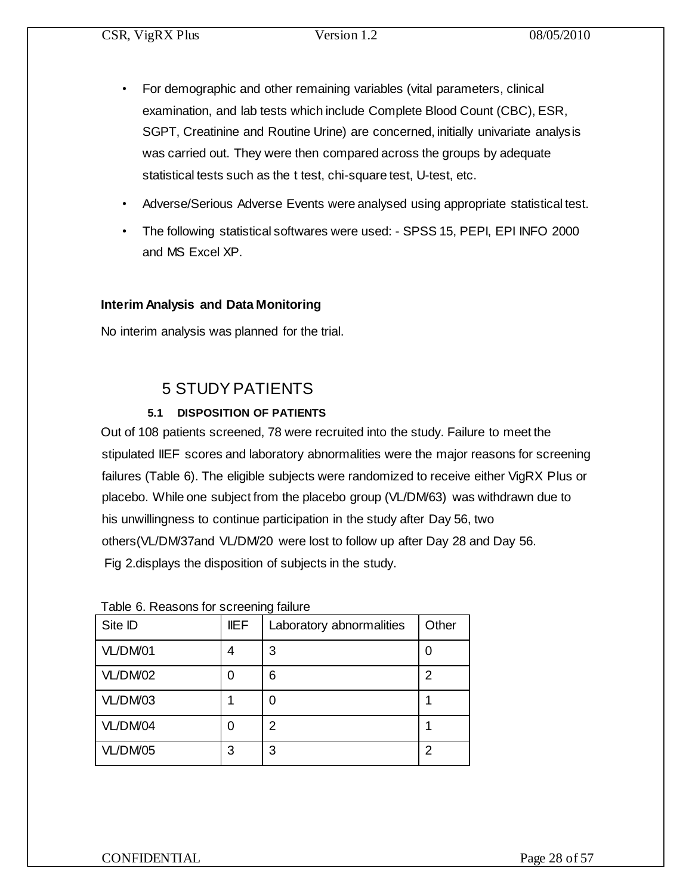- For demographic and other remaining variables (vital parameters, clinical examination, and lab tests which include Complete Blood Count (CBC), ESR, SGPT, Creatinine and Routine Urine) are concerned, initially univariate analysis was carried out. They were then compared across the groups by adequate statistical tests such as the t test, chi-square test, U-test, etc.
- Adverse/Serious Adverse Events were analysed using appropriate statistical test.
- The following statistical softwares were used: - SPSS 15, PEPI, EPI INFO 2000 and MS Excel XP.

**Interim Analysis and Data Monitoring**

No interim analysis was planned for the trial.

# 5 STUDY PATIENTS

### 5.1 DISPOSITION OF PATIENTS

Out of 108 patients screened, 78 were recruited into the study. Failure to meet the stipulated IIEF scores and laboratory abnormalities were the major reasons for screening failures (Table 6). The eligible subjects were randomized to receive either VigRX Plus or placebo. While one subject from the placebo group (VL/DM/63) was withdrawn due to his unwillingness to continue participation in the study after Day 56, two others(VL/DM/37and VL/DM/20 were lost to follow up after Day 28 and Day 56. Fig 2.displays the disposition of subjects in the study.

Table 6. Reasons for screening failure

| Site ID | IIEF | Laboratory abnormalities | Other |
|---|---|---|---|
| VL/DM/01 | 4 | 3 | 0 |
| VL/DM/02 | 0 | 6 | 2 |
| VL/DM/03 | 1 | 0 | 1 |
| VL/DM/04 | 0 | 2 | 1 |
| VL/DM/05 | 3 | 3 | 2 |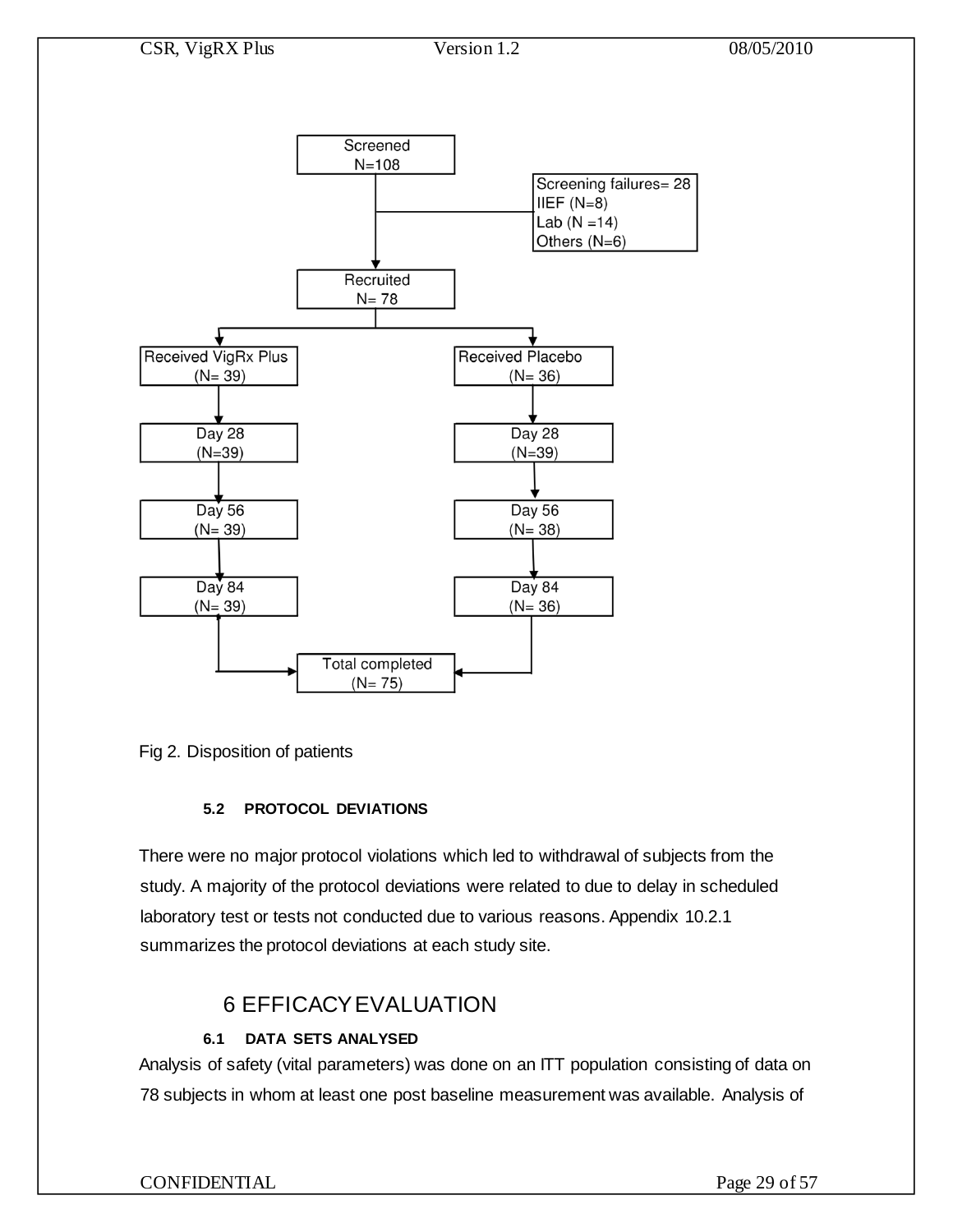Screened
N=108

Screening failures= 28
IIEF (N=8)
Lab (N =14)
Others (N=6)

Recruited
N= 78

| Received VigRx Plus (N= 39) | Received Placebo (N= 36) |
|---|---|
| Day 28 (N=39) | Day 28 (N=39) |
| Day 56 (N= 39) | Day 56 (N= 38) |
| Day 84 (N= 39) | Day 84 (N= 36) |

Total completed
(N= 75)

Fig 2. Disposition of patients

### 5.2 PROTOCOL DEVIATIONS

There were no major protocol violations which led to withdrawal of subjects from the study. A majority of the protocol deviations were related to due to delay in scheduled laboratory test or tests not conducted due to various reasons. Appendix 10.2.1 summarizes the protocol deviations at each study site.

## 6 EFFICACY EVALUATION

### 6.1 DATA SETS ANALYSED

Analysis of safety (vital parameters) was done on an ITT population consisting of data on 78 subjects in whom at least one post baseline measurement was available. Analysis of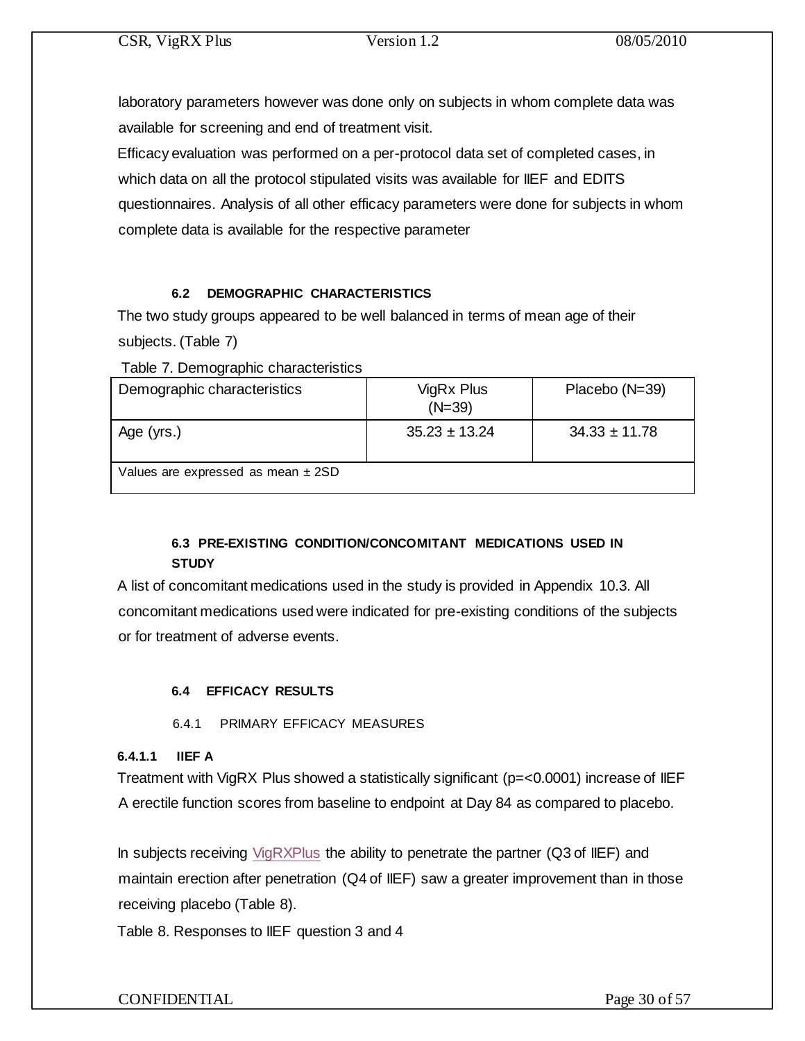laboratory parameters however was done only on subjects in whom complete data was available for screening and end of treatment visit.

Efficacy evaluation was performed on a per-protocol data set of completed cases, in which data on all the protocol stipulated visits was available for IIEF and EDITS questionnaires. Analysis of all other efficacy parameters were done for subjects in whom complete data is available for the respective parameter

### 6.2 DEMOGRAPHIC CHARACTERISTICS

The two study groups appeared to be well balanced in terms of mean age of their subjects. (Table 7)

Table 7. Demographic characteristics

| Demographic characteristics | VigRx Plus (N=39) | Placebo (N=39) |
|---|---|---|
| Age (yrs.) | 35.23 ± 13.24 | 34.33 ± 11.78 |
| Values are expressed as mean ± 2SD | | |

### 6.3 PRE-EXISTING CONDITION/CONCOMITANT MEDICATIONS USED IN STUDY

A list of concomitant medications used in the study is provided in Appendix 10.3. All concomitant medications used were indicated for pre-existing conditions of the subjects or for treatment of adverse events.

### 6.4 EFFICACY RESULTS

#### 6.4.1 PRIMARY EFFICACY MEASURES

##### 6.4.1.1 IIEF A

Treatment with VigRX Plus showed a statistically significant (p=<0.0001) increase of IIEF A erectile function scores from baseline to endpoint at Day 84 as compared to placebo.

In subjects receiving VigRXPlus the ability to penetrate the partner (Q3 of IIEF) and maintain erection after penetration (Q4 of IIEF) saw a greater improvement than in those receiving placebo (Table 8).

Table 8. Responses to IIEF question 3 and 4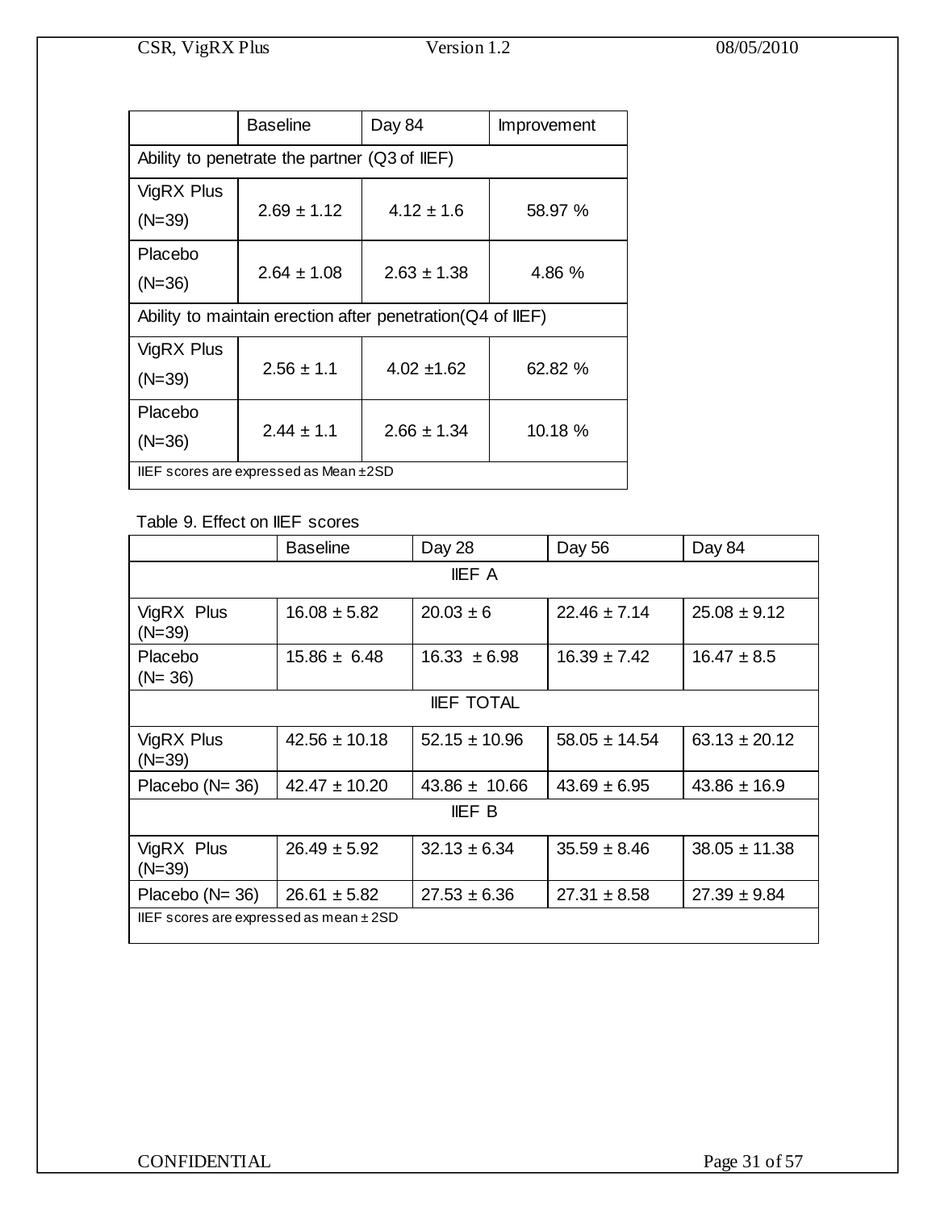| | Baseline | Day 84 | Improvement |
|---|---|---|---|
| Ability to penetrate the partner (Q3 of IIEF) | | | |
| VigRX Plus (N=39) | 2.69 ± 1.12 | 4.12 ± 1.6 | 58.97 % |
| Placebo (N=36) | 2.64 ± 1.08 | 2.63 ± 1.38 | 4.86 % |
| Ability to maintain erection after penetration(Q4 of IIEF) | | | |
| VigRX Plus (N=39) | 2.56 ± 1.1 | 4.02 ±1.62 | 62.82 % |
| Placebo (N=36) | 2.44 ± 1.1 | 2.66 ± 1.34 | 10.18 % |
| IIEF scores are expressed as Mean ±2SD | | | |

Table 9. Effect on IIEF scores

| | Baseline | Day 28 | Day 56 | Day 84 |
|---|---|---|---|---|
| IIEF A | | | | |
| VigRX Plus (N=39) | 16.08 ± 5.82 | 20.03 ± 6 | 22.46 ± 7.14 | 25.08 ± 9.12 |
| Placebo (N= 36) | 15.86 ± 6.48 | 16.33 ± 6.98 | 16.39 ± 7.42 | 16.47 ± 8.5 |
| IIEF TOTAL | | | | |
| VigRX Plus (N=39) | 42.56 ± 10.18 | 52.15 ± 10.96 | 58.05 ± 14.54 | 63.13 ± 20.12 |
| Placebo (N= 36) | 42.47 ± 10.20 | 43.86 ± 10.66 | 43.69 ± 6.95 | 43.86 ± 16.9 |
| IIEF B | | | | |
| VigRX Plus (N=39) | 26.49 ± 5.92 | 32.13 ± 6.34 | 35.59 ± 8.46 | 38.05 ± 11.38 |
| Placebo (N= 36) | 26.61 ± 5.82 | 27.53 ± 6.36 | 27.31 ± 8.58 | 27.39 ± 9.84 |
| IIEF scores are expressed as mean ± 2SD | | | | |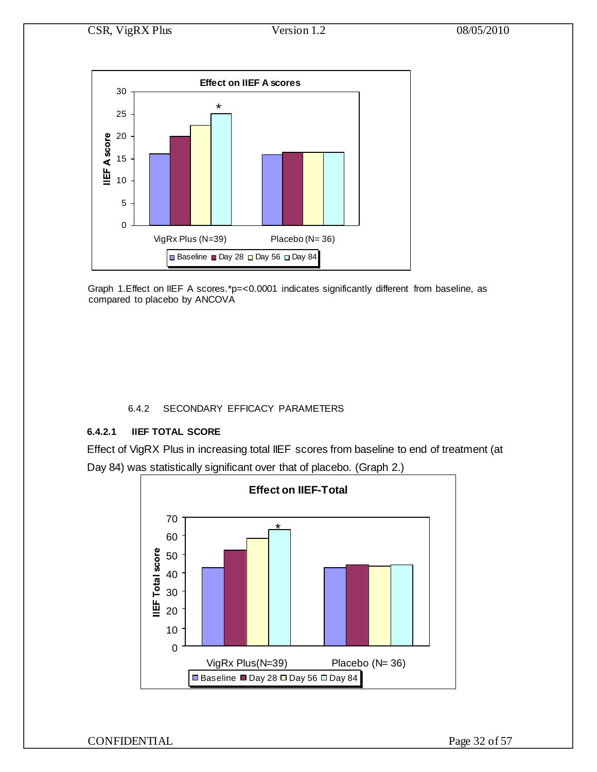Graph 1.Effect on IIEF A scores.*p=<0.0001 indicates significantly different from baseline, as compared to placebo by ANCOVA

#### 6.4.2 SECONDARY EFFICACY PARAMETERS

##### 6.4.2.1 IIEF TOTAL SCORE

Effect of VigRX Plus in increasing total IIEF scores from baseline to end of treatment (at Day 84) was statistically significant over that of placebo. (Graph 2.)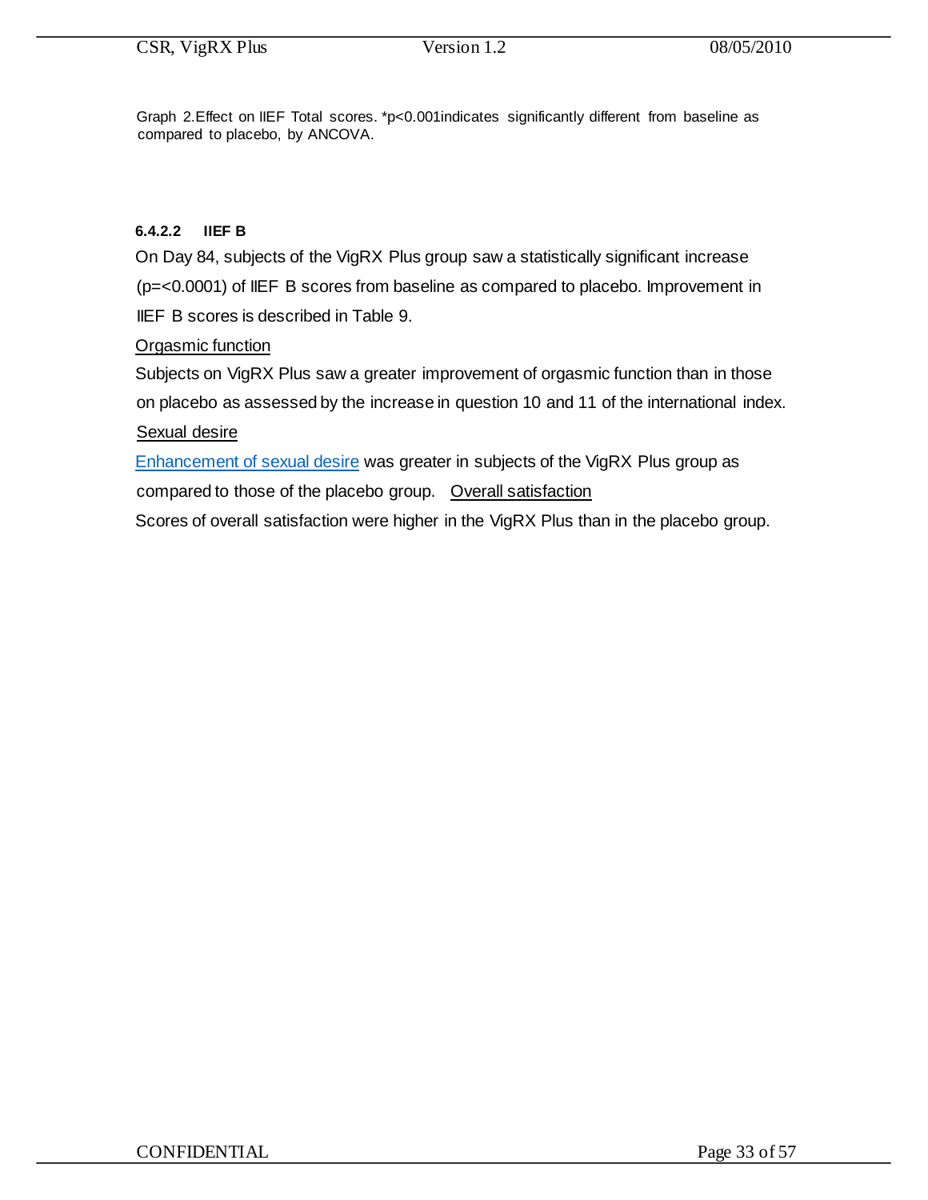Graph 2.Effect on IIEF Total scores. *p<0.001indicates significantly different from baseline as compared to placebo, by ANCOVA.

#### 6.4.2.2 IIEF B

On Day 84, subjects of the VigRX Plus group saw a statistically significant increase (p=<0.0001) of IIEF B scores from baseline as compared to placebo. Improvement in IIEF B scores is described in Table 9.

Orgasmic function

Subjects on VigRX Plus saw a greater improvement of orgasmic function than in those on placebo as assessed by the increase in question 10 and 11 of the international index.

Sexual desire

Enhancement of sexual desire was greater in subjects of the VigRX Plus group as compared to those of the placebo group.

Overall satisfaction

Scores of overall satisfaction were higher in the VigRX Plus than in the placebo group.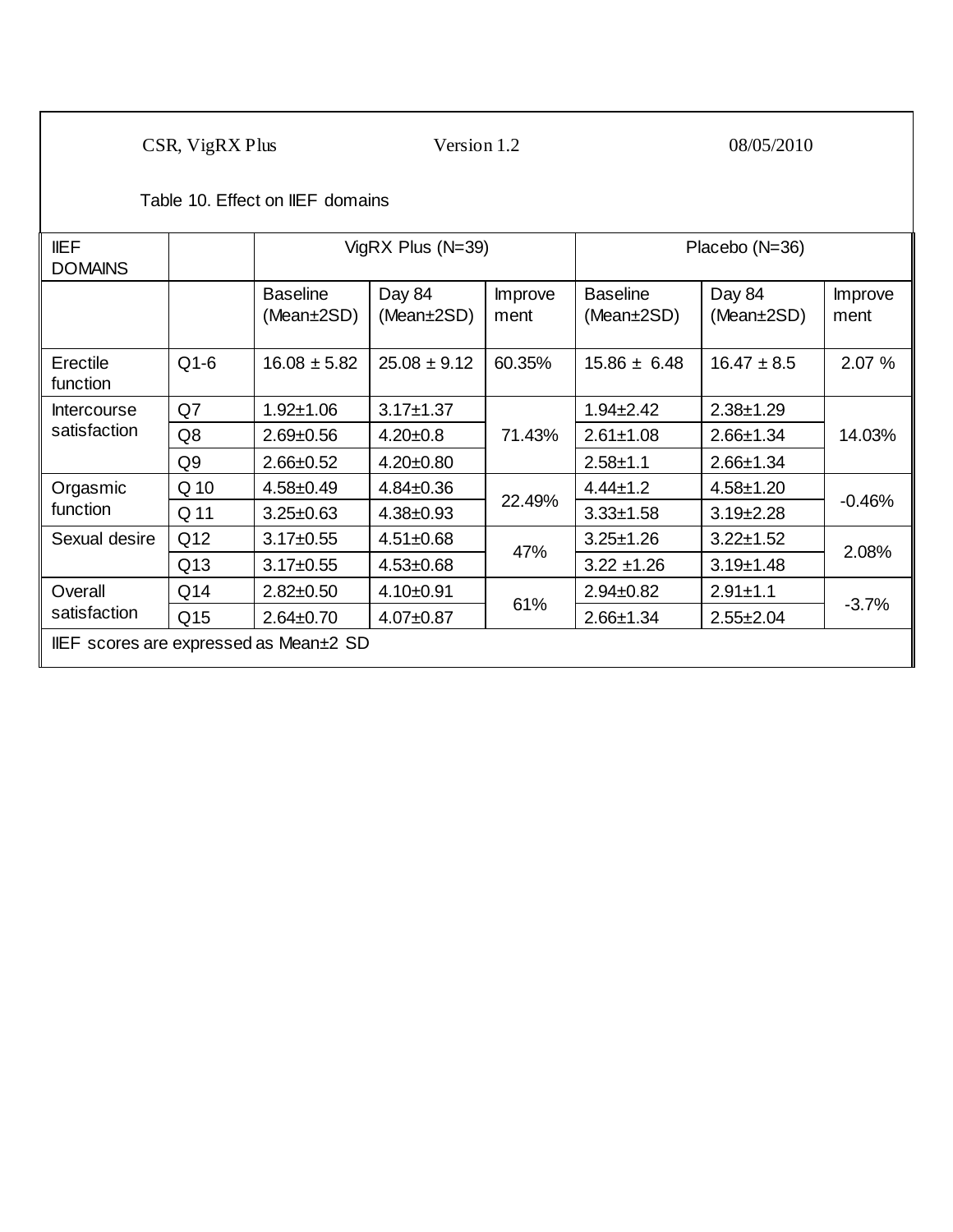Table 10. Effect on IIEF domains

| IIEF DOMAINS | | VigRX Plus (N=39) | | | Placebo (N=36) | | |
|---|---|---|---|---|---|---|---|
| | | Baseline (Mean±2SD) | Day 84 (Mean±2SD) | Improvement | Baseline (Mean±2SD) | Day 84 (Mean±2SD) | Improvement |
| Erectile function | Q1-6 | 16.08 ± 5.82 | 25.08 ± 9.12 | 60.35% | 15.86 ± 6.48 | 16.47 ± 8.5 | 2.07 % |
| Intercourse satisfaction | Q7 | 1.92±1.06 | 3.17±1.37 | 71.43% | 1.94±2.42 | 2.38±1.29 | 14.03% |
| | Q8 | 2.69±0.56 | 4.20±0.8 | | 2.61±1.08 | 2.66±1.34 | |
| | Q9 | 2.66±0.52 | 4.20±0.80 | | 2.58±1.1 | 2.66±1.34 | |
| Orgasmic function | Q 10 | 4.58±0.49 | 4.84±0.36 | 22.49% | 4.44±1.2 | 4.58±1.20 | -0.46% |
| | Q 11 | 3.25±0.63 | 4.38±0.93 | | 3.33±1.58 | 3.19±2.28 | |
| Sexual desire | Q12 | 3.17±0.55 | 4.51±0.68 | 47% | 3.25±1.26 | 3.22±1.52 | 2.08% |
| | Q13 | 3.17±0.55 | 4.53±0.68 | | 3.22 ±1.26 | 3.19±1.48 | |
| Overall satisfaction | Q14 | 2.82±0.50 | 4.10±0.91 | 61% | 2.94±0.82 | 2.91±1.1 | -3.7% |
| | Q15 | 2.64±0.70 | 4.07±0.87 | | 2.66±1.34 | 2.55±2.04 | |

IIEF scores are expressed as Mean±2 SD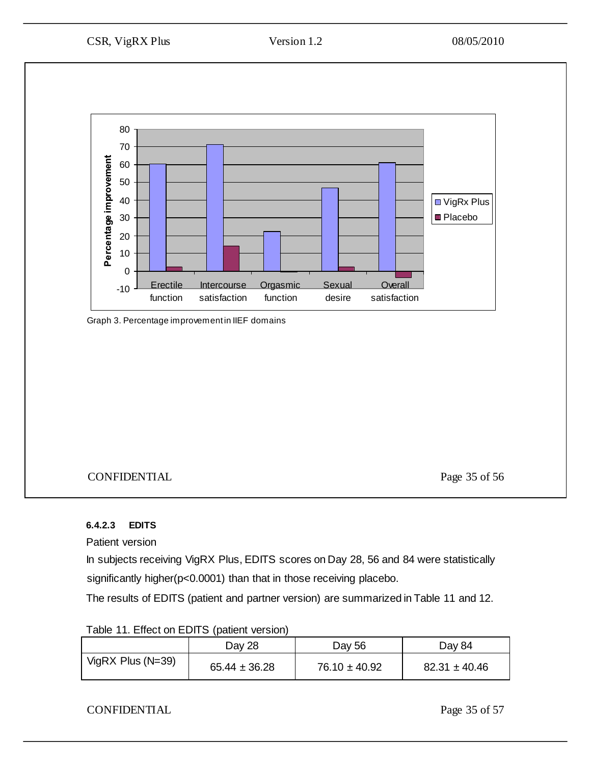Graph 3. Percentage improvement in IIEF domains

#### 6.4.2.3 EDITS

Patient version

In subjects receiving VigRX Plus, EDITS scores on Day 28, 56 and 84 were statistically significantly higher($p<0.0001$) than that in those receiving placebo.

The results of EDITS (patient and partner version) are summarized in Table 11 and 12.

Table 11. Effect on EDITS (patient version)

| | Day 28 | Day 56 | Day 84 |
|---|---|---|---|
| VigRX Plus (N=39) | 65.44 ± 36.28 | 76.10 ± 40.92 | 82.31 ± 40.46 |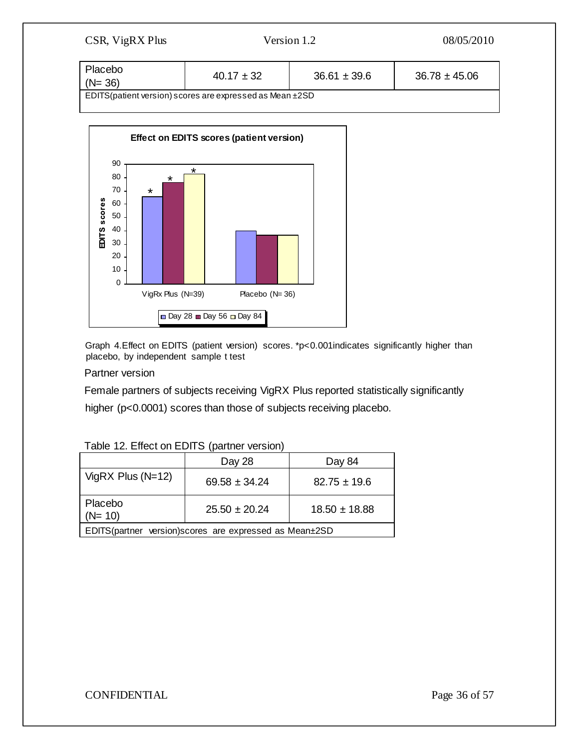| Placebo (N= 36) | $40.17 \pm 32$ | $36.61 \pm 39.6$ | $36.78 \pm 45.06$ |
|---|---|---|---|
| EDITS(patient version) scores are expressed as Mean ±2SD | | | |

Graph 4.Effect on EDITS (patient version) scores. *$p<0.001$indicates significantly higher than placebo, by independent sample t test

Partner version

Female partners of subjects receiving VigRX Plus reported statistically significantly higher ($p<0.0001$) scores than those of subjects receiving placebo.

Table 12. Effect on EDITS (partner version)

| | Day 28 | Day 84 |
|---|---|---|
| VigRX Plus (N=12) | $69.58 \pm 34.24$ | $82.75 \pm 19.6$ |
| Placebo (N= 10) | $25.50 \pm 20.24$ | $18.50 \pm 18.88$ |
| EDITS(partner version)scores are expressed as Mean±2SD | | |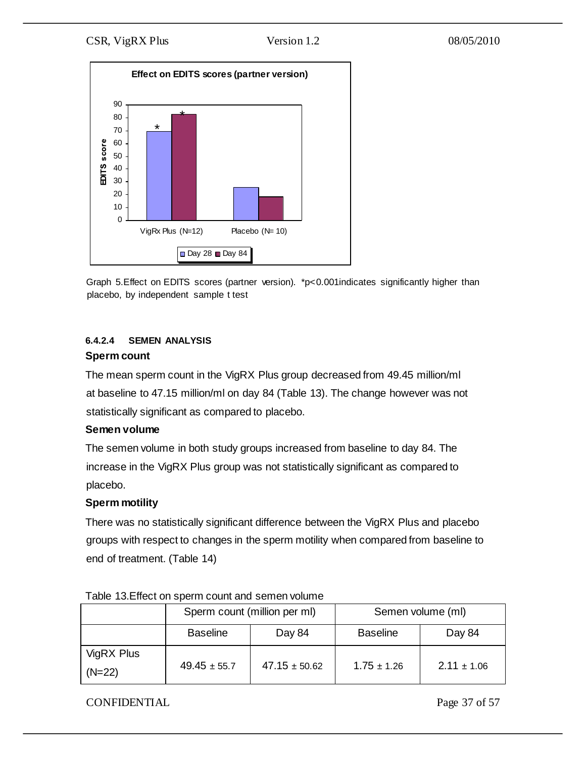Graph 5.Effect on EDITS scores (partner version). *p<0.001indicates significantly higher than placebo, by independent sample t test

#### 6.4.2.4 SEMEN ANALYSIS

**Sperm count**

The mean sperm count in the VigRX Plus group decreased from 49.45 million/ml at baseline to 47.15 million/ml on day 84 (Table 13). The change however was not statistically significant as compared to placebo.

**Semen volume**

The semen volume in both study groups increased from baseline to day 84. The increase in the VigRX Plus group was not statistically significant as compared to placebo.

**Sperm motility**

There was no statistically significant difference between the VigRX Plus and placebo groups with respect to changes in the sperm motility when compared from baseline to end of treatment. (Table 14)

Table 13.Effect on sperm count and semen volume

| | Sperm count (million per ml) | | Semen volume (ml) | |
|---|---|---|---|---|
| | Baseline | Day 84 | Baseline | Day 84 |
| VigRX Plus (N=22) | 49.45 ± 55.7 | 47.15 ± 50.62 | 1.75 ± 1.26 | 2.11 ± 1.06 |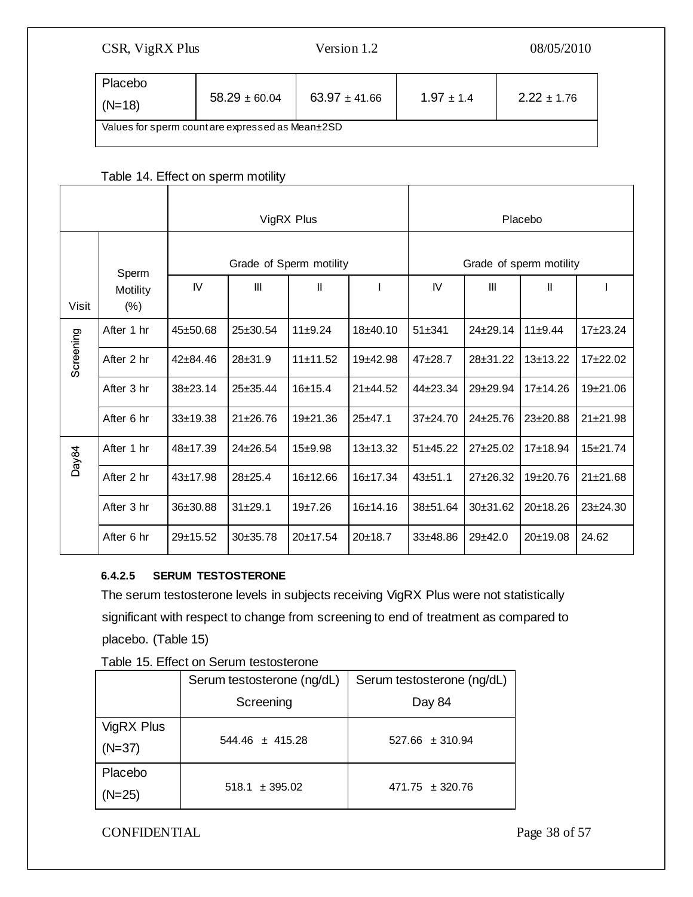| | | | | |
|---|---|---|---|---|
| Placebo (N=18) | 58.29 ± 60.04 | 63.97 ± 41.66 | 1.97 ± 1.4 | 2.22 ± 1.76 |
| Values for sperm count are expressed as Mean±2SD | | | | |

Table 14. Effect on sperm motility

| | | VigRX Plus | | | | Placebo | | | |
|---|---|---|---|---|---|---|---|---|---|
| Visit | Sperm Motility (%) | Grade of Sperm motility | | | | Grade of sperm motility | | | |
| | | IV | III | II | I | IV | III | II | I |
| Screening | After 1 hr | 45±50.68 | 25±30.54 | 11±9.24 | 18±40.10 | 51±341 | 24±29.14 | 11±9.44 | 17±23.24 |
| | After 2 hr | 42±84.46 | 28±31.9 | 11±11.52 | 19±42.98 | 47±28.7 | 28±31.22 | 13±13.22 | 17±22.02 |
| | After 3 hr | 38±23.14 | 25±35.44 | 16±15.4 | 21±44.52 | 44±23.34 | 29±29.94 | 17±14.26 | 19±21.06 |
| | After 6 hr | 33±19.38 | 21±26.76 | 19±21.36 | 25±47.1 | 37±24.70 | 24±25.76 | 23±20.88 | 21±21.98 |
| Day84 | After 1 hr | 48±17.39 | 24±26.54 | 15±9.98 | 13±13.32 | 51±45.22 | 27±25.02 | 17±18.94 | 15±21.74 |
| | After 2 hr | 43±17.98 | 28±25.4 | 16±12.66 | 16±17.34 | 43±51.1 | 27±26.32 | 19±20.76 | 21±21.68 |
| | After 3 hr | 36±30.88 | 31±29.1 | 19±7.26 | 16±14.16 | 38±51.64 | 30±31.62 | 20±18.26 | 23±24.30 |
| | After 6 hr | 29±15.52 | 30±35.78 | 20±17.54 | 20±18.7 | 33±48.86 | 29±42.0 | 20±19.08 | 24.62 |

#### 6.4.2.5 SERUM TESTOSTERONE

The serum testosterone levels in subjects receiving VigRX Plus were not statistically significant with respect to change from screening to end of treatment as compared to placebo. (Table 15)

Table 15. Effect on Serum testosterone

| | Serum testosterone (ng/dL) Screening | Serum testosterone (ng/dL) Day 84 |
|---|---|---|
| VigRX Plus (N=37) | 544.46 ± 415.28 | 527.66 ± 310.94 |
| Placebo (N=25) | 518.1 ± 395.02 | 471.75 ± 320.76 |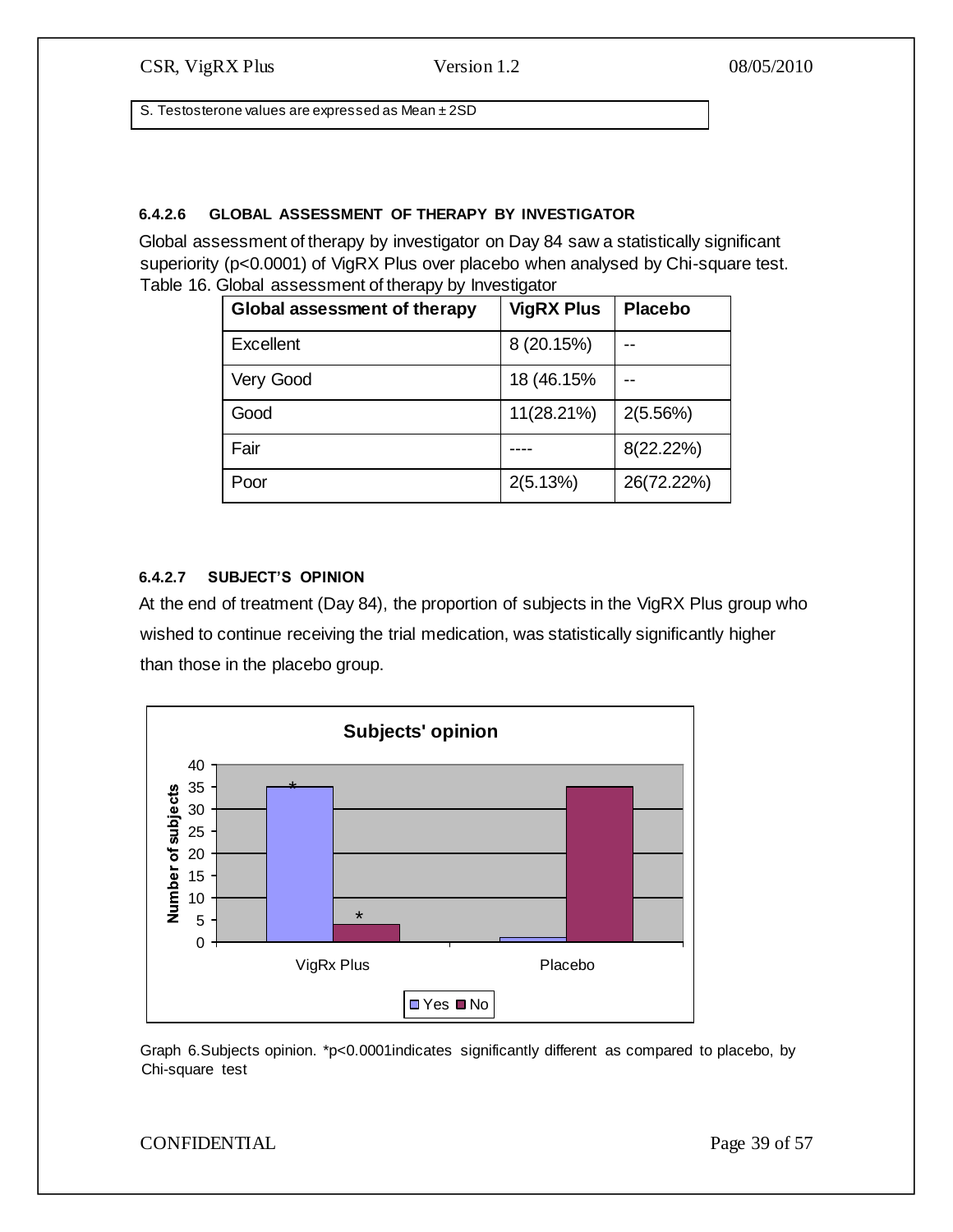S. Testosterone values are expressed as Mean ± 2SD

#### 6.4.2.6 GLOBAL ASSESSMENT OF THERAPY BY INVESTIGATOR

Global assessment of therapy by investigator on Day 84 saw a statistically significant superiority ($p<0.0001$) of VigRX Plus over placebo when analysed by Chi-square test.

Table 16. Global assessment of therapy by Investigator

| Global assessment of therapy | VigRX Plus | Placebo |
|---|---|---|
| Excellent | 8 (20.15%) | -- |
| Very Good | 18 (46.15% | -- |
| Good | 11(28.21%) | 2(5.56%) |
| Fair | ---- | 8(22.22%) |
| Poor | 2(5.13%) | 26(72.22%) |

#### 6.4.2.7 SUBJECT'S OPINION

At the end of treatment (Day 84), the proportion of subjects in the VigRX Plus group who wished to continue receiving the trial medication, was statistically significantly higher than those in the placebo group.

Subjects' opinion

| | Yes | No |
|---|---|---|
| VigRx Plus | 35* | 4* |
| Placebo | 1 | 35 |

Graph 6.Subjects opinion. *p<0.0001indicates significantly different as compared to placebo, by Chi-square test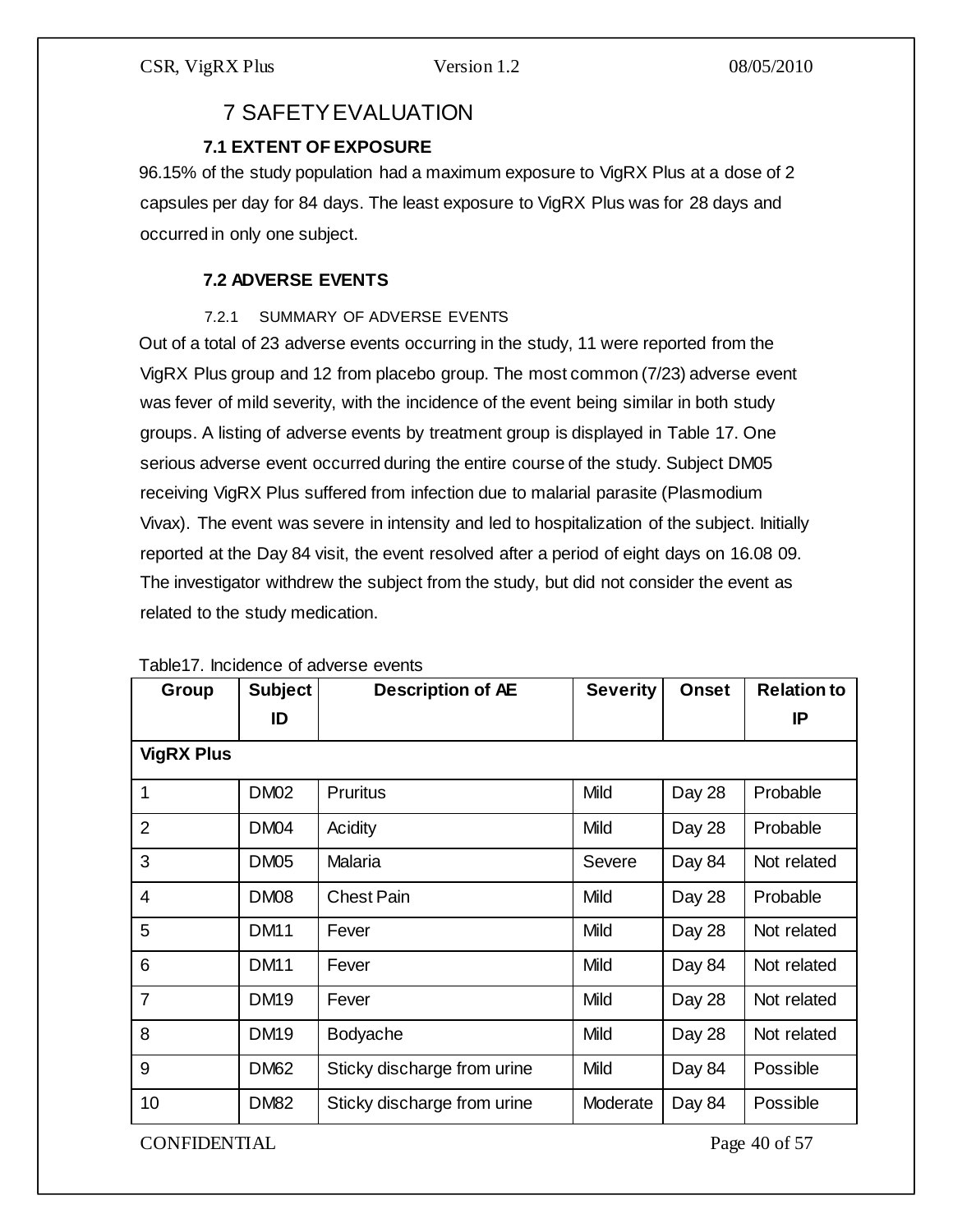# 7 SAFETY EVALUATION

## 7.1 EXTENT OF EXPOSURE

96.15% of the study population had a maximum exposure to VigRX Plus at a dose of 2 capsules per day for 84 days. The least exposure to VigRX Plus was for 28 days and occurred in only one subject.

## 7.2 ADVERSE EVENTS

### 7.2.1 SUMMARY OF ADVERSE EVENTS

Out of a total of 23 adverse events occurring in the study, 11 were reported from the VigRX Plus group and 12 from placebo group. The most common (7/23) adverse event was fever of mild severity, with the incidence of the event being similar in both study groups. A listing of adverse events by treatment group is displayed in Table 17. One serious adverse event occurred during the entire course of the study. Subject DM05 receiving VigRX Plus suffered from infection due to malarial parasite (Plasmodium Vivax). The event was severe in intensity and led to hospitalization of the subject. Initially reported at the Day 84 visit, the event resolved after a period of eight days on 16.08 09. The investigator withdrew the subject from the study, but did not consider the event as related to the study medication.

Table17. Incidence of adverse events

| Group | Subject ID | Description of AE | Severity | Onset | Relation to IP |
|---|---|---|---|---|---|
| **VigRX Plus** | | | | | |
| 1 | DM02 | Pruritus | Mild | Day 28 | Probable |
| 2 | DM04 | Acidity | Mild | Day 28 | Probable |
| 3 | DM05 | Malaria | Severe | Day 84 | Not related |
| 4 | DM08 | Chest Pain | Mild | Day 28 | Probable |
| 5 | DM11 | Fever | Mild | Day 28 | Not related |
| 6 | DM11 | Fever | Mild | Day 84 | Not related |
| 7 | DM19 | Fever | Mild | Day 28 | Not related |
| 8 | DM19 | Bodyache | Mild | Day 28 | Not related |
| 9 | DM62 | Sticky discharge from urine | Mild | Day 84 | Possible |
| 10 | DM82 | Sticky discharge from urine | Moderate | Day 84 | Possible |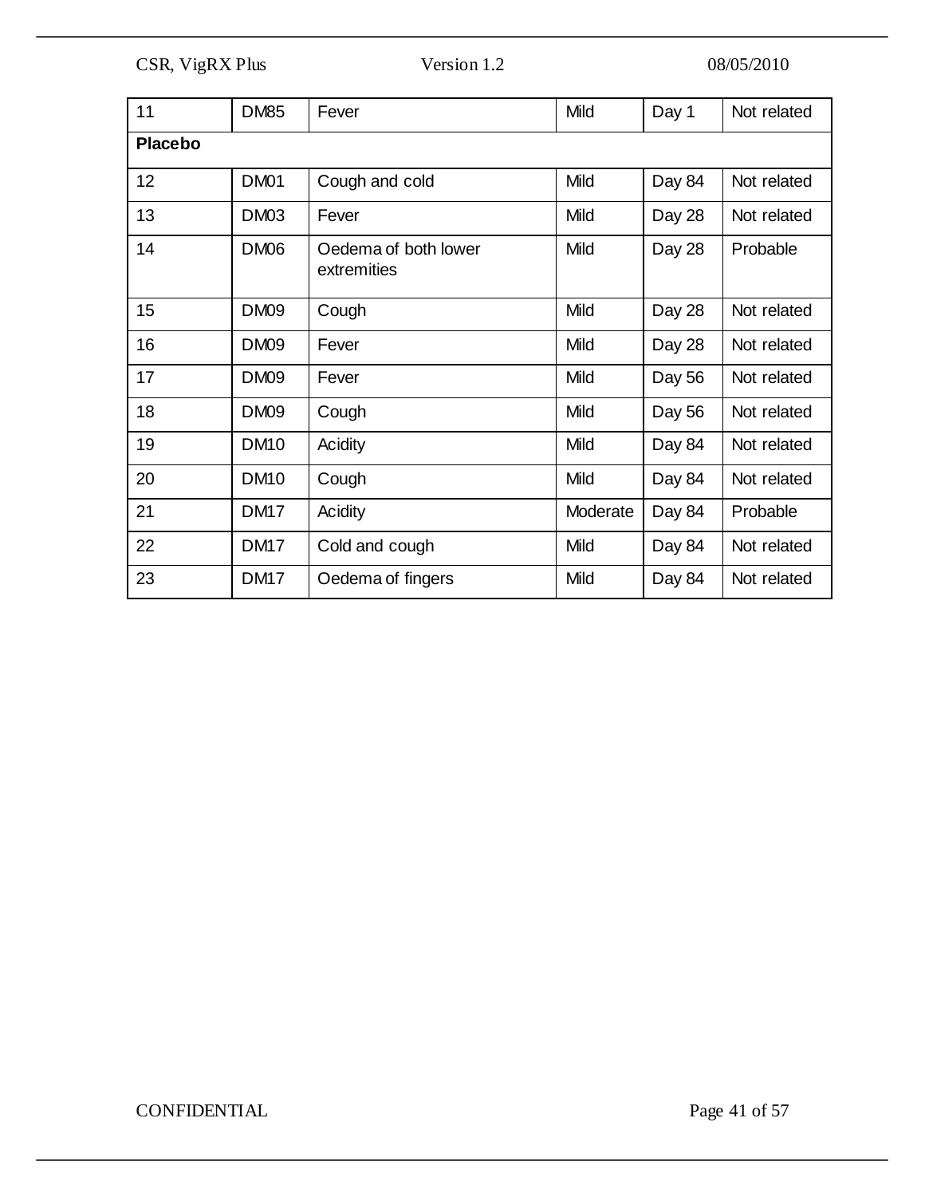| 11 | DM85 | Fever | Mild | Day 1 | Not related |
|---|---|---|---|---|---|
| **Placebo** | | | | | |
| 12 | DM01 | Cough and cold | Mild | Day 84 | Not related |
| 13 | DM03 | Fever | Mild | Day 28 | Not related |
| 14 | DM06 | Oedema of both lower extremities | Mild | Day 28 | Probable |
| 15 | DM09 | Cough | Mild | Day 28 | Not related |
| 16 | DM09 | Fever | Mild | Day 28 | Not related |
| 17 | DM09 | Fever | Mild | Day 56 | Not related |
| 18 | DM09 | Cough | Mild | Day 56 | Not related |
| 19 | DM10 | Acidity | Mild | Day 84 | Not related |
| 20 | DM10 | Cough | Mild | Day 84 | Not related |
| 21 | DM17 | Acidity | Moderate | Day 84 | Probable |
| 22 | DM17 | Cold and cough | Mild | Day 84 | Not related |
| 23 | DM17 | Oedema of fingers | Mild | Day 84 | Not related |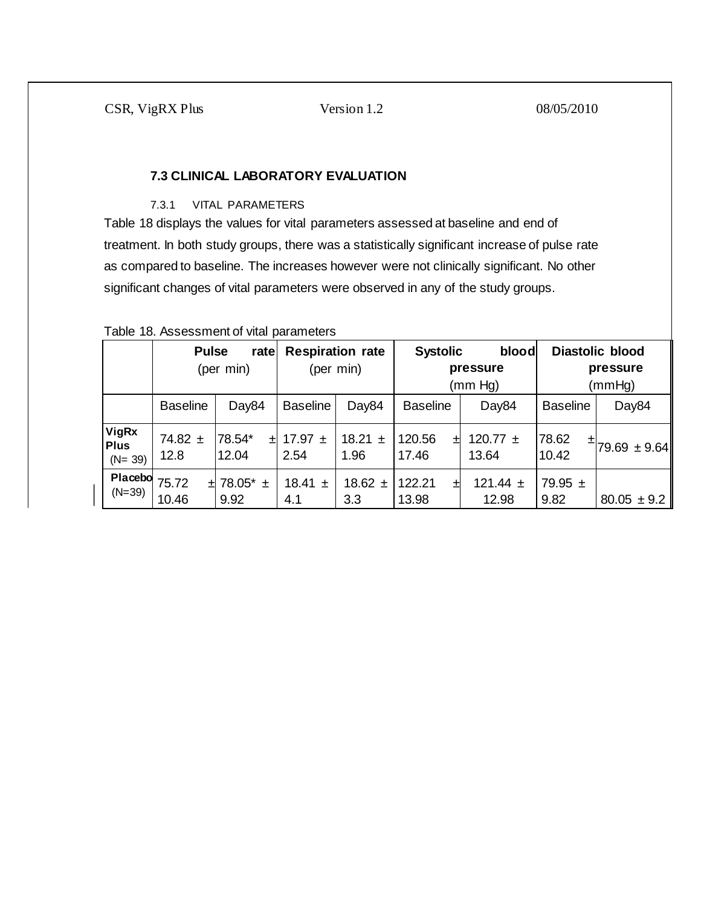### 7.3 CLINICAL LABORATORY EVALUATION

#### 7.3.1 VITAL PARAMETERS

Table 18 displays the values for vital parameters assessed at baseline and end of treatment. In both study groups, there was a statistically significant increase of pulse rate as compared to baseline. The increases however were not clinically significant. No other significant changes of vital parameters were observed in any of the study groups.

Table 18. Assessment of vital parameters

| | **Pulse rate** (per min) | | **Respiration rate** (per min) | | **Systolic blood pressure** (mm Hg) | | **Diastolic blood pressure** (mmHg) | |
|---|---|---|---|---|---|---|---|---|
| | Baseline | Day84 | Baseline | Day84 | Baseline | Day84 | Baseline | Day84 |
| **VigRx Plus** (N= 39) | 74.82 ± 12.8 | 78.54* ± 12.04 | 17.97 ± 2.54 | 18.21 ± 1.96 | 120.56 ± 17.46 | 120.77 ± 13.64 | 78.62 ± 10.42 | 79.69 ± 9.64 |
| **Placebo** (N=39) | 75.72 ± 10.46 | 78.05* ± 9.92 | 18.41 ± 4.1 | 18.62 ± 3.3 | 122.21 ± 13.98 | 121.44 ± 12.98 | 79.95 ± 9.82 | 80.05 ± 9.2 |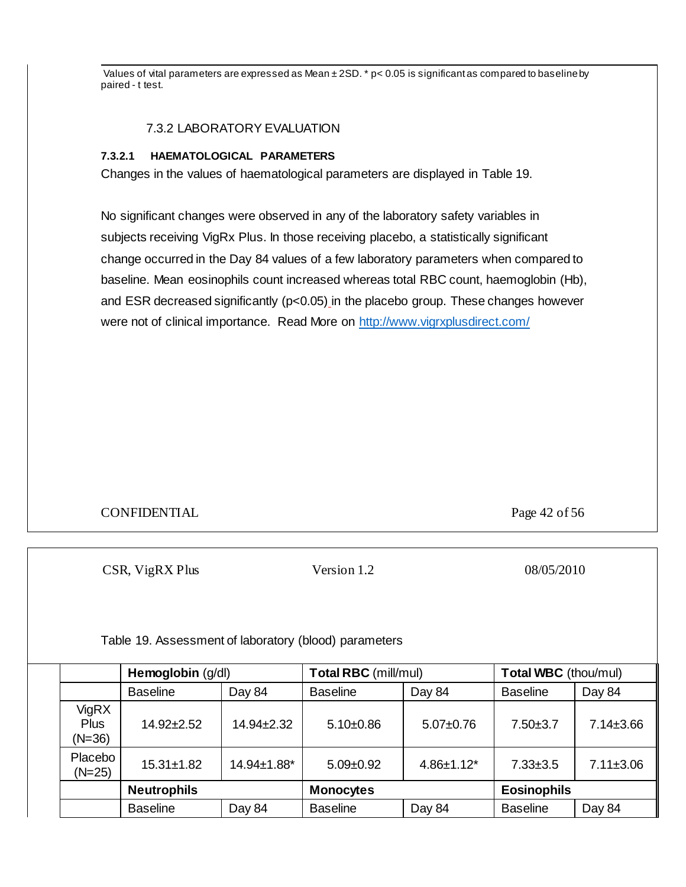Values of vital parameters are expressed as Mean ± 2SD. * $p < 0.05$ is significant as compared to baseline by paired - t test.

### 7.3.2 LABORATORY EVALUATION

#### 7.3.2.1 HAEMATOLOGICAL PARAMETERS

Changes in the values of haematological parameters are displayed in Table 19.

No significant changes were observed in any of the laboratory safety variables in subjects receiving VigRx Plus. In those receiving placebo, a statistically significant change occurred in the Day 84 values of a few laboratory parameters when compared to baseline. Mean eosinophils count increased whereas total RBC count, haemoglobin (Hb), and ESR decreased significantly ($p<0.05$) in the placebo group. These changes however were not of clinical importance. Read More on http://www.vigrxplusdirect.com/

Table 19. Assessment of laboratory (blood) parameters

| | **Hemoglobin** (g/dl) | | **Total RBC** (mill/mul) | | **Total WBC** (thou/mul) | |
|---|---|---|---|---|---|---|
| | Baseline | Day 84 | Baseline | Day 84 | Baseline | Day 84 |
| VigRX Plus (N=36) | 14.92±2.52 | 14.94±2.32 | 5.10±0.86 | 5.07±0.76 | 7.50±3.7 | 7.14±3.66 |
| Placebo (N=25) | 15.31±1.82 | 14.94±1.88* | 5.09±0.92 | 4.86±1.12* | 7.33±3.5 | 7.11±3.06 |
| | **Neutrophils** | | **Monocytes** | | **Eosinophils** | |
| | Baseline | Day 84 | Baseline | Day 84 | Baseline | Day 84 |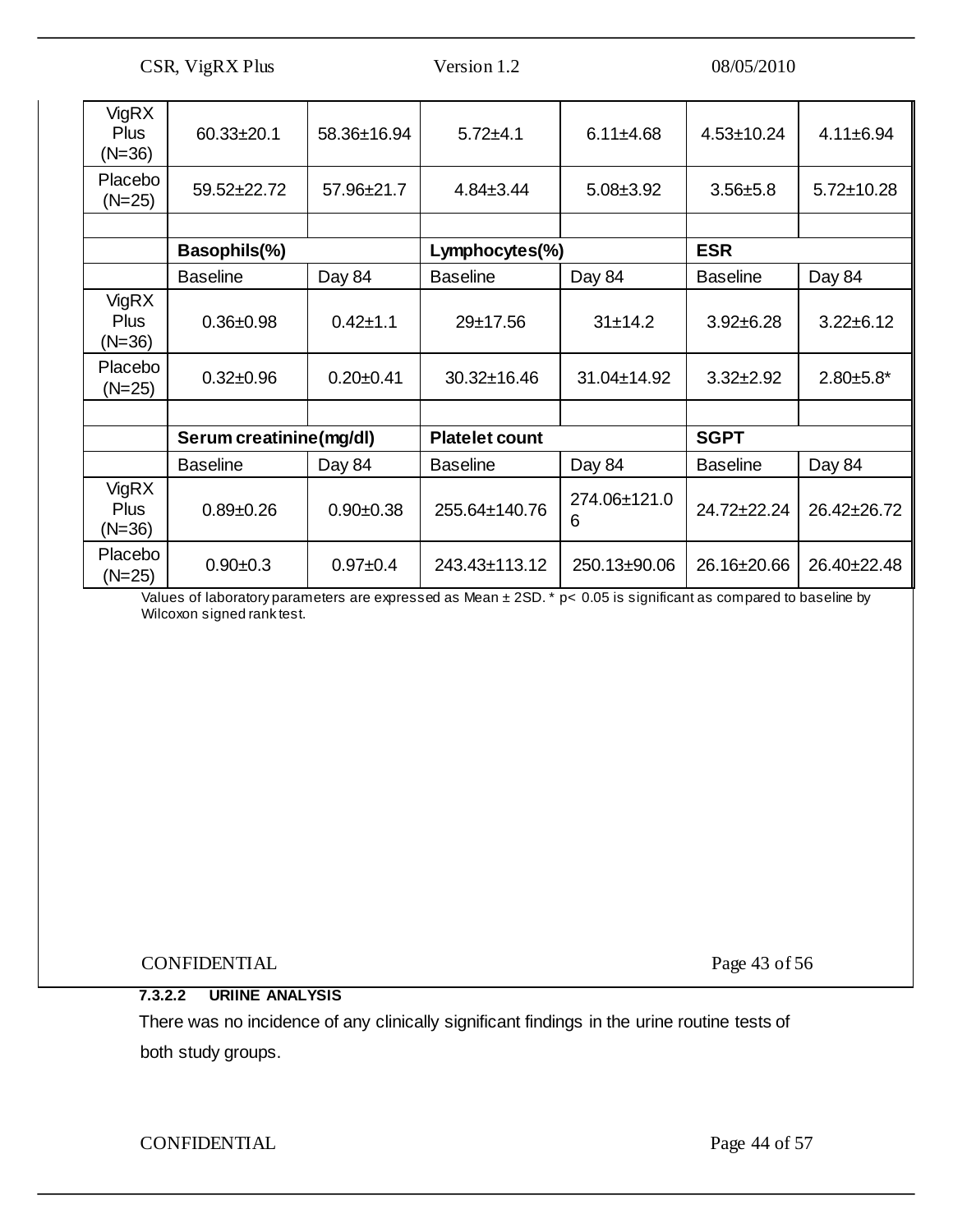| | | | | | | |
|---|---|---|---|---|---|---|
| VigRX Plus (N=36) | 60.33±20.1 | 58.36±16.94 | 5.72±4.1 | 6.11±4.68 | 4.53±10.24 | 4.11±6.94 |
| Placebo (N=25) | 59.52±22.72 | 57.96±21.7 | 4.84±3.44 | 5.08±3.92 | 3.56±5.8 | 5.72±10.28 |
| | | | | | | |
| | **Basophils(%)** | | **Lymphocytes(%)** | | **ESR** | |
| | Baseline | Day 84 | Baseline | Day 84 | Baseline | Day 84 |
| VigRX Plus (N=36) | 0.36±0.98 | 0.42±1.1 | 29±17.56 | 31±14.2 | 3.92±6.28 | 3.22±6.12 |
| Placebo (N=25) | 0.32±0.96 | 0.20±0.41 | 30.32±16.46 | 31.04±14.92 | 3.32±2.92 | 2.80±5.8* |
| | | | | | | |
| | **Serum creatinine(mg/dl)** | | **Platelet count** | | **SGPT** | |
| | Baseline | Day 84 | Baseline | Day 84 | Baseline | Day 84 |
| VigRX Plus (N=36) | 0.89±0.26 | 0.90±0.38 | 255.64±140.76 | 274.06±121.06 | 24.72±22.24 | 26.42±26.72 |
| Placebo (N=25) | 0.90±0.3 | 0.97±0.4 | 243.43±113.12 | 250.13±90.06 | 26.16±20.66 | 26.40±22.48 |

Values of laboratory parameters are expressed as Mean ± 2SD. * $p < 0.05$ is significant as compared to baseline by Wilcoxon signed rank test.

#### 7.3.2.2 URIINE ANALYSIS

There was no incidence of any clinically significant findings in the urine routine tests of both study groups.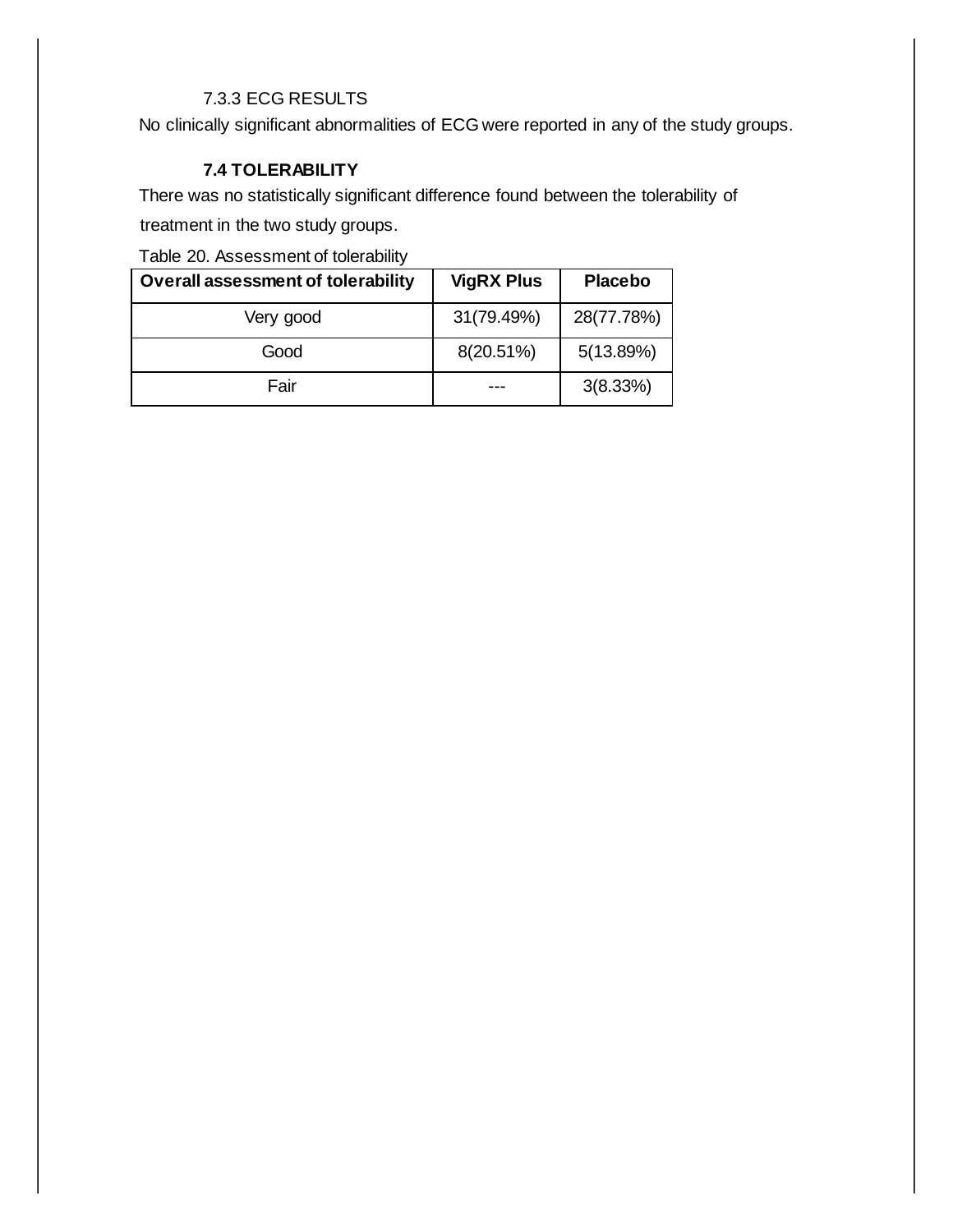#### 7.3.3 ECG RESULTS

No clinically significant abnormalities of ECG were reported in any of the study groups.

### 7.4 TOLERABILITY

There was no statistically significant difference found between the tolerability of treatment in the two study groups.

Table 20. Assessment of tolerability

| Overall assessment of tolerability | VigRX Plus | Placebo |
|---|---|---|
| Very good | 31(79.49%) | 28(77.78%) |
| Good | 8(20.51%) | 5(13.89%) |
| Fair | --- | 3(8.33%) |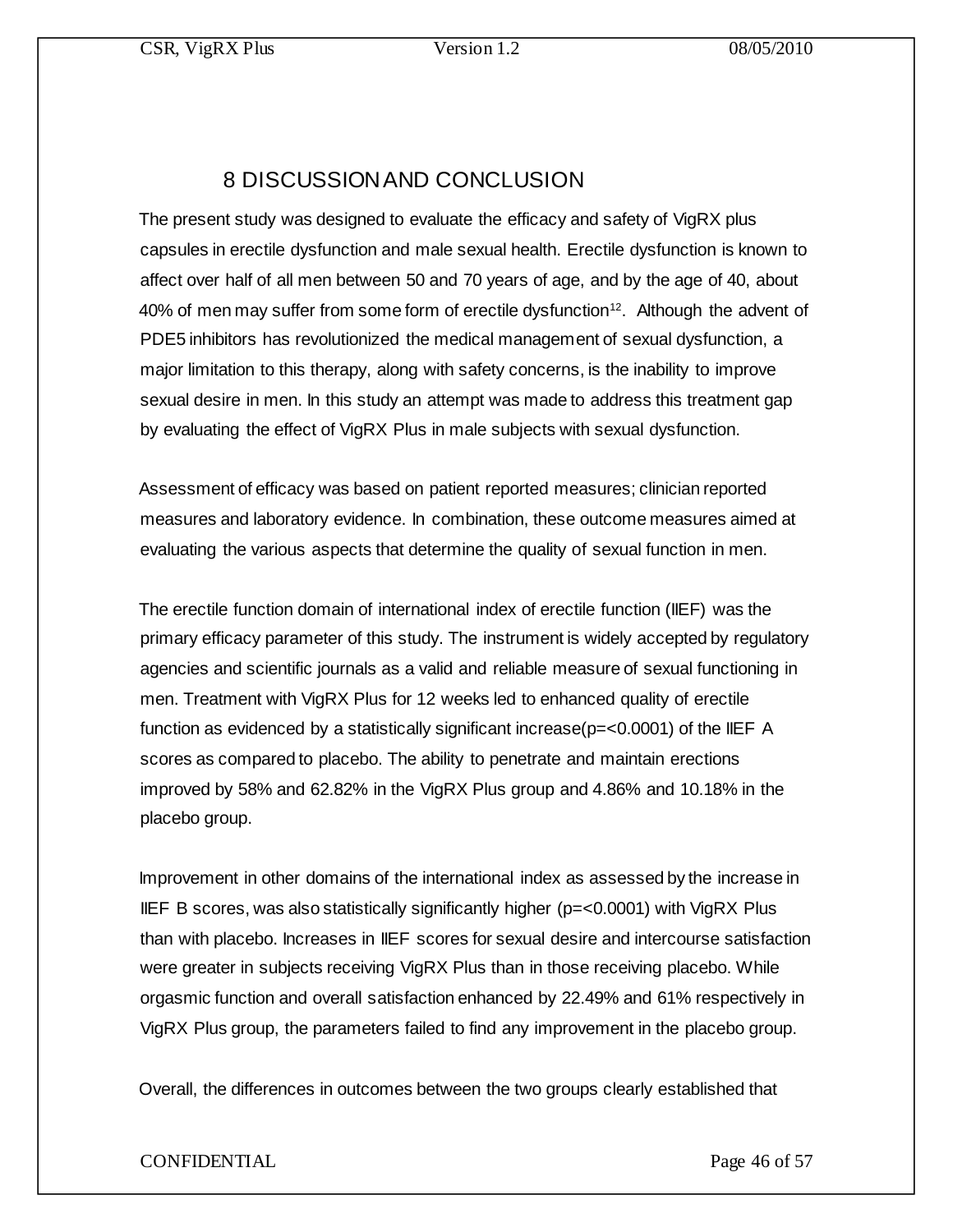# 8 DISCUSSION AND CONCLUSION

The present study was designed to evaluate the efficacy and safety of VigRX plus capsules in erectile dysfunction and male sexual health. Erectile dysfunction is known to affect over half of all men between 50 and 70 years of age, and by the age of 40, about 40% of men may suffer from some form of erectile dysfunction[12]. Although the advent of PDE5 inhibitors has revolutionized the medical management of sexual dysfunction, a major limitation to this therapy, along with safety concerns, is the inability to improve sexual desire in men. In this study an attempt was made to address this treatment gap by evaluating the effect of VigRX Plus in male subjects with sexual dysfunction.

Assessment of efficacy was based on patient reported measures; clinician reported measures and laboratory evidence. In combination, these outcome measures aimed at evaluating the various aspects that determine the quality of sexual function in men.

The erectile function domain of international index of erectile function (IIEF) was the primary efficacy parameter of this study. The instrument is widely accepted by regulatory agencies and scientific journals as a valid and reliable measure of sexual functioning in men. Treatment with VigRX Plus for 12 weeks led to enhanced quality of erectile function as evidenced by a statistically significant increase(p=<0.0001) of the IIEF A scores as compared to placebo. The ability to penetrate and maintain erections improved by 58% and 62.82% in the VigRX Plus group and 4.86% and 10.18% in the placebo group.

Improvement in other domains of the international index as assessed by the increase in IIEF B scores, was also statistically significantly higher (p=<0.0001) with VigRX Plus than with placebo. Increases in IIEF scores for sexual desire and intercourse satisfaction were greater in subjects receiving VigRX Plus than in those receiving placebo. While orgasmic function and overall satisfaction enhanced by 22.49% and 61% respectively in VigRX Plus group, the parameters failed to find any improvement in the placebo group.

Overall, the differences in outcomes between the two groups clearly established that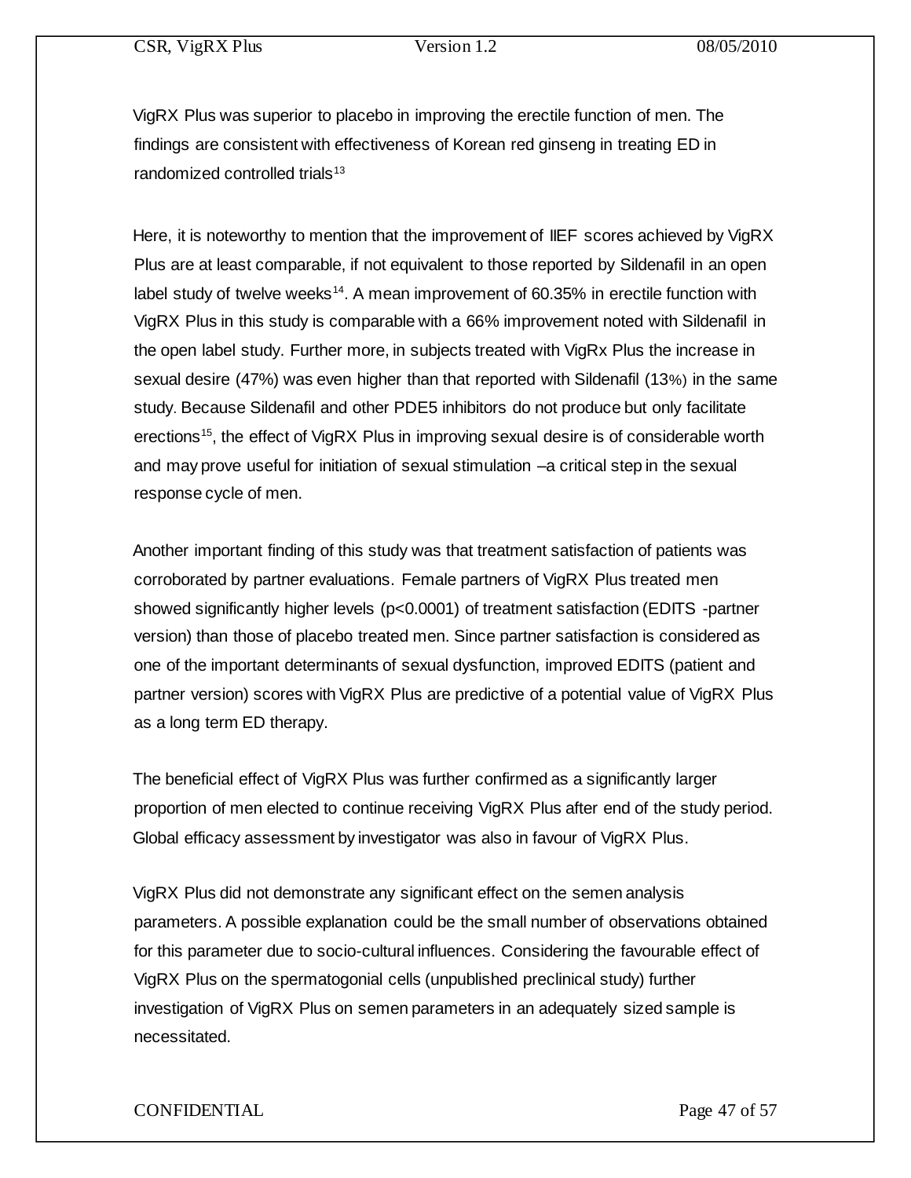VigRX Plus was superior to placebo in improving the erectile function of men. The findings are consistent with effectiveness of Korean red ginseng in treating ED in randomized controlled trials[13]

Here, it is noteworthy to mention that the improvement of IIEF scores achieved by VigRX Plus are at least comparable, if not equivalent to those reported by Sildenafil in an open label study of twelve weeks[14]. A mean improvement of 60.35% in erectile function with VigRX Plus in this study is comparable with a 66% improvement noted with Sildenafil in the open label study. Further more, in subjects treated with VigRx Plus the increase in sexual desire (47%) was even higher than that reported with Sildenafil (13%) in the same study. Because Sildenafil and other PDE5 inhibitors do not produce but only facilitate erections[15], the effect of VigRX Plus in improving sexual desire is of considerable worth and may prove useful for initiation of sexual stimulation –a critical step in the sexual response cycle of men.

Another important finding of this study was that treatment satisfaction of patients was corroborated by partner evaluations. Female partners of VigRX Plus treated men showed significantly higher levels ($p<0.0001$) of treatment satisfaction (EDITS -partner version) than those of placebo treated men. Since partner satisfaction is considered as one of the important determinants of sexual dysfunction, improved EDITS (patient and partner version) scores with VigRX Plus are predictive of a potential value of VigRX Plus as a long term ED therapy.

The beneficial effect of VigRX Plus was further confirmed as a significantly larger proportion of men elected to continue receiving VigRX Plus after end of the study period. Global efficacy assessment by investigator was also in favour of VigRX Plus.

VigRX Plus did not demonstrate any significant effect on the semen analysis parameters. A possible explanation could be the small number of observations obtained for this parameter due to socio-cultural influences. Considering the favourable effect of VigRX Plus on the spermatogonial cells (unpublished preclinical study) further investigation of VigRX Plus on semen parameters in an adequately sized sample is necessitated.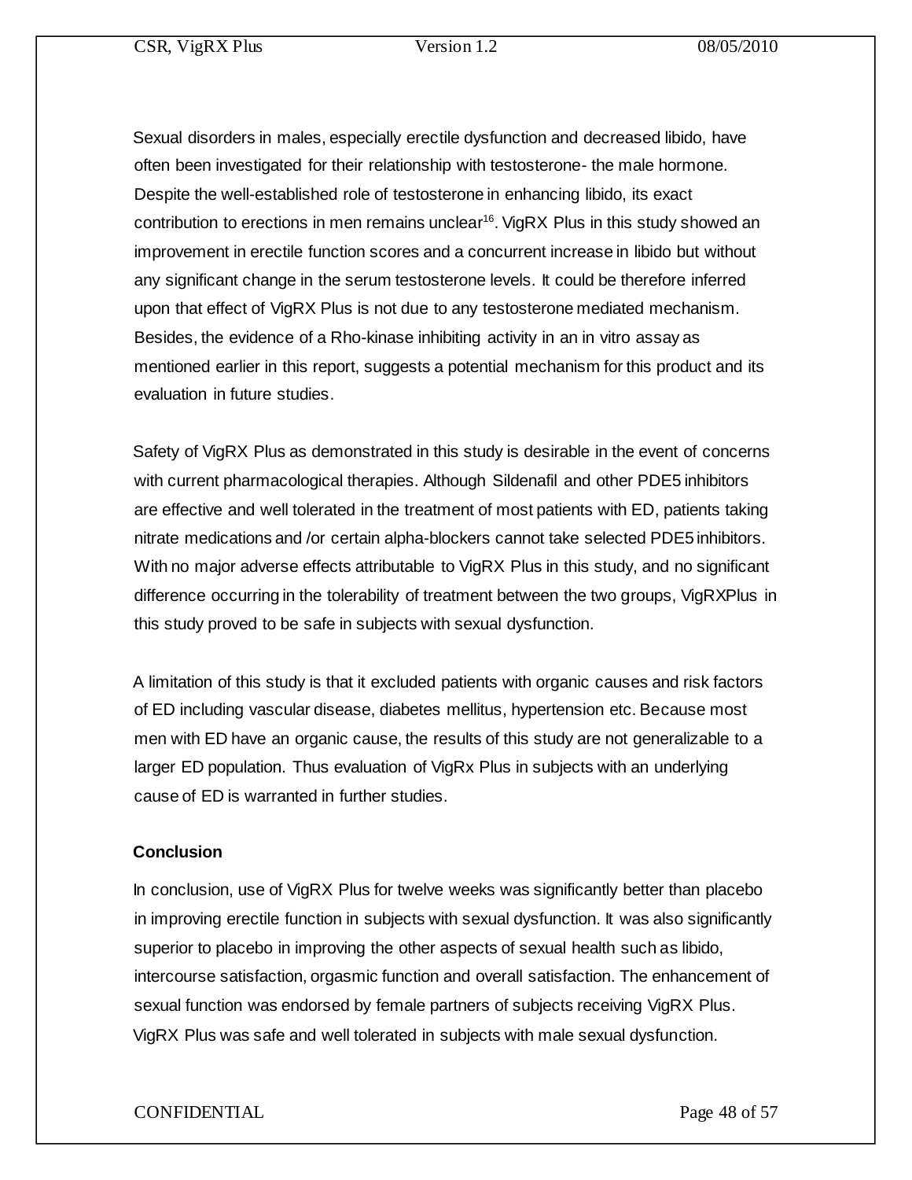Sexual disorders in males, especially erectile dysfunction and decreased libido, have often been investigated for their relationship with testosterone- the male hormone. Despite the well-established role of testosterone in enhancing libido, its exact contribution to erections in men remains unclear[16]. VigRX Plus in this study showed an improvement in erectile function scores and a concurrent increase in libido but without any significant change in the serum testosterone levels. It could be therefore inferred upon that effect of VigRX Plus is not due to any testosterone mediated mechanism. Besides, the evidence of a Rho-kinase inhibiting activity in an in vitro assay as mentioned earlier in this report, suggests a potential mechanism for this product and its evaluation in future studies.

Safety of VigRX Plus as demonstrated in this study is desirable in the event of concerns with current pharmacological therapies. Although Sildenafil and other PDE5 inhibitors are effective and well tolerated in the treatment of most patients with ED, patients taking nitrate medications and /or certain alpha-blockers cannot take selected PDE5 inhibitors. With no major adverse effects attributable to VigRX Plus in this study, and no significant difference occurring in the tolerability of treatment between the two groups, VigRXPlus in this study proved to be safe in subjects with sexual dysfunction.

A limitation of this study is that it excluded patients with organic causes and risk factors of ED including vascular disease, diabetes mellitus, hypertension etc. Because most men with ED have an organic cause, the results of this study are not generalizable to a larger ED population. Thus evaluation of VigRx Plus in subjects with an underlying cause of ED is warranted in further studies.

**Conclusion**

In conclusion, use of VigRX Plus for twelve weeks was significantly better than placebo in improving erectile function in subjects with sexual dysfunction. It was also significantly superior to placebo in improving the other aspects of sexual health such as libido, intercourse satisfaction, orgasmic function and overall satisfaction. The enhancement of sexual function was endorsed by female partners of subjects receiving VigRX Plus. VigRX Plus was safe and well tolerated in subjects with male sexual dysfunction.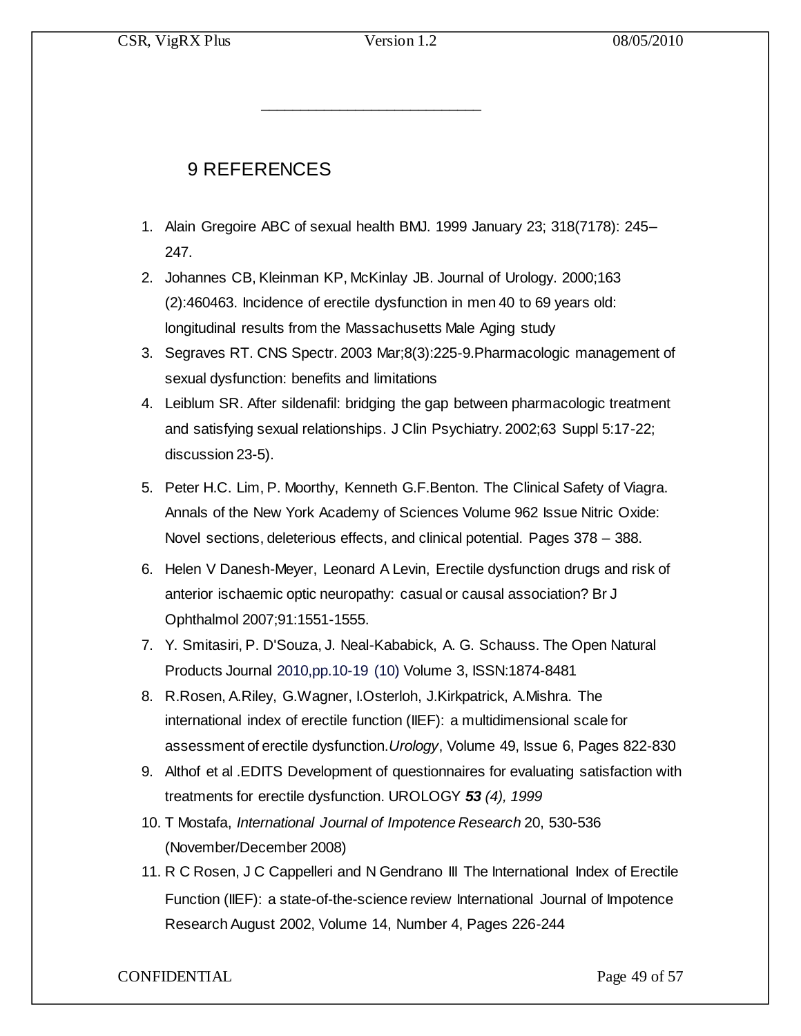## 9 REFERENCES

1. Alain Gregoire ABC of sexual health BMJ. 1999 January 23; 318(7178): 245–247.
2. Johannes CB, Kleinman KP, McKinlay JB. Journal of Urology. 2000;163 (2):460463. Incidence of erectile dysfunction in men 40 to 69 years old: longitudinal results from the Massachusetts Male Aging study
3. Segraves RT. CNS Spectr. 2003 Mar;8(3):225-9.Pharmacologic management of sexual dysfunction: benefits and limitations
4. Leiblum SR. After sildenafil: bridging the gap between pharmacologic treatment and satisfying sexual relationships. J Clin Psychiatry. 2002;63 Suppl 5:17-22; discussion 23-5).
5. Peter H.C. Lim, P. Moorthy, Kenneth G.F.Benton. The Clinical Safety of Viagra. Annals of the New York Academy of Sciences Volume 962 Issue Nitric Oxide: Novel sections, deleterious effects, and clinical potential. Pages 378 – 388.
6. Helen V Danesh-Meyer, Leonard A Levin, Erectile dysfunction drugs and risk of anterior ischaemic optic neuropathy: casual or causal association? Br J Ophthalmol 2007;91:1551-1555.
7. Y. Smitasiri, P. D'Souza, J. Neal-Kababick, A. G. Schauss. The Open Natural Products Journal 2010,pp.10-19 (10) Volume 3, ISSN:1874-8481
8. R.Rosen, A.Riley, G.Wagner, I.Osterloh, J.Kirkpatrick, A.Mishra. The international index of erectile function (IIEF): a multidimensional scale for assessment of erectile dysfunction.*Urology*, Volume 49, Issue 6, Pages 822-830
9. Althof et al .EDITS Development of questionnaires for evaluating satisfaction with treatments for erectile dysfunction. UROLOGY ***53*** *(4), 1999*
10. T Mostafa, *International Journal of Impotence Research* 20, 530-536 (November/December 2008)
11. R C Rosen, J C Cappelleri and N Gendrano III The International Index of Erectile Function (IIEF): a state-of-the-science review International Journal of Impotence Research August 2002, Volume 14, Number 4, Pages 226-244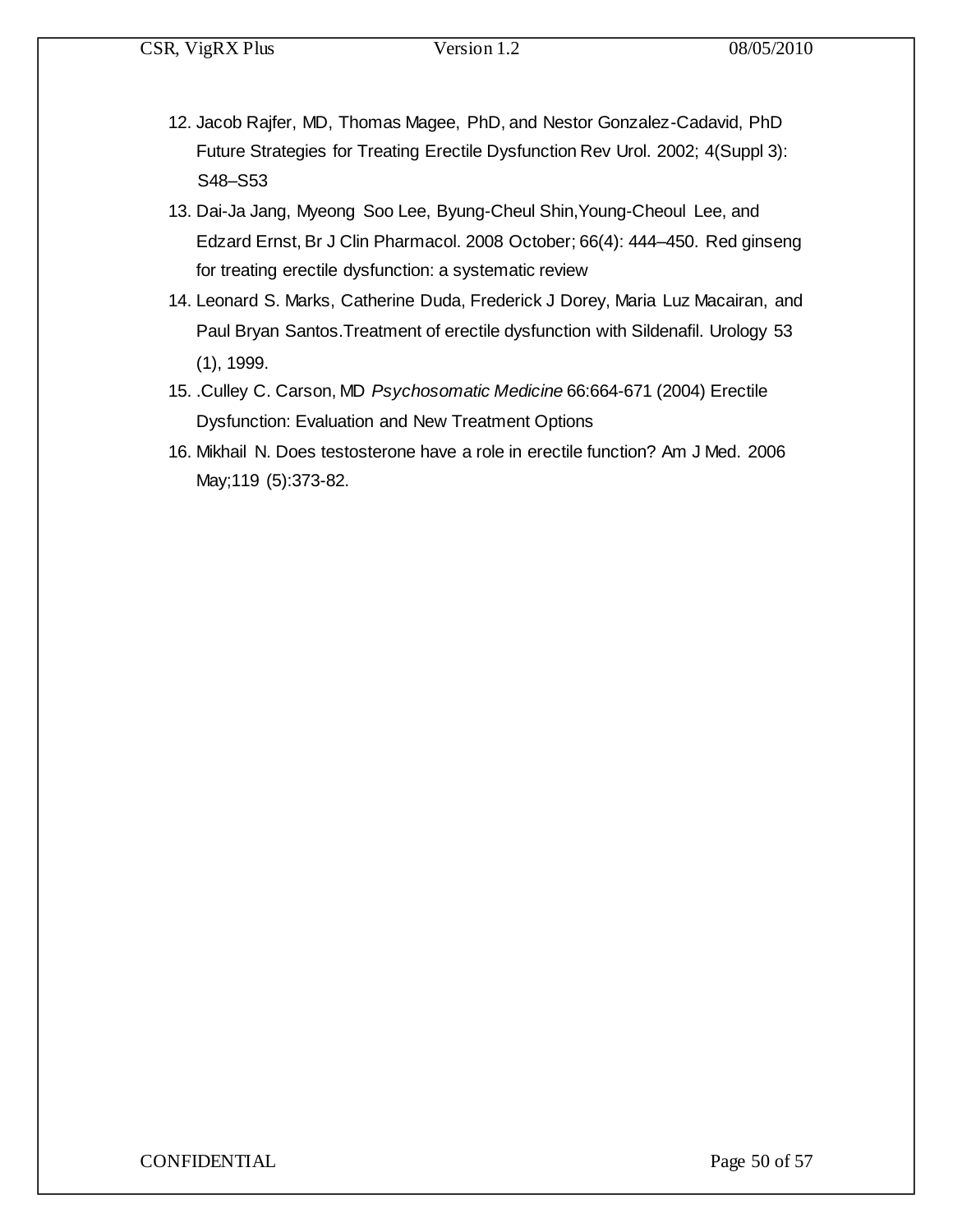12. Jacob Rajfer, MD, Thomas Magee, PhD, and Nestor Gonzalez-Cadavid, PhD Future Strategies for Treating Erectile Dysfunction Rev Urol. 2002; 4(Suppl 3): S48–S53
13. Dai-Ja Jang, Myeong Soo Lee, Byung-Cheul Shin,Young-Cheoul Lee, and Edzard Ernst, Br J Clin Pharmacol. 2008 October; 66(4): 444–450. Red ginseng for treating erectile dysfunction: a systematic review
14. Leonard S. Marks, Catherine Duda, Frederick J Dorey, Maria Luz Macairan, and Paul Bryan Santos.Treatment of erectile dysfunction with Sildenafil. Urology 53 (1), 1999.
15. .Culley C. Carson, MD *Psychosomatic Medicine* 66:664-671 (2004) Erectile Dysfunction: Evaluation and New Treatment Options
16. Mikhail N. Does testosterone have a role in erectile function? Am J Med. 2006 May;119 (5):373-82.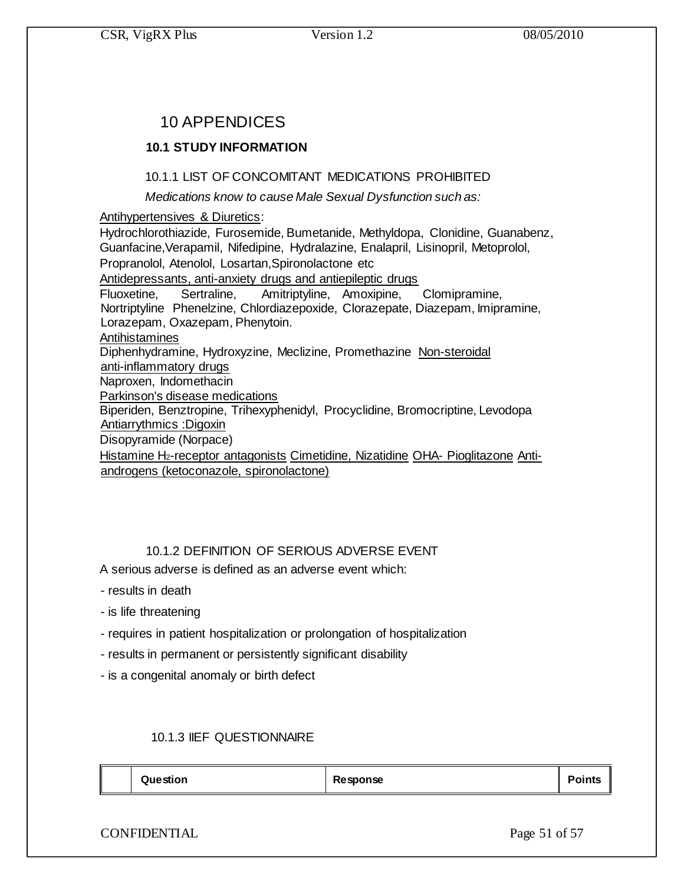# 10 APPENDICES

## 10.1 STUDY INFORMATION

### 10.1.1 LIST OF CONCOMITANT MEDICATIONS PROHIBITED

*Medications know to cause Male Sexual Dysfunction such as:*

Antihypertensives & Diuretics:
Hydrochlorothiazide, Furosemide, Bumetanide, Methyldopa, Clonidine, Guanabenz, Guanfacine,Verapamil, Nifedipine, Hydralazine, Enalapril, Lisinopril, Metoprolol, Propranolol, Atenolol, Losartan,Spironolactone etc
Antidepressants, anti-anxiety drugs and antiepileptic drugs
Fluoxetine, Sertraline, Amitriptyline, Amoxipine, Clomipramine, Nortriptyline Phenelzine, Chlordiazepoxide, Clorazepate, Diazepam, Imipramine, Lorazepam, Oxazepam, Phenytoin.
Antihistamines
Diphenhydramine, Hydroxyzine, Meclizine, Promethazine Non-steroidal anti-inflammatory drugs
Naproxen, Indomethacin
Parkinson's disease medications
Biperiden, Benztropine, Trihexyphenidyl, Procyclidine, Bromocriptine, Levodopa
Antiarrythmics :Digoxin
Disopyramide (Norpace)
Histamine $H_2$-receptor antagonists Cimetidine, Nizatidine OHA- Pioglitazone Anti-androgens (ketoconazole, spironolactone)

### 10.1.2 DEFINITION OF SERIOUS ADVERSE EVENT

A serious adverse is defined as an adverse event which:

- results in death
- is life threatening
- requires in patient hospitalization or prolongation of hospitalization
- results in permanent or persistently significant disability
- is a congenital anomaly or birth defect

### 10.1.3 IIEF QUESTIONNAIRE

| | Question | Response | Points |
|---|---|---|---|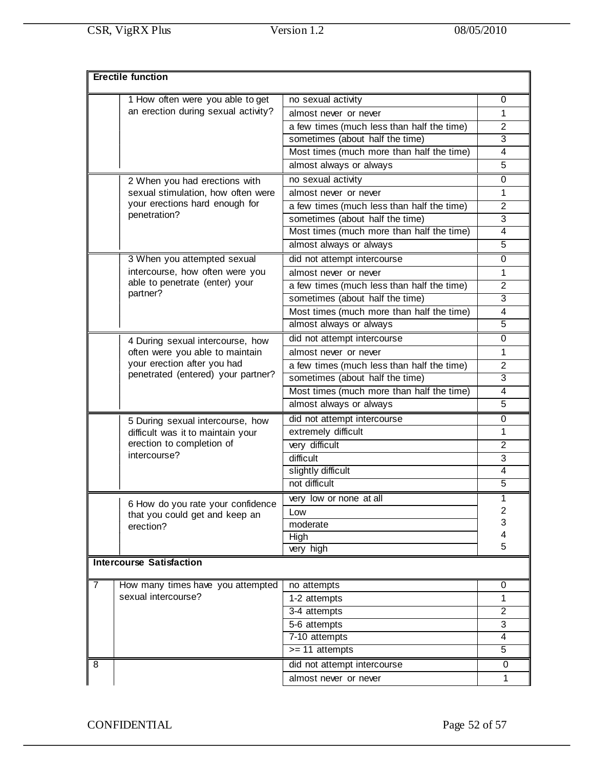| **Erectile function** | | | |
|---|---|---|---|
| | 1 How often were you able to get an erection during sexual activity? | no sexual activity | 0 |
| | | almost never or never | 1 |
| | | a few times (much less than half the time) | 2 |
| | | sometimes (about half the time) | 3 |
| | | Most times (much more than half the time) | 4 |
| | | almost always or always | 5 |
| | 2 When you had erections with sexual stimulation, how often were your erections hard enough for penetration? | no sexual activity | 0 |
| | | almost never or never | 1 |
| | | a few times (much less than half the time) | 2 |
| | | sometimes (about half the time) | 3 |
| | | Most times (much more than half the time) | 4 |
| | | almost always or always | 5 |
| | 3 When you attempted sexual intercourse, how often were you able to penetrate (enter) your partner? | did not attempt intercourse | 0 |
| | | almost never or never | 1 |
| | | a few times (much less than half the time) | 2 |
| | | sometimes (about half the time) | 3 |
| | | Most times (much more than half the time) | 4 |
| | | almost always or always | 5 |
| | 4 During sexual intercourse, how often were you able to maintain your erection after you had penetrated (entered) your partner? | did not attempt intercourse | 0 |
| | | almost never or never | 1 |
| | | a few times (much less than half the time) | 2 |
| | | sometimes (about half the time) | 3 |
| | | Most times (much more than half the time) | 4 |
| | | almost always or always | 5 |
| | 5 During sexual intercourse, how difficult was it to maintain your erection to completion of intercourse? | did not attempt intercourse | 0 |
| | | extremely difficult | 1 |
| | | very difficult | 2 |
| | | difficult | 3 |
| | | slightly difficult | 4 |
| | | not difficult | 5 |
| | 6 How do you rate your confidence that you could get and keep an erection? | very low or none at all | 1 |
| | | Low | 2 |
| | | moderate | 3 |
| | | High | 4 |
| | | very high | 5 |
| **Intercourse Satisfaction** | | | |
| 7 | How many times have you attempted sexual intercourse? | no attempts | 0 |
| | | 1-2 attempts | 1 |
| | | 3-4 attempts | 2 |
| | | 5-6 attempts | 3 |
| | | 7-10 attempts | 4 |
| | | >= 11 attempts | 5 |
| 8 | | did not attempt intercourse | 0 |
| | | almost never or never | 1 |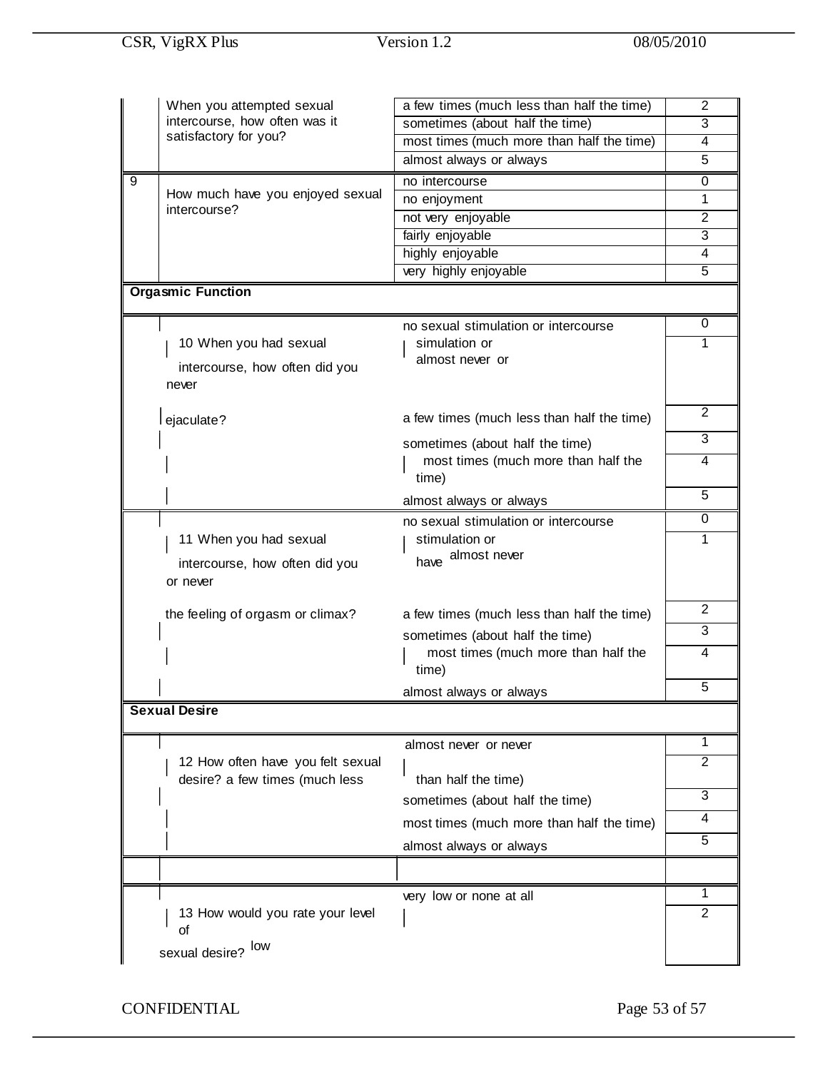| | | | |
|---|---|---|---|
| | When you attempted sexual intercourse, how often was it satisfactory for you? | a few times (much less than half the time) | 2 |
| | | sometimes (about half the time) | 3 |
| | | most times (much more than half the time) | 4 |
| | | almost always or always | 5 |
| 9 | How much have you enjoyed sexual intercourse? | no intercourse | 0 |
| | | no enjoyment | 1 |
| | | not very enjoyable | 2 |
| | | fairly enjoyable | 3 |
| | | highly enjoyable | 4 |
| | | very highly enjoyable | 5 |
| **Orgasmic Function** | | | |
| | 10 When you had sexual intercourse, how often did you ejaculate? | no sexual stimulation or intercourse | 0 |
| | | almost never or never | 1 |
| | | a few times (much less than half the time) | 2 |
| | | sometimes (about half the time) | 3 |
| | | most times (much more than half the time) | 4 |
| | | almost always or always | 5 |
| | 11 When you had sexual stimulation or intercourse, how often did you have the feeling of orgasm or climax? | no sexual stimulation or intercourse | 0 |
| | | almost never or never | 1 |
| | | a few times (much less than half the time) | 2 |
| | | sometimes (about half the time) | 3 |
| | | most times (much more than half the time) | 4 |
| | | almost always or always | 5 |
| **Sexual Desire** | | | |
| | 12 How often have you felt sexual desire? | almost never or never | 1 |
| | | a few times (much less than half the time) | 2 |
| | | sometimes (about half the time) | 3 |
| | | most times (much more than half the time) | 4 |
| | | almost always or always | 5 |
| | | | |
| | 13 How would you rate your level of sexual desire? | very low or none at all | 1 |
| | | low | 2 |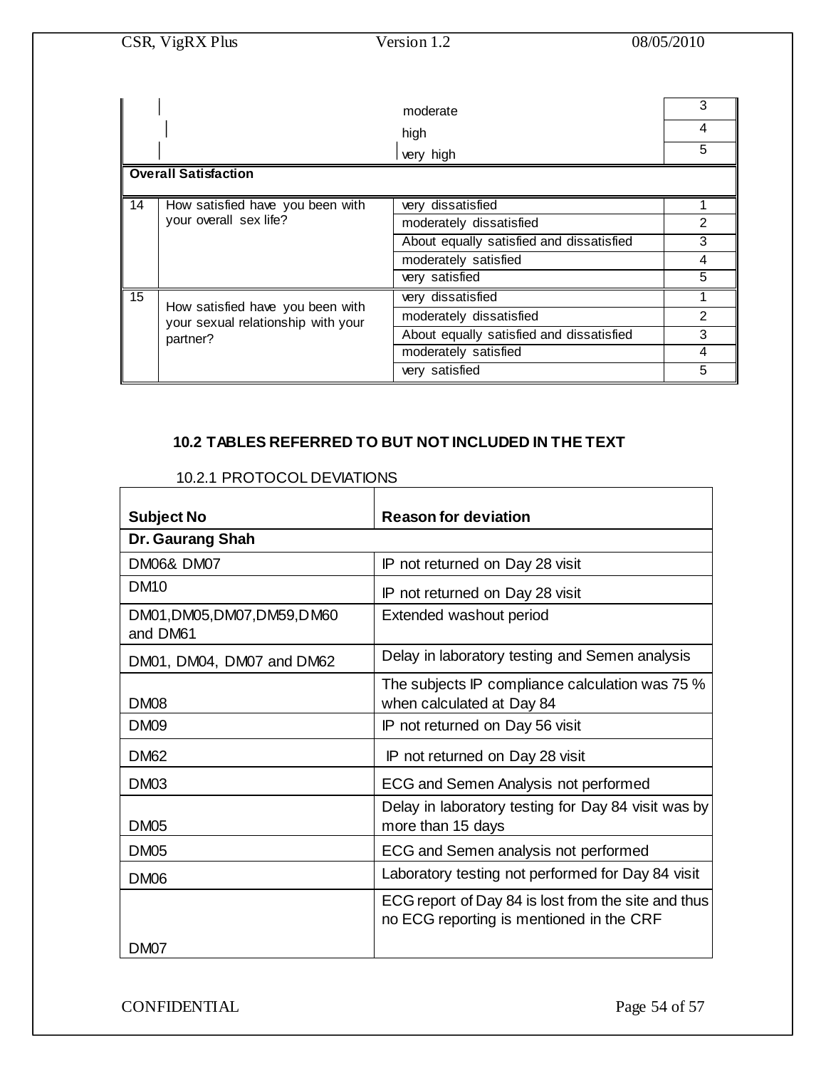| | | | |
|---|---|---|---|
| | | moderate | 3 |
| | | high | 4 |
| | | very high | 5 |
| **Overall Satisfaction** | | | |
| 14 | How satisfied have you been with your overall sex life? | very dissatisfied | 1 |
| | | moderately dissatisfied | 2 |
| | | About equally satisfied and dissatisfied | 3 |
| | | moderately satisfied | 4 |
| | | very satisfied | 5 |
| 15 | How satisfied have you been with your sexual relationship with your partner? | very dissatisfied | 1 |
| | | moderately dissatisfied | 2 |
| | | About equally satisfied and dissatisfied | 3 |
| | | moderately satisfied | 4 |
| | | very satisfied | 5 |

## 10.2 TABLES REFERRED TO BUT NOT INCLUDED IN THE TEXT

### 10.2.1 PROTOCOL DEVIATIONS

| Subject No | Reason for deviation |
|---|---|
| **Dr. Gaurang Shah** | |
| DM06& DM07 | IP not returned on Day 28 visit |
| DM10 | IP not returned on Day 28 visit |
| DM01,DM05,DM07,DM59,DM60 and DM61 | Extended washout period |
| DM01, DM04, DM07 and DM62 | Delay in laboratory testing and Semen analysis |
| DM08 | The subjects IP compliance calculation was 75 % when calculated at Day 84 |
| DM09 | IP not returned on Day 56 visit |
| DM62 | IP not returned on Day 28 visit |
| DM03 | ECG and Semen Analysis not performed |
| DM05 | Delay in laboratory testing for Day 84 visit was by more than 15 days |
| DM05 | ECG and Semen analysis not performed |
| DM06 | Laboratory testing not performed for Day 84 visit |
| DM07 | ECG report of Day 84 is lost from the site and thus no ECG reporting is mentioned in the CRF |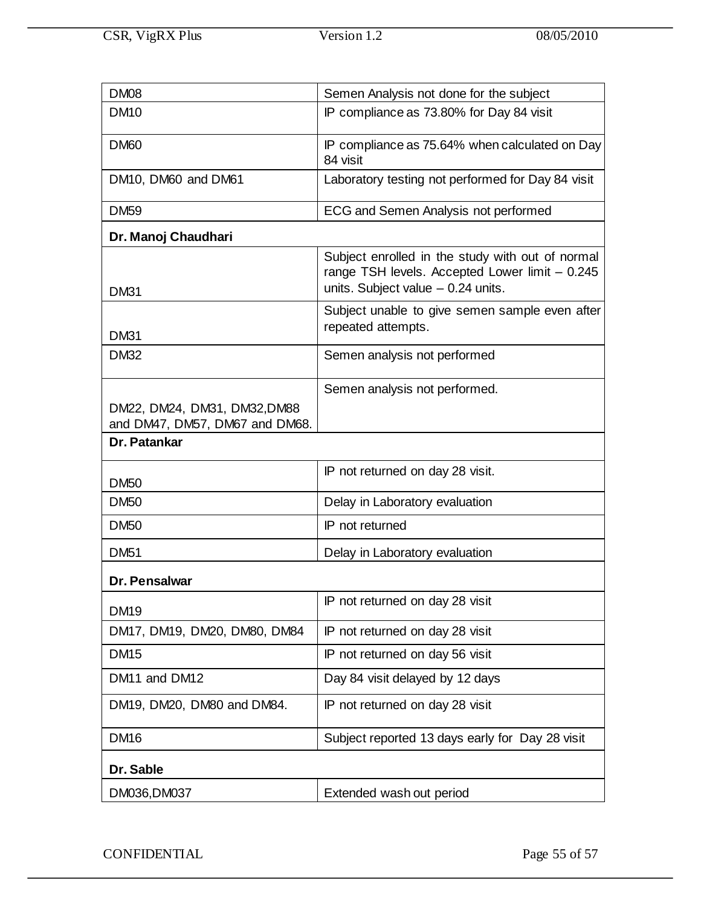| | |
|---|---|
| DM08 | Semen Analysis not done for the subject |
| DM10 | IP compliance as 73.80% for Day 84 visit |
| DM60 | IP compliance as 75.64% when calculated on Day 84 visit |
| DM10, DM60 and DM61 | Laboratory testing not performed for Day 84 visit |
| DM59 | ECG and Semen Analysis not performed |
| **Dr. Manoj Chaudhari** | |
| DM31 | Subject enrolled in the study with out of normal range TSH levels. Accepted Lower limit – 0.245 units. Subject value – 0.24 units. |
| DM31 | Subject unable to give semen sample even after repeated attempts. |
| DM32 | Semen analysis not performed |
| DM22, DM24, DM31, DM32,DM88 and DM47, DM57, DM67 and DM68. | Semen analysis not performed. |
| **Dr. Patankar** | |
| DM50 | IP not returned on day 28 visit. |
| DM50 | Delay in Laboratory evaluation |
| DM50 | IP not returned |
| DM51 | Delay in Laboratory evaluation |
| **Dr. Pensalwar** | |
| DM19 | IP not returned on day 28 visit |
| DM17, DM19, DM20, DM80, DM84 | IP not returned on day 28 visit |
| DM15 | IP not returned on day 56 visit |
| DM11 and DM12 | Day 84 visit delayed by 12 days |
| DM19, DM20, DM80 and DM84. | IP not returned on day 28 visit |
| DM16 | Subject reported 13 days early for Day 28 visit |
| **Dr. Sable** | |
| DM036,DM037 | Extended wash out period |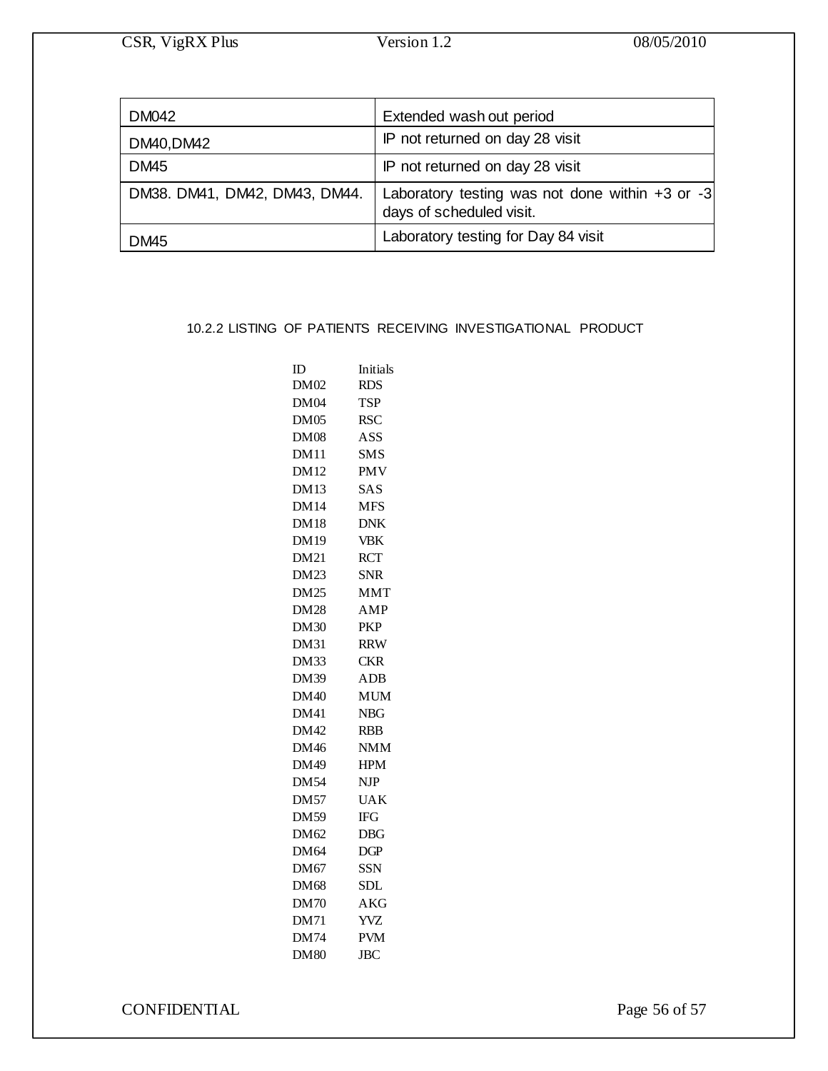| | |
|---|---|
| DM042 | Extended wash out period |
| DM40,DM42 | IP not returned on day 28 visit |
| DM45 | IP not returned on day 28 visit |
| DM38. DM41, DM42, DM43, DM44. | Laboratory testing was not done within +3 or -3 days of scheduled visit. |
| DM45 | Laboratory testing for Day 84 visit |

### 10.2.2 LISTING OF PATIENTS RECEIVING INVESTIGATIONAL PRODUCT

| ID | Initials |
|---|---|
| DM02 | RDS |
| DM04 | TSP |
| DM05 | RSC |
| DM08 | ASS |
| DM11 | SMS |
| DM12 | PMV |
| DM13 | SAS |
| DM14 | MFS |
| DM18 | DNK |
| DM19 | VBK |
| DM21 | RCT |
| DM23 | SNR |
| DM25 | MMT |
| DM28 | AMP |
| DM30 | PKP |
| DM31 | RRW |
| DM33 | CKR |
| DM39 | ADB |
| DM40 | MUM |
| DM41 | NBG |
| DM42 | RBB |
| DM46 | NMM |
| DM49 | HPM |
| DM54 | NJP |
| DM57 | UAK |
| DM59 | IFG |
| DM62 | DBG |
| DM64 | DGP |
| DM67 | SSN |
| DM68 | SDL |
| DM70 | AKG |
| DM71 | YVZ |
| DM74 | PVM |
| DM80 | JBC |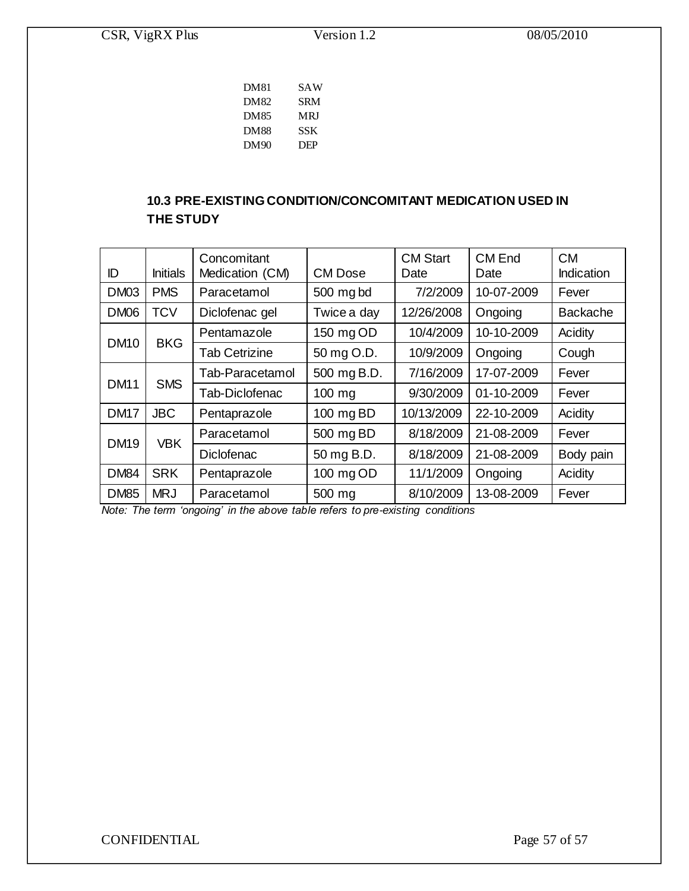| | |
|---|---|
| DM81 | SAW |
| DM82 | SRM |
| DM85 | MRJ |
| DM88 | SSK |
| DM90 | DEP |

### 10.3 PRE-EXISTING CONDITION/CONCOMITANT MEDICATION USED IN THE STUDY

| ID | Initials | Concomitant Medication (CM) | CM Dose | CM Start Date | CM End Date | CM Indication |
|---|---|---|---|---|---|---|
| DM03 | PMS | Paracetamol | 500 mg bd | 7/2/2009 | 10-07-2009 | Fever |
| DM06 | TCV | Diclofenac gel | Twice a day | 12/26/2008 | Ongoing | Backache |
| DM10 | BKG | Pentamazole | 150 mg OD | 10/4/2009 | 10-10-2009 | Acidity |
| | | Tab Cetrizine | 50 mg O.D. | 10/9/2009 | Ongoing | Cough |
| DM11 | SMS | Tab-Paracetamol | 500 mg B.D. | 7/16/2009 | 17-07-2009 | Fever |
| | | Tab-Diclofenac | 100 mg | 9/30/2009 | 01-10-2009 | Fever |
| DM17 | JBC | Pentaprazole | 100 mg BD | 10/13/2009 | 22-10-2009 | Acidity |
| DM19 | VBK | Paracetamol | 500 mg BD | 8/18/2009 | 21-08-2009 | Fever |
| | | Diclofenac | 50 mg B.D. | 8/18/2009 | 21-08-2009 | Body pain |
| DM84 | SRK | Pentaprazole | 100 mg OD | 11/1/2009 | Ongoing | Acidity |
| DM85 | MRJ | Paracetamol | 500 mg | 8/10/2009 | 13-08-2009 | Fever |

*Note: The term 'ongoing' in the above table refers to pre-existing conditions*